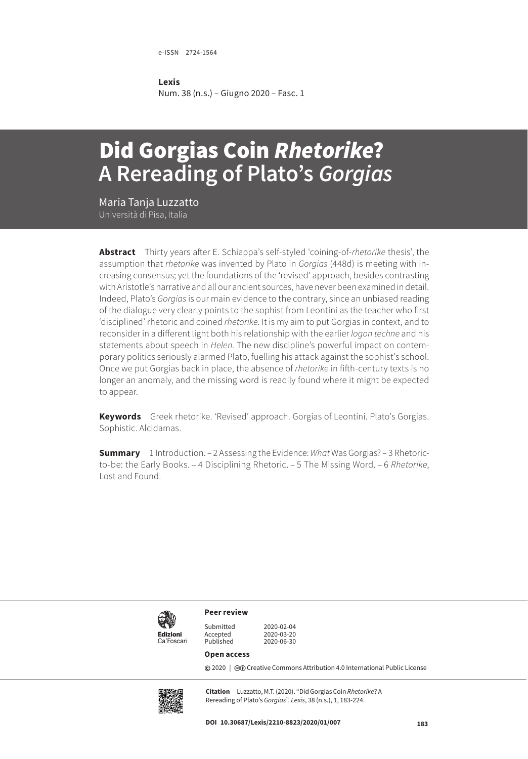e-ISSN 2724-1564

**Lexis**
Num. 38 (n.s.) – Giugno 2020 – Fasc. 1

# Did Gorgias Coin *Rhetorike*? A Rereading of Plato's *Gorgias*

Maria Tanja Luzzatto
Università di Pisa, Italia

**Abstract** Thirty years after E. Schiappa's self-styled 'coining-of-*rhetorike* thesis', the assumption that *rhetorike* was invented by Plato in *Gorgias* (448d) is meeting with increasing consensus; yet the foundations of the 'revised' approach, besides contrasting with Aristotle's narrative and all our ancient sources, have never been examined in detail. Indeed, Plato's *Gorgias* is our main evidence to the contrary, since an unbiased reading of the dialogue very clearly points to the sophist from Leontini as the teacher who first 'disciplined' rhetoric and coined *rhetorike*. It is my aim to put Gorgias in context, and to reconsider in a different light both his relationship with the earlier *logon techne* and his statements about speech in *Helen*. The new discipline's powerful impact on contemporary politics seriously alarmed Plato, fuelling his attack against the sophist's school. Once we put Gorgias back in place, the absence of *rhetorike* in fifth-century texts is no longer an anomaly, and the missing word is readily found where it might be expected to appear.

**Keywords** Greek rhetorike. 'Revised' approach. Gorgias of Leontini. Plato's Gorgias. Sophistic. Alcidamas.

**Summary** 1 Introduction. – 2 Assessing the Evidence: *What* Was Gorgias? – 3 Rhetoric-to-be: the Early Books. – 4 Disciplining Rhetoric. – 5 The Missing Word. – 6 *Rhetorike*, Lost and Found.

Edizioni Ca'Foscari

**Peer review**

| | |
|---|---|
| Submitted | 2020-02-04 |
| Accepted | 2020-03-20 |
| Published | 2020-06-30 |

**Open access**

© 2020 | Creative Commons Attribution 4.0 International Public License

**Citation** Luzzatto, M.T. (2020). "Did Gorgias Coin *Rhetorike*? A Rereading of Plato's *Gorgias*". *Lexis*, 38 (n.s.), 1, 183-224.

**DOI 10.30687/Lexis/2210-8823/2020/01/007**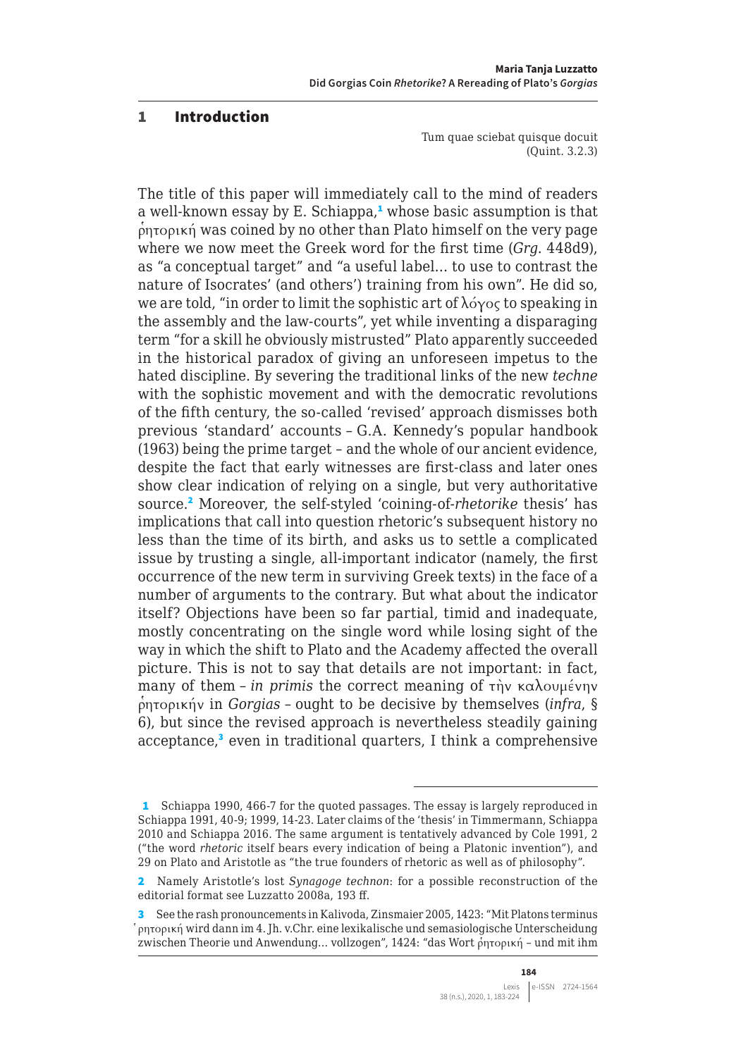## 1 Introduction

Tum quae sciebat quisque docuit
(Quint. 3.2.3)

The title of this paper will immediately call to the mind of readers a well-known essay by E. Schiappa,[1] whose basic assumption is that ῥητορική was coined by no other than Plato himself on the very page where we now meet the Greek word for the first time (*Grg*. 448d9), as "a conceptual target" and "a useful label… to use to contrast the nature of Isocrates' (and others') training from his own". He did so, we are told, "in order to limit the sophistic art of λόγος to speaking in the assembly and the law-courts", yet while inventing a disparaging term "for a skill he obviously mistrusted" Plato apparently succeeded in the historical paradox of giving an unforeseen impetus to the hated discipline. By severing the traditional links of the new *techne* with the sophistic movement and with the democratic revolutions of the fifth century, the so-called 'revised' approach dismisses both previous 'standard' accounts – G.A. Kennedy's popular handbook (1963) being the prime target – and the whole of our ancient evidence, despite the fact that early witnesses are first-class and later ones show clear indication of relying on a single, but very authoritative source.[2] Moreover, the self-styled 'coining-of-*rhetorike* thesis' has implications that call into question rhetoric's subsequent history no less than the time of its birth, and asks us to settle a complicated issue by trusting a single, all-important indicator (namely, the first occurrence of the new term in surviving Greek texts) in the face of a number of arguments to the contrary. But what about the indicator itself? Objections have been so far partial, timid and inadequate, mostly concentrating on the single word while losing sight of the way in which the shift to Plato and the Academy affected the overall picture. This is not to say that details are not important: in fact, many of them – *in primis* the correct meaning of τὴν καλουμένην ῥητορικήν in *Gorgias* – ought to be decisive by themselves (*infra*, § 6), but since the revised approach is nevertheless steadily gaining acceptance,[3] even in traditional quarters, I think a comprehensive

---

[1] Schiappa 1990, 466-7 for the quoted passages. The essay is largely reproduced in Schiappa 1991, 40-9; 1999, 14-23. Later claims of the 'thesis' in Timmermann, Schiappa 2010 and Schiappa 2016. The same argument is tentatively advanced by Cole 1991, 2 ("the word *rhetoric* itself bears every indication of being a Platonic invention"), and 29 on Plato and Aristotle as "the true founders of rhetoric as well as of philosophy".

[2] Namely Aristotle's lost *Synagoge technon*: for a possible reconstruction of the editorial format see Luzzatto 2008a, 193 ff.

[3] See the rash pronouncements in Kalivoda, Zinsmaier 2005, 1423: "Mit Platons terminus ῥητορική wird dann im 4. Jh. v.Chr. eine lexikalische und semasiologische Unterscheidung zwischen Theorie und Anwendung… vollzogen", 1424: "das Wort ῥητορική – und mit ihm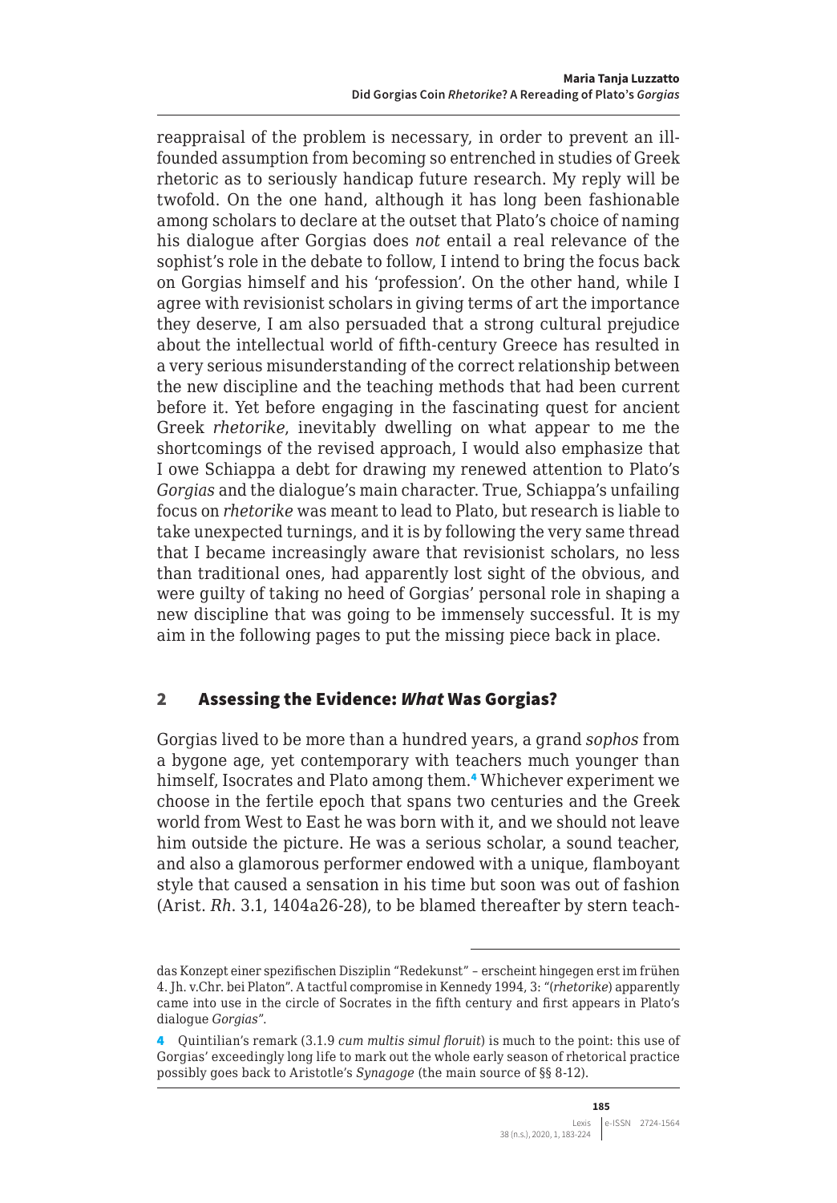reappraisal of the problem is necessary, in order to prevent an ill-founded assumption from becoming so entrenched in studies of Greek rhetoric as to seriously handicap future research. My reply will be twofold. On the one hand, although it has long been fashionable among scholars to declare at the outset that Plato's choice of naming his dialogue after Gorgias does *not* entail a real relevance of the sophist's role in the debate to follow, I intend to bring the focus back on Gorgias himself and his 'profession'. On the other hand, while I agree with revisionist scholars in giving terms of art the importance they deserve, I am also persuaded that a strong cultural prejudice about the intellectual world of fifth-century Greece has resulted in a very serious misunderstanding of the correct relationship between the new discipline and the teaching methods that had been current before it. Yet before engaging in the fascinating quest for ancient Greek *rhetorike*, inevitably dwelling on what appear to me the shortcomings of the revised approach, I would also emphasize that I owe Schiappa a debt for drawing my renewed attention to Plato's *Gorgias* and the dialogue's main character. True, Schiappa's unfailing focus on *rhetorike* was meant to lead to Plato, but research is liable to take unexpected turnings, and it is by following the very same thread that I became increasingly aware that revisionist scholars, no less than traditional ones, had apparently lost sight of the obvious, and were guilty of taking no heed of Gorgias' personal role in shaping a new discipline that was going to be immensely successful. It is my aim in the following pages to put the missing piece back in place.

## 2 Assessing the Evidence: *What* Was Gorgias?

Gorgias lived to be more than a hundred years, a grand *sophos* from a bygone age, yet contemporary with teachers much younger than himself, Isocrates and Plato among them.[4] Whichever experiment we choose in the fertile epoch that spans two centuries and the Greek world from West to East he was born with it, and we should not leave him outside the picture. He was a serious scholar, a sound teacher, and also a glamorous performer endowed with a unique, flamboyant style that caused a sensation in his time but soon was out of fashion (Arist. *Rh*. 3.1, 1404a26-28), to be blamed thereafter by stern teach-

---

das Konzept einer spezifischen Disziplin "Redekunst" – erscheint hingegen erst im frühen 4. Jh. v.Chr. bei Platon". A tactful compromise in Kennedy 1994, 3: "(*rhetorike*) apparently came into use in the circle of Socrates in the fifth century and first appears in Plato's dialogue *Gorgias*".

4 Quintilian's remark (3.1.9 *cum multis simul floruit*) is much to the point: this use of Gorgias' exceedingly long life to mark out the whole early season of rhetorical practice possibly goes back to Aristotle's *Synagoge* (the main source of §§ 8-12).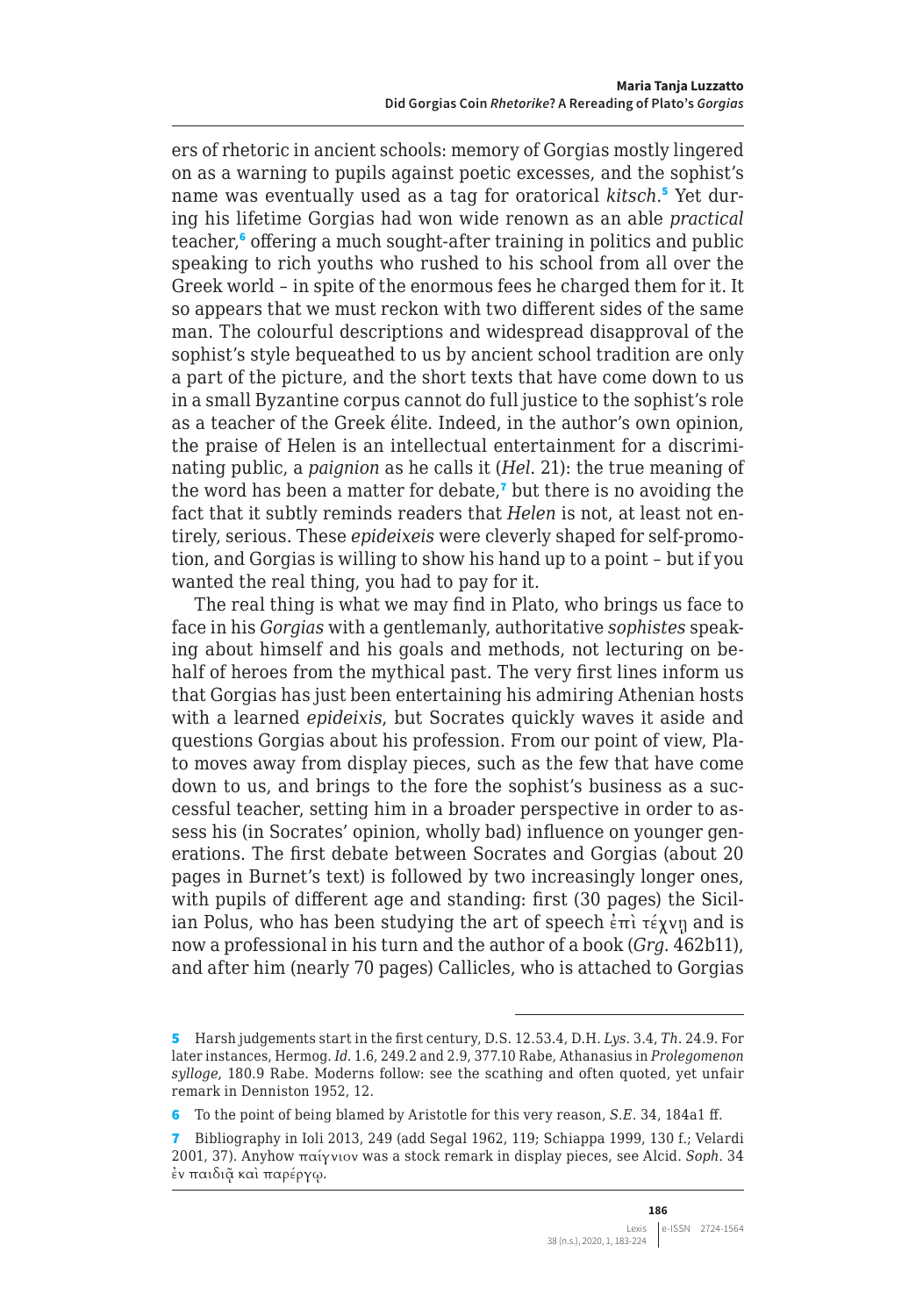ers of rhetoric in ancient schools: memory of Gorgias mostly lingered on as a warning to pupils against poetic excesses, and the sophist's name was eventually used as a tag for oratorical *kitsch*.[5] Yet during his lifetime Gorgias had won wide renown as an able *practical* teacher,[6] offering a much sought-after training in politics and public speaking to rich youths who rushed to his school from all over the Greek world – in spite of the enormous fees he charged them for it. It so appears that we must reckon with two different sides of the same man. The colourful descriptions and widespread disapproval of the sophist's style bequeathed to us by ancient school tradition are only a part of the picture, and the short texts that have come down to us in a small Byzantine corpus cannot do full justice to the sophist's role as a teacher of the Greek élite. Indeed, in the author's own opinion, the praise of Helen is an intellectual entertainment for a discriminating public, a *paignion* as he calls it (*Hel.* 21): the true meaning of the word has been a matter for debate,[7] but there is no avoiding the fact that it subtly reminds readers that *Helen* is not, at least not entirely, serious. These *epideixeis* were cleverly shaped for self-promotion, and Gorgias is willing to show his hand up to a point – but if you wanted the real thing, you had to pay for it.

The real thing is what we may find in Plato, who brings us face to face in his *Gorgias* with a gentlemanly, authoritative *sophistes* speaking about himself and his goals and methods, not lecturing on behalf of heroes from the mythical past. The very first lines inform us that Gorgias has just been entertaining his admiring Athenian hosts with a learned *epideixis*, but Socrates quickly waves it aside and questions Gorgias about his profession. From our point of view, Plato moves away from display pieces, such as the few that have come down to us, and brings to the fore the sophist's business as a successful teacher, setting him in a broader perspective in order to assess his (in Socrates' opinion, wholly bad) influence on younger generations. The first debate between Socrates and Gorgias (about 20 pages in Burnet's text) is followed by two increasingly longer ones, with pupils of different age and standing: first (30 pages) the Sicilian Polus, who has been studying the art of speech ἐπὶ τέχνῃ and is now a professional in his turn and the author of a book (*Grg.* 462b11), and after him (nearly 70 pages) Callicles, who is attached to Gorgias

---

[5] Harsh judgements start in the first century, D.S. 12.53.4, D.H. *Lys.* 3.4, *Th.* 24.9. For later instances, Hermog. *Id.* 1.6, 249.2 and 2.9, 377.10 Rabe, Athanasius in *Prolegomenon sylloge*, 180.9 Rabe. Moderns follow: see the scathing and often quoted, yet unfair remark in Denniston 1952, 12.

[6] To the point of being blamed by Aristotle for this very reason, *S.E.* 34, 184a1 ff.

[7] Bibliography in Ioli 2013, 249 (add Segal 1962, 119; Schiappa 1999, 130 f.; Velardi 2001, 37). Anyhow παίγνιον was a stock remark in display pieces, see Alcid. *Soph.* 34 ἐν παιδιᾷ καὶ παρέργῳ.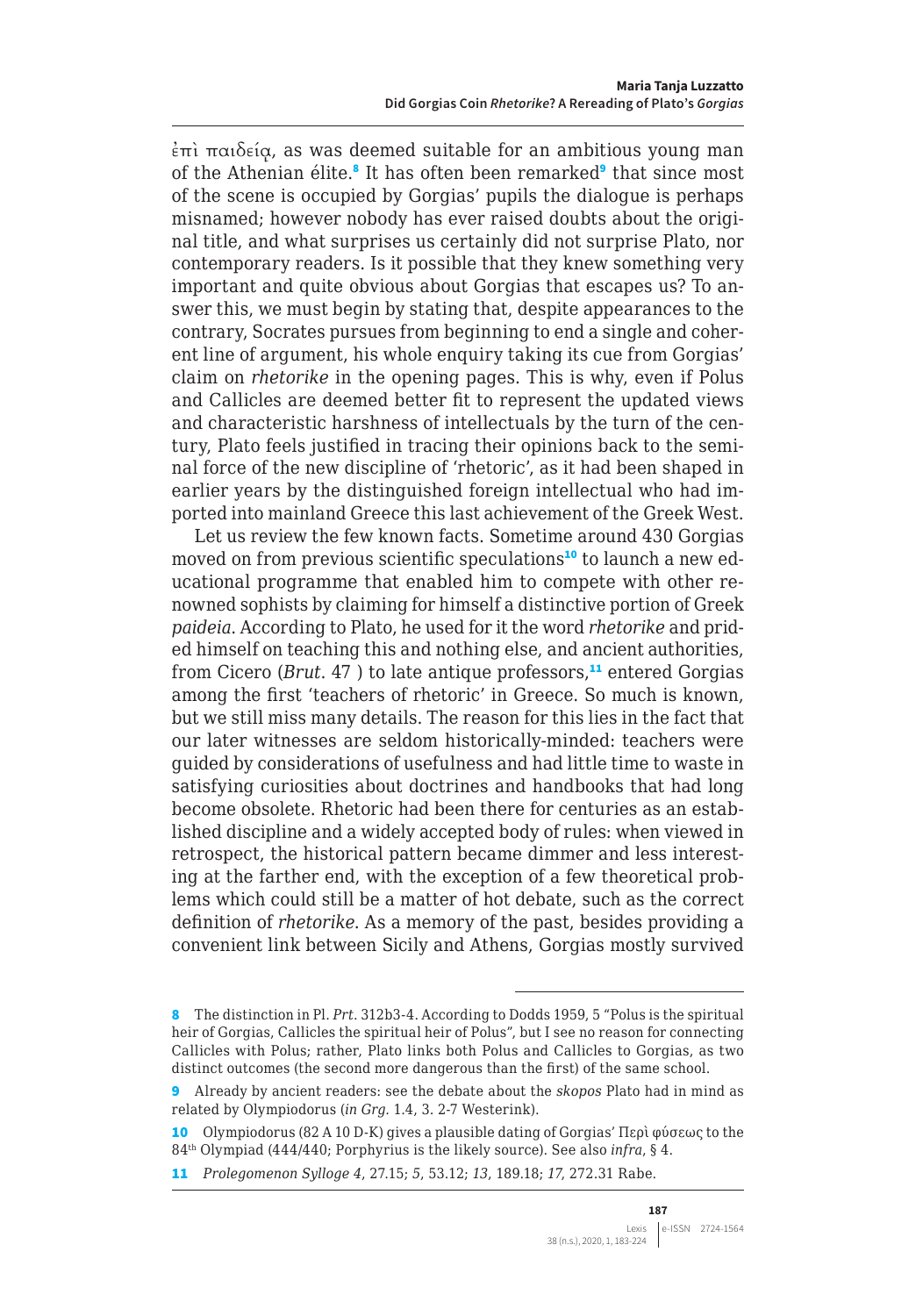ἐπὶ παιδείᾳ, as was deemed suitable for an ambitious young man of the Athenian élite.[8] It has often been remarked[9] that since most of the scene is occupied by Gorgias' pupils the dialogue is perhaps misnamed; however nobody has ever raised doubts about the original title, and what surprises us certainly did not surprise Plato, nor contemporary readers. Is it possible that they knew something very important and quite obvious about Gorgias that escapes us? To answer this, we must begin by stating that, despite appearances to the contrary, Socrates pursues from beginning to end a single and coherent line of argument, his whole enquiry taking its cue from Gorgias' claim on *rhetorike* in the opening pages. This is why, even if Polus and Callicles are deemed better fit to represent the updated views and characteristic harshness of intellectuals by the turn of the century, Plato feels justified in tracing their opinions back to the seminal force of the new discipline of 'rhetoric', as it had been shaped in earlier years by the distinguished foreign intellectual who had imported into mainland Greece this last achievement of the Greek West.

Let us review the few known facts. Sometime around 430 Gorgias moved on from previous scientific speculations[10] to launch a new educational programme that enabled him to compete with other renowned sophists by claiming for himself a distinctive portion of Greek *paideia*. According to Plato, he used for it the word *rhetorike* and prided himself on teaching this and nothing else, and ancient authorities, from Cicero (*Brut.* 47 ) to late antique professors,[11] entered Gorgias among the first 'teachers of rhetoric' in Greece. So much is known, but we still miss many details. The reason for this lies in the fact that our later witnesses are seldom historically-minded: teachers were guided by considerations of usefulness and had little time to waste in satisfying curiosities about doctrines and handbooks that had long become obsolete. Rhetoric had been there for centuries as an established discipline and a widely accepted body of rules: when viewed in retrospect, the historical pattern became dimmer and less interesting at the farther end, with the exception of a few theoretical problems which could still be a matter of hot debate, such as the correct definition of *rhetorike*. As a memory of the past, besides providing a convenient link between Sicily and Athens, Gorgias mostly survived

---

8 The distinction in Pl. *Prt.* 312b3-4. According to Dodds 1959, 5 "Polus is the spiritual heir of Gorgias, Callicles the spiritual heir of Polus", but I see no reason for connecting Callicles with Polus; rather, Plato links both Polus and Callicles to Gorgias, as two distinct outcomes (the second more dangerous than the first) of the same school.

9 Already by ancient readers: see the debate about the *skopos* Plato had in mind as related by Olympiodorus (*in Grg.* 1.4, 3. 2-7 Westerink).

10 Olympiodorus (82 A 10 D-K) gives a plausible dating of Gorgias' Περὶ φύσεως to the 84th Olympiad (444/440; Porphyrius is the likely source). See also *infra*, § 4.

11 *Prolegomenon Sylloge 4*, 27.15; *5*, 53.12; *13*, 189.18; *17*, 272.31 Rabe.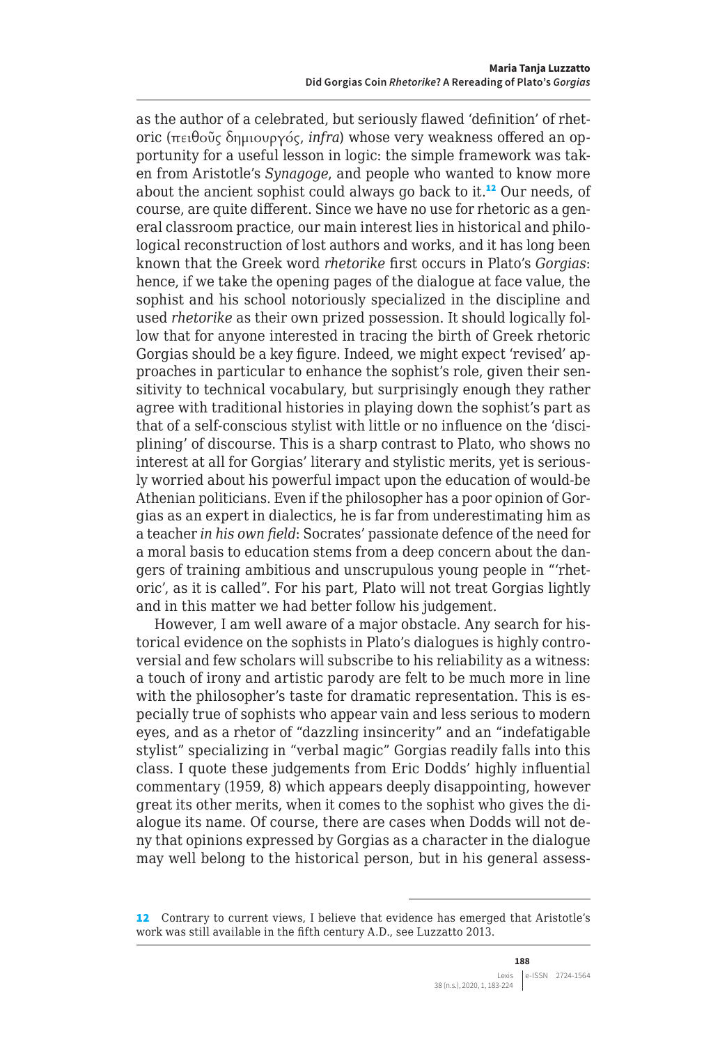as the author of a celebrated, but seriously flawed 'definition' of rhetoric (πειθοῦς δημιουργός, *infra*) whose very weakness offered an opportunity for a useful lesson in logic: the simple framework was taken from Aristotle's *Synagoge*, and people who wanted to know more about the ancient sophist could always go back to it.[12] Our needs, of course, are quite different. Since we have no use for rhetoric as a general classroom practice, our main interest lies in historical and philological reconstruction of lost authors and works, and it has long been known that the Greek word *rhetorike* first occurs in Plato's *Gorgias*: hence, if we take the opening pages of the dialogue at face value, the sophist and his school notoriously specialized in the discipline and used *rhetorike* as their own prized possession. It should logically follow that for anyone interested in tracing the birth of Greek rhetoric Gorgias should be a key figure. Indeed, we might expect 'revised' approaches in particular to enhance the sophist's role, given their sensitivity to technical vocabulary, but surprisingly enough they rather agree with traditional histories in playing down the sophist's part as that of a self-conscious stylist with little or no influence on the 'disciplining' of discourse. This is a sharp contrast to Plato, who shows no interest at all for Gorgias' literary and stylistic merits, yet is seriously worried about his powerful impact upon the education of would-be Athenian politicians. Even if the philosopher has a poor opinion of Gorgias as an expert in dialectics, he is far from underestimating him as a teacher *in his own field*: Socrates' passionate defence of the need for a moral basis to education stems from a deep concern about the dangers of training ambitious and unscrupulous young people in "'rhetoric', as it is called". For his part, Plato will not treat Gorgias lightly and in this matter we had better follow his judgement.

However, I am well aware of a major obstacle. Any search for historical evidence on the sophists in Plato's dialogues is highly controversial and few scholars will subscribe to his reliability as a witness: a touch of irony and artistic parody are felt to be much more in line with the philosopher's taste for dramatic representation. This is especially true of sophists who appear vain and less serious to modern eyes, and as a rhetor of "dazzling insincerity" and an "indefatigable stylist" specializing in "verbal magic" Gorgias readily falls into this class. I quote these judgements from Eric Dodds' highly influential commentary (1959, 8) which appears deeply disappointing, however great its other merits, when it comes to the sophist who gives the dialogue its name. Of course, there are cases when Dodds will not deny that opinions expressed by Gorgias as a character in the dialogue may well belong to the historical person, but in his general assess-

---

12 Contrary to current views, I believe that evidence has emerged that Aristotle's work was still available in the fifth century A.D., see Luzzatto 2013.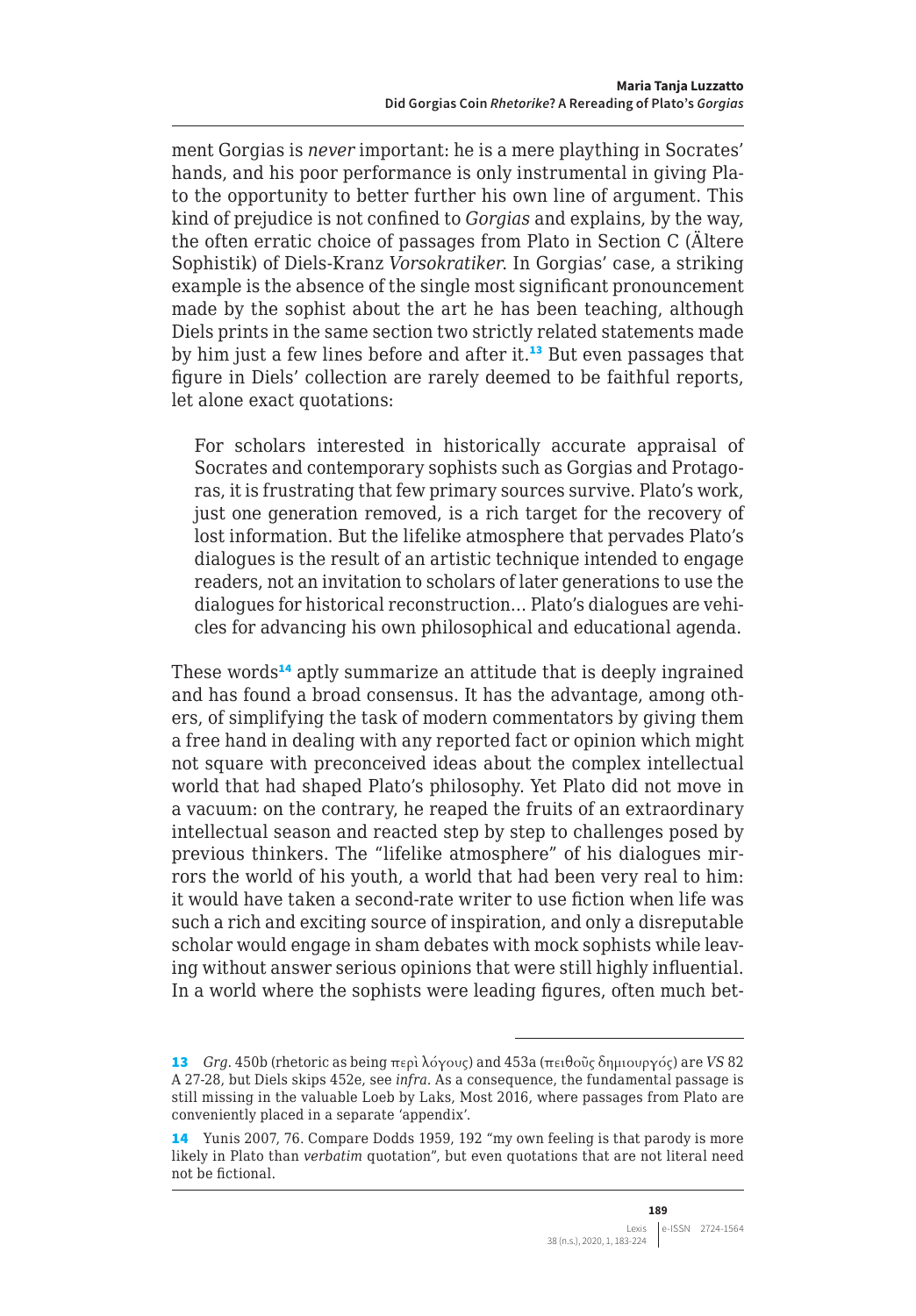ment Gorgias is *never* important: he is a mere plaything in Socrates' hands, and his poor performance is only instrumental in giving Plato the opportunity to better further his own line of argument. This kind of prejudice is not confined to *Gorgias* and explains, by the way, the often erratic choice of passages from Plato in Section C (Ältere Sophistik) of Diels-Kranz *Vorsokratiker*. In Gorgias' case, a striking example is the absence of the single most significant pronouncement made by the sophist about the art he has been teaching, although Diels prints in the same section two strictly related statements made by him just a few lines before and after it.[13] But even passages that figure in Diels' collection are rarely deemed to be faithful reports, let alone exact quotations:

> For scholars interested in historically accurate appraisal of Socrates and contemporary sophists such as Gorgias and Protagoras, it is frustrating that few primary sources survive. Plato's work, just one generation removed, is a rich target for the recovery of lost information. But the lifelike atmosphere that pervades Plato's dialogues is the result of an artistic technique intended to engage readers, not an invitation to scholars of later generations to use the dialogues for historical reconstruction… Plato's dialogues are vehicles for advancing his own philosophical and educational agenda.

These words[14] aptly summarize an attitude that is deeply ingrained and has found a broad consensus. It has the advantage, among others, of simplifying the task of modern commentators by giving them a free hand in dealing with any reported fact or opinion which might not square with preconceived ideas about the complex intellectual world that had shaped Plato's philosophy. Yet Plato did not move in a vacuum: on the contrary, he reaped the fruits of an extraordinary intellectual season and reacted step by step to challenges posed by previous thinkers. The "lifelike atmosphere" of his dialogues mirrors the world of his youth, a world that had been very real to him: it would have taken a second-rate writer to use fiction when life was such a rich and exciting source of inspiration, and only a disreputable scholar would engage in sham debates with mock sophists while leaving without answer serious opinions that were still highly influential. In a world where the sophists were leading figures, often much bet-

---

13 *Grg*. 450b (rhetoric as being περὶ λόγους) and 453a (πειθοῦς δημιουργός) are *VS* 82 A 27-28, but Diels skips 452e, see *infra*. As a consequence, the fundamental passage is still missing in the valuable Loeb by Laks, Most 2016, where passages from Plato are conveniently placed in a separate 'appendix'.

14 Yunis 2007, 76. Compare Dodds 1959, 192 "my own feeling is that parody is more likely in Plato than *verbatim* quotation", but even quotations that are not literal need not be fictional.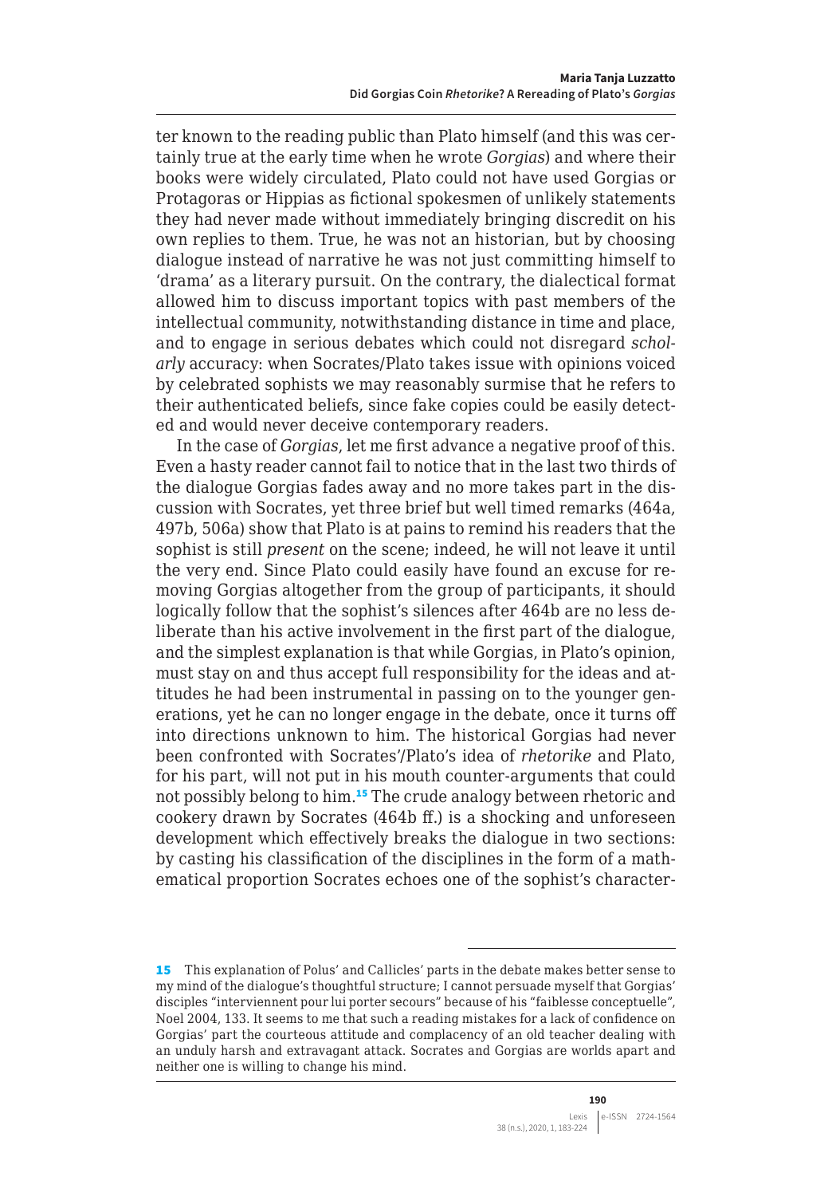ter known to the reading public than Plato himself (and this was certainly true at the early time when he wrote *Gorgias*) and where their books were widely circulated, Plato could not have used Gorgias or Protagoras or Hippias as fictional spokesmen of unlikely statements they had never made without immediately bringing discredit on his own replies to them. True, he was not an historian, but by choosing dialogue instead of narrative he was not just committing himself to 'drama' as a literary pursuit. On the contrary, the dialectical format allowed him to discuss important topics with past members of the intellectual community, notwithstanding distance in time and place, and to engage in serious debates which could not disregard *scholarly* accuracy: when Socrates/Plato takes issue with opinions voiced by celebrated sophists we may reasonably surmise that he refers to their authenticated beliefs, since fake copies could be easily detected and would never deceive contemporary readers.

In the case of *Gorgias*, let me first advance a negative proof of this. Even a hasty reader cannot fail to notice that in the last two thirds of the dialogue Gorgias fades away and no more takes part in the discussion with Socrates, yet three brief but well timed remarks (464a, 497b, 506a) show that Plato is at pains to remind his readers that the sophist is still *present* on the scene; indeed, he will not leave it until the very end. Since Plato could easily have found an excuse for removing Gorgias altogether from the group of participants, it should logically follow that the sophist's silences after 464b are no less deliberate than his active involvement in the first part of the dialogue, and the simplest explanation is that while Gorgias, in Plato's opinion, must stay on and thus accept full responsibility for the ideas and attitudes he had been instrumental in passing on to the younger generations, yet he can no longer engage in the debate, once it turns off into directions unknown to him. The historical Gorgias had never been confronted with Socrates'/Plato's idea of *rhetorike* and Plato, for his part, will not put in his mouth counter-arguments that could not possibly belong to him.[15] The crude analogy between rhetoric and cookery drawn by Socrates (464b ff.) is a shocking and unforeseen development which effectively breaks the dialogue in two sections: by casting his classification of the disciplines in the form of a mathematical proportion Socrates echoes one of the sophist's character-

---

15 This explanation of Polus' and Callicles' parts in the debate makes better sense to my mind of the dialogue's thoughtful structure; I cannot persuade myself that Gorgias' disciples "interviennent pour lui porter secours" because of his "faiblesse conceptuelle", Noel 2004, 133. It seems to me that such a reading mistakes for a lack of confidence on Gorgias' part the courteous attitude and complacency of an old teacher dealing with an unduly harsh and extravagant attack. Socrates and Gorgias are worlds apart and neither one is willing to change his mind.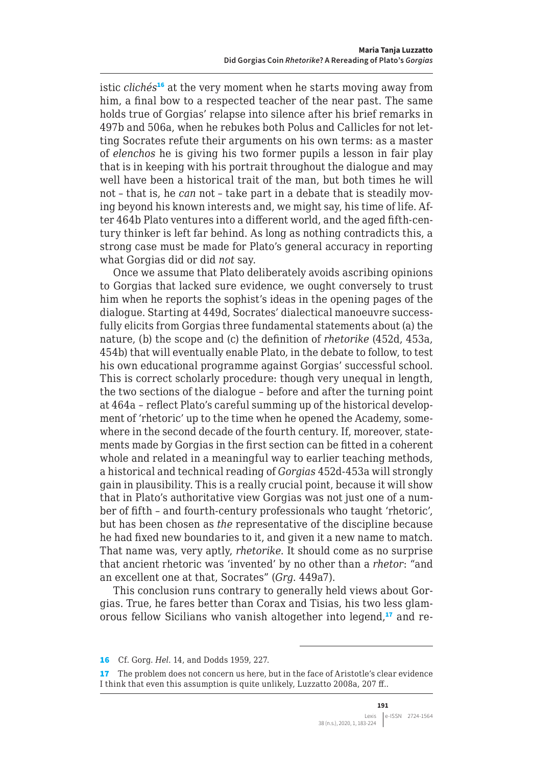istic *clichés*[16] at the very moment when he starts moving away from him, a final bow to a respected teacher of the near past. The same holds true of Gorgias' relapse into silence after his brief remarks in 497b and 506a, when he rebukes both Polus and Callicles for not letting Socrates refute their arguments on his own terms: as a master of *elenchos* he is giving his two former pupils a lesson in fair play that is in keeping with his portrait throughout the dialogue and may well have been a historical trait of the man, but both times he will not – that is, he *can* not – take part in a debate that is steadily moving beyond his known interests and, we might say, his time of life. After 464b Plato ventures into a different world, and the aged fifth-century thinker is left far behind. As long as nothing contradicts this, a strong case must be made for Plato's general accuracy in reporting what Gorgias did or did *not* say.

Once we assume that Plato deliberately avoids ascribing opinions to Gorgias that lacked sure evidence, we ought conversely to trust him when he reports the sophist's ideas in the opening pages of the dialogue. Starting at 449d, Socrates' dialectical manoeuvre successfully elicits from Gorgias three fundamental statements about (a) the nature, (b) the scope and (c) the definition of *rhetorike* (452d, 453a, 454b) that will eventually enable Plato, in the debate to follow, to test his own educational programme against Gorgias' successful school. This is correct scholarly procedure: though very unequal in length, the two sections of the dialogue – before and after the turning point at 464a – reflect Plato's careful summing up of the historical development of 'rhetoric' up to the time when he opened the Academy, somewhere in the second decade of the fourth century. If, moreover, statements made by Gorgias in the first section can be fitted in a coherent whole and related in a meaningful way to earlier teaching methods, a historical and technical reading of *Gorgias* 452d-453a will strongly gain in plausibility. This is a really crucial point, because it will show that in Plato's authoritative view Gorgias was not just one of a number of fifth – and fourth-century professionals who taught 'rhetoric', but has been chosen as *the* representative of the discipline because he had fixed new boundaries to it, and given it a new name to match. That name was, very aptly, *rhetorike*. It should come as no surprise that ancient rhetoric was 'invented' by no other than a *rhetor*: "and an excellent one at that, Socrates" (*Grg.* 449a7).

This conclusion runs contrary to generally held views about Gorgias. True, he fares better than Corax and Tisias, his two less glamorous fellow Sicilians who vanish altogether into legend,[17] and re-

---

16 Cf. Gorg. *Hel.* 14, and Dodds 1959, 227.

17 The problem does not concern us here, but in the face of Aristotle's clear evidence I think that even this assumption is quite unlikely, Luzzatto 2008a, 207 ff..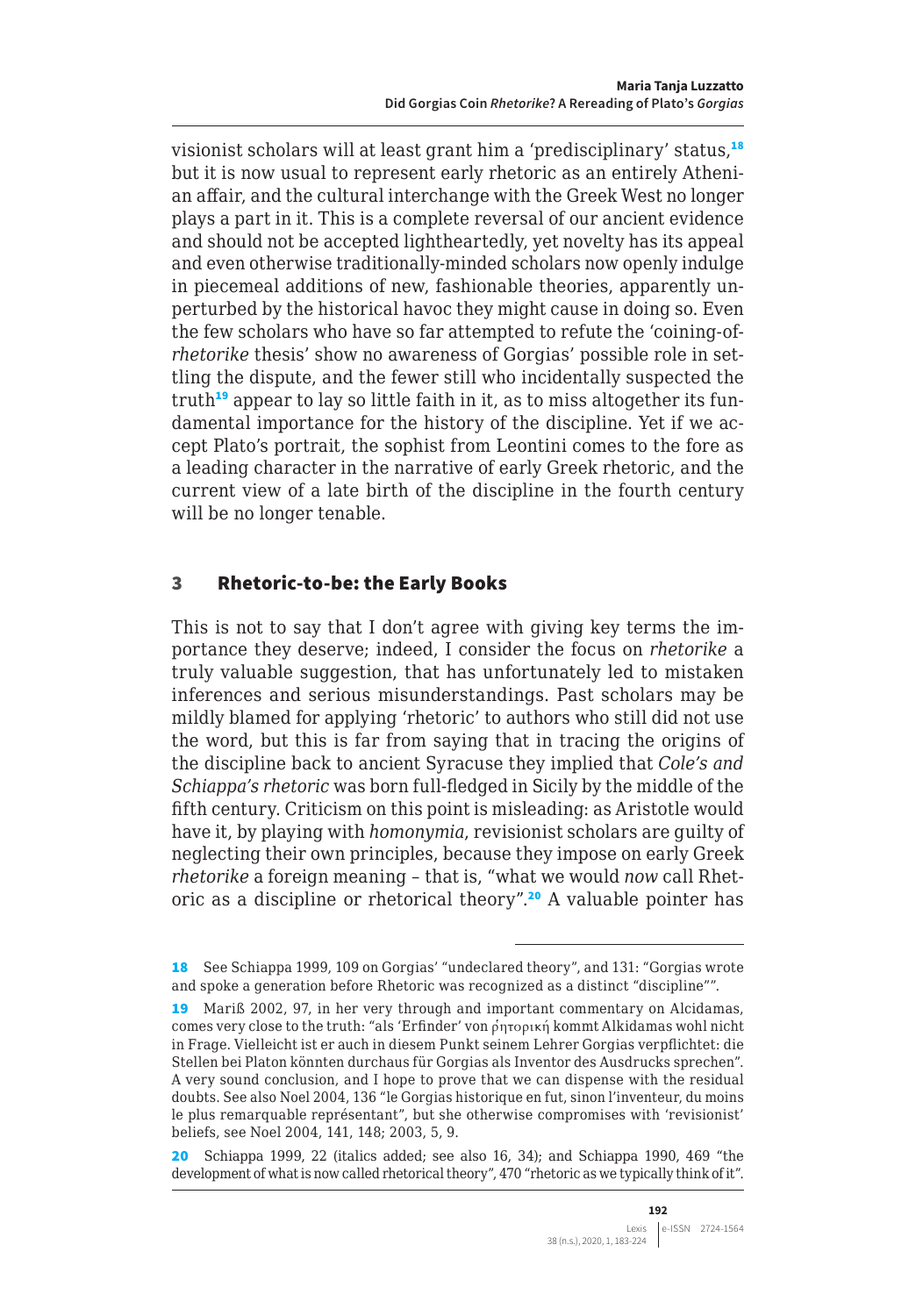visionist scholars will at least grant him a 'predisciplinary' status,[18] but it is now usual to represent early rhetoric as an entirely Athenian affair, and the cultural interchange with the Greek West no longer plays a part in it. This is a complete reversal of our ancient evidence and should not be accepted lightheartedly, yet novelty has its appeal and even otherwise traditionally-minded scholars now openly indulge in piecemeal additions of new, fashionable theories, apparently unperturbed by the historical havoc they might cause in doing so. Even the few scholars who have so far attempted to refute the 'coining-of-*rhetorike* thesis' show no awareness of Gorgias' possible role in settling the dispute, and the fewer still who incidentally suspected the truth[19] appear to lay so little faith in it, as to miss altogether its fundamental importance for the history of the discipline. Yet if we accept Plato's portrait, the sophist from Leontini comes to the fore as a leading character in the narrative of early Greek rhetoric, and the current view of a late birth of the discipline in the fourth century will be no longer tenable.

## 3 Rhetoric-to-be: the Early Books

This is not to say that I don't agree with giving key terms the importance they deserve; indeed, I consider the focus on *rhetorike* a truly valuable suggestion, that has unfortunately led to mistaken inferences and serious misunderstandings. Past scholars may be mildly blamed for applying 'rhetoric' to authors who still did not use the word, but this is far from saying that in tracing the origins of the discipline back to ancient Syracuse they implied that *Cole's and Schiappa's rhetoric* was born full-fledged in Sicily by the middle of the fifth century. Criticism on this point is misleading: as Aristotle would have it, by playing with *homonymia*, revisionist scholars are guilty of neglecting their own principles, because they impose on early Greek *rhetorike* a foreign meaning – that is, "what we would *now* call Rhetoric as a discipline or rhetorical theory".[20] A valuable pointer has

---

18 See Schiappa 1999, 109 on Gorgias' "undeclared theory", and 131: "Gorgias wrote and spoke a generation before Rhetoric was recognized as a distinct "discipline"".

19 Mariß 2002, 97, in her very through and important commentary on Alcidamas, comes very close to the truth: "als 'Erfinder' von ῥητορική kommt Alkidamas wohl nicht in Frage. Vielleicht ist er auch in diesem Punkt seinem Lehrer Gorgias verpflichtet: die Stellen bei Platon könnten durchaus für Gorgias als Inventor des Ausdrucks sprechen". A very sound conclusion, and I hope to prove that we can dispense with the residual doubts. See also Noel 2004, 136 "le Gorgias historique en fut, sinon l'inventeur, du moins le plus remarquable représentant", but she otherwise compromises with 'revisionist' beliefs, see Noel 2004, 141, 148; 2003, 5, 9.

20 Schiappa 1999, 22 (italics added; see also 16, 34); and Schiappa 1990, 469 "the development of what is now called rhetorical theory", 470 "rhetoric as we typically think of it".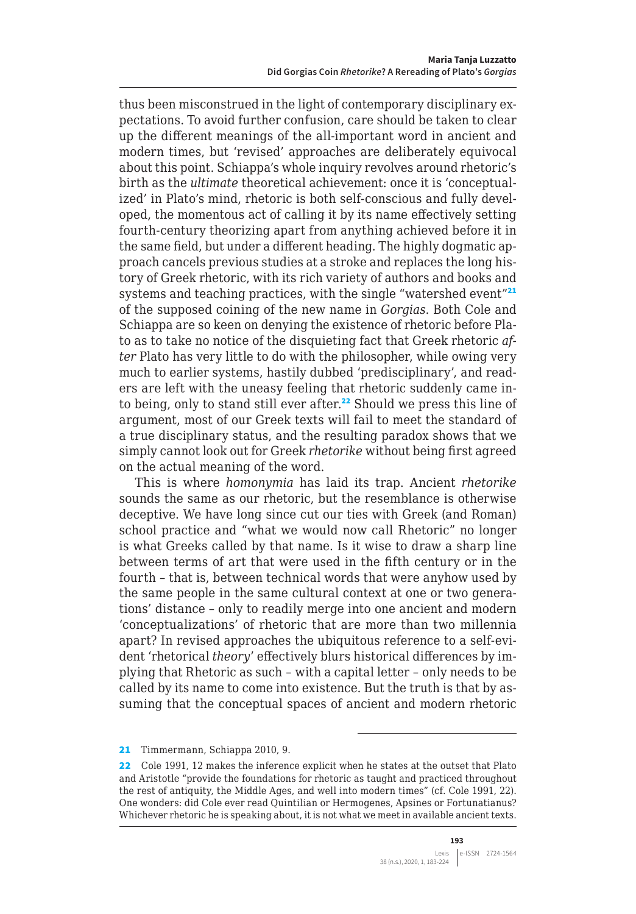thus been misconstrued in the light of contemporary disciplinary expectations. To avoid further confusion, care should be taken to clear up the different meanings of the all-important word in ancient and modern times, but 'revised' approaches are deliberately equivocal about this point. Schiappa's whole inquiry revolves around rhetoric's birth as the *ultimate* theoretical achievement: once it is 'conceptualized' in Plato's mind, rhetoric is both self-conscious and fully developed, the momentous act of calling it by its name effectively setting fourth-century theorizing apart from anything achieved before it in the same field, but under a different heading. The highly dogmatic approach cancels previous studies at a stroke and replaces the long history of Greek rhetoric, with its rich variety of authors and books and systems and teaching practices, with the single "watershed event"[21] of the supposed coining of the new name in *Gorgias*. Both Cole and Schiappa are so keen on denying the existence of rhetoric before Plato as to take no notice of the disquieting fact that Greek rhetoric *after* Plato has very little to do with the philosopher, while owing very much to earlier systems, hastily dubbed 'predisciplinary', and readers are left with the uneasy feeling that rhetoric suddenly came into being, only to stand still ever after.[22] Should we press this line of argument, most of our Greek texts will fail to meet the standard of a true disciplinary status, and the resulting paradox shows that we simply cannot look out for Greek *rhetorike* without being first agreed on the actual meaning of the word.

This is where *homonymia* has laid its trap. Ancient *rhetorike* sounds the same as our rhetoric, but the resemblance is otherwise deceptive. We have long since cut our ties with Greek (and Roman) school practice and "what we would now call Rhetoric" no longer is what Greeks called by that name. Is it wise to draw a sharp line between terms of art that were used in the fifth century or in the fourth – that is, between technical words that were anyhow used by the same people in the same cultural context at one or two generations' distance – only to readily merge into one ancient and modern 'conceptualizations' of rhetoric that are more than two millennia apart? In revised approaches the ubiquitous reference to a self-evident 'rhetorical *theory*' effectively blurs historical differences by implying that Rhetoric as such – with a capital letter – only needs to be called by its name to come into existence. But the truth is that by assuming that the conceptual spaces of ancient and modern rhetoric

---

21 Timmermann, Schiappa 2010, 9.

22 Cole 1991, 12 makes the inference explicit when he states at the outset that Plato and Aristotle "provide the foundations for rhetoric as taught and practiced throughout the rest of antiquity, the Middle Ages, and well into modern times" (cf. Cole 1991, 22). One wonders: did Cole ever read Quintilian or Hermogenes, Apsines or Fortunatianus? Whichever rhetoric he is speaking about, it is not what we meet in available ancient texts.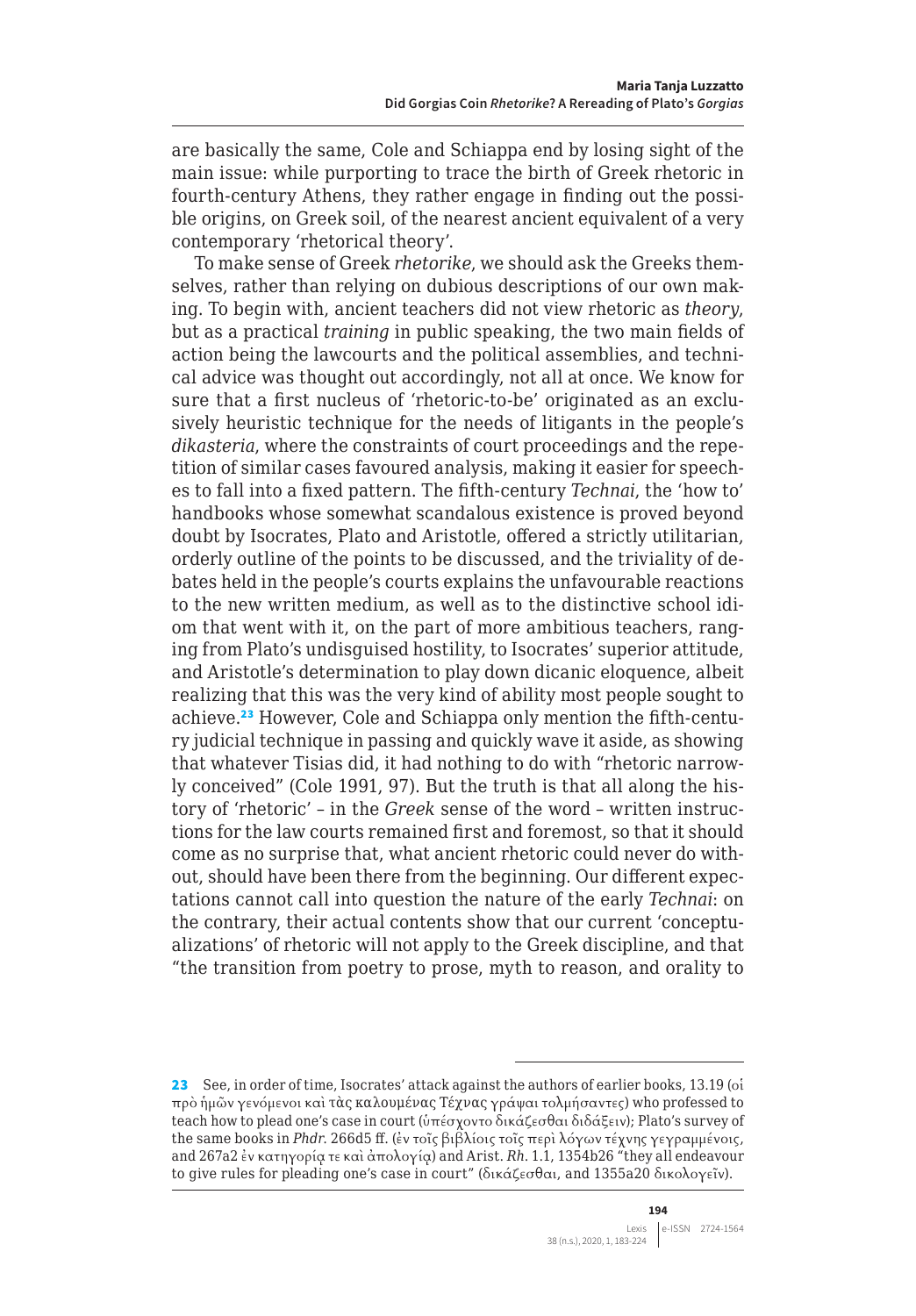are basically the same, Cole and Schiappa end by losing sight of the main issue: while purporting to trace the birth of Greek rhetoric in fourth-century Athens, they rather engage in finding out the possible origins, on Greek soil, of the nearest ancient equivalent of a very contemporary 'rhetorical theory'.

To make sense of Greek *rhetorike*, we should ask the Greeks themselves, rather than relying on dubious descriptions of our own making. To begin with, ancient teachers did not view rhetoric as *theory*, but as a practical *training* in public speaking, the two main fields of action being the lawcourts and the political assemblies, and technical advice was thought out accordingly, not all at once. We know for sure that a first nucleus of 'rhetoric-to-be' originated as an exclusively heuristic technique for the needs of litigants in the people's *dikasteria*, where the constraints of court proceedings and the repetition of similar cases favoured analysis, making it easier for speeches to fall into a fixed pattern. The fifth-century *Technai*, the 'how to' handbooks whose somewhat scandalous existence is proved beyond doubt by Isocrates, Plato and Aristotle, offered a strictly utilitarian, orderly outline of the points to be discussed, and the triviality of debates held in the people's courts explains the unfavourable reactions to the new written medium, as well as to the distinctive school idiom that went with it, on the part of more ambitious teachers, ranging from Plato's undisguised hostility, to Isocrates' superior attitude, and Aristotle's determination to play down dicanic eloquence, albeit realizing that this was the very kind of ability most people sought to achieve.[23] However, Cole and Schiappa only mention the fifth-century judicial technique in passing and quickly wave it aside, as showing that whatever Tisias did, it had nothing to do with "rhetoric narrowly conceived" (Cole 1991, 97). But the truth is that all along the history of 'rhetoric' – in the *Greek* sense of the word – written instructions for the law courts remained first and foremost, so that it should come as no surprise that, what ancient rhetoric could never do without, should have been there from the beginning. Our different expectations cannot call into question the nature of the early *Technai*: on the contrary, their actual contents show that our current 'conceptualizations' of rhetoric will not apply to the Greek discipline, and that "the transition from poetry to prose, myth to reason, and orality to

---

23 See, in order of time, Isocrates' attack against the authors of earlier books, 13.19 (οἱ πρὸ ἡμῶν γενόμενοι καὶ τὰς καλουμένας Τέχνας γράψαι τολμήσαντες) who professed to teach how to plead one's case in court (ὑπέσχοντο δικάζεσθαι διδάξειν); Plato's survey of the same books in *Phdr.* 266d5 ff. (ἐν τοῖς βιβλίοις τοῖς περὶ λόγων τέχνης γεγραμμένοις, and 267a2 ἐν κατηγορίᾳ τε καὶ ἀπολογίᾳ) and Arist. *Rh.* 1.1, 1354b26 "they all endeavour to give rules for pleading one's case in court" (δικάζεσθαι, and 1355a20 δικολογεῖν).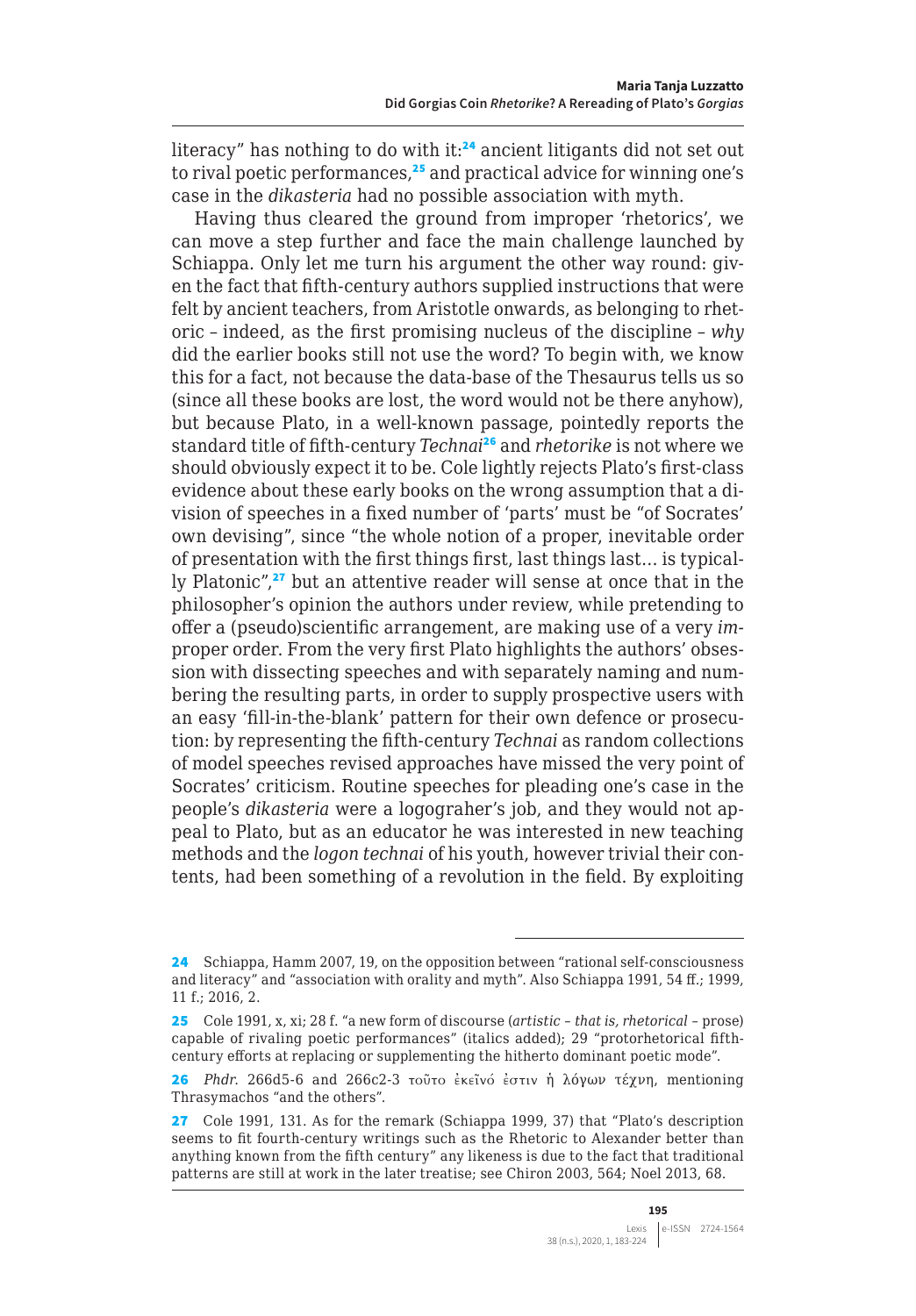literacy" has nothing to do with it:[24] ancient litigants did not set out to rival poetic performances,[25] and practical advice for winning one's case in the *dikasteria* had no possible association with myth.

Having thus cleared the ground from improper 'rhetorics', we can move a step further and face the main challenge launched by Schiappa. Only let me turn his argument the other way round: given the fact that fifth-century authors supplied instructions that were felt by ancient teachers, from Aristotle onwards, as belonging to rhetoric – indeed, as the first promising nucleus of the discipline – *why* did the earlier books still not use the word? To begin with, we know this for a fact, not because the data-base of the Thesaurus tells us so (since all these books are lost, the word would not be there anyhow), but because Plato, in a well-known passage, pointedly reports the standard title of fifth-century *Technai*[26] and *rhetorike* is not where we should obviously expect it to be. Cole lightly rejects Plato's first-class evidence about these early books on the wrong assumption that a division of speeches in a fixed number of 'parts' must be "of Socrates' own devising", since "the whole notion of a proper, inevitable order of presentation with the first things first, last things last… is typically Platonic",[27] but an attentive reader will sense at once that in the philosopher's opinion the authors under review, while pretending to offer a (pseudo)scientific arrangement, are making use of a very *im*proper order. From the very first Plato highlights the authors' obsession with dissecting speeches and with separately naming and numbering the resulting parts, in order to supply prospective users with an easy 'fill-in-the-blank' pattern for their own defence or prosecution: by representing the fifth-century *Technai* as random collections of model speeches revised approaches have missed the very point of Socrates' criticism. Routine speeches for pleading one's case in the people's *dikasteria* were a logograher's job, and they would not appeal to Plato, but as an educator he was interested in new teaching methods and the *logon technai* of his youth, however trivial their contents, had been something of a revolution in the field. By exploiting

---

24 Schiappa, Hamm 2007, 19, on the opposition between "rational self-consciousness and literacy" and "association with orality and myth". Also Schiappa 1991, 54 ff.; 1999, 11 f.; 2016, 2.

25 Cole 1991, x, xi; 28 f. "a new form of discourse (*artistic – that is, rhetorical* – prose) capable of rivaling poetic performances" (italics added); 29 "protorhetorical fifth-century efforts at replacing or supplementing the hitherto dominant poetic mode".

26 *Phdr.* 266d5-6 and 266c2-3 τοῦτο ἐκεῖνό ἐστιν ἡ λόγων τέχνη, mentioning Thrasymachos "and the others".

27 Cole 1991, 131. As for the remark (Schiappa 1999, 37) that "Plato's description seems to fit fourth-century writings such as the Rhetoric to Alexander better than anything known from the fifth century" any likeness is due to the fact that traditional patterns are still at work in the later treatise; see Chiron 2003, 564; Noel 2013, 68.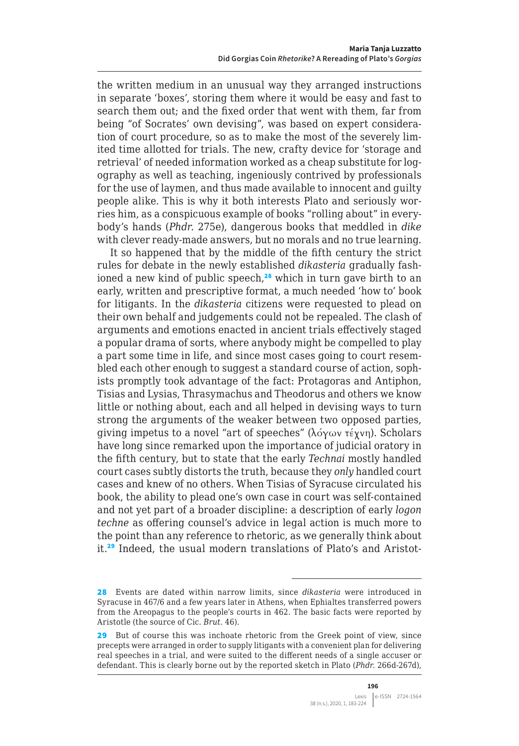the written medium in an unusual way they arranged instructions in separate 'boxes', storing them where it would be easy and fast to search them out; and the fixed order that went with them, far from being "of Socrates' own devising", was based on expert consideration of court procedure, so as to make the most of the severely limited time allotted for trials. The new, crafty device for 'storage and retrieval' of needed information worked as a cheap substitute for logography as well as teaching, ingeniously contrived by professionals for the use of laymen, and thus made available to innocent and guilty people alike. This is why it both interests Plato and seriously worries him, as a conspicuous example of books "rolling about" in everybody's hands (*Phdr.* 275e), dangerous books that meddled in *dike* with clever ready-made answers, but no morals and no true learning.

It so happened that by the middle of the fifth century the strict rules for debate in the newly established *dikasteria* gradually fashioned a new kind of public speech,[28] which in turn gave birth to an early, written and prescriptive format, a much needed 'how to' book for litigants. In the *dikasteria* citizens were requested to plead on their own behalf and judgements could not be repealed. The clash of arguments and emotions enacted in ancient trials effectively staged a popular drama of sorts, where anybody might be compelled to play a part some time in life, and since most cases going to court resembled each other enough to suggest a standard course of action, sophists promptly took advantage of the fact: Protagoras and Antiphon, Tisias and Lysias, Thrasymachus and Theodorus and others we know little or nothing about, each and all helped in devising ways to turn strong the arguments of the weaker between two opposed parties, giving impetus to a novel "art of speeches" (λόγων τέχνη). Scholars have long since remarked upon the importance of judicial oratory in the fifth century, but to state that the early *Technai* mostly handled court cases subtly distorts the truth, because they *only* handled court cases and knew of no others. When Tisias of Syracuse circulated his book, the ability to plead one's own case in court was self-contained and not yet part of a broader discipline: a description of early *logon techne* as offering counsel's advice in legal action is much more to the point than any reference to rhetoric, as we generally think about it.[29] Indeed, the usual modern translations of Plato's and Aristot-

---

[28] Events are dated within narrow limits, since *dikasteria* were introduced in Syracuse in 467/6 and a few years later in Athens, when Ephialtes transferred powers from the Areopagus to the people's courts in 462. The basic facts were reported by Aristotle (the source of Cic. *Brut.* 46).

[29] But of course this was inchoate rhetoric from the Greek point of view, since precepts were arranged in order to supply litigants with a convenient plan for delivering real speeches in a trial, and were suited to the different needs of a single accuser or defendant. This is clearly borne out by the reported sketch in Plato (*Phdr.* 266d-267d),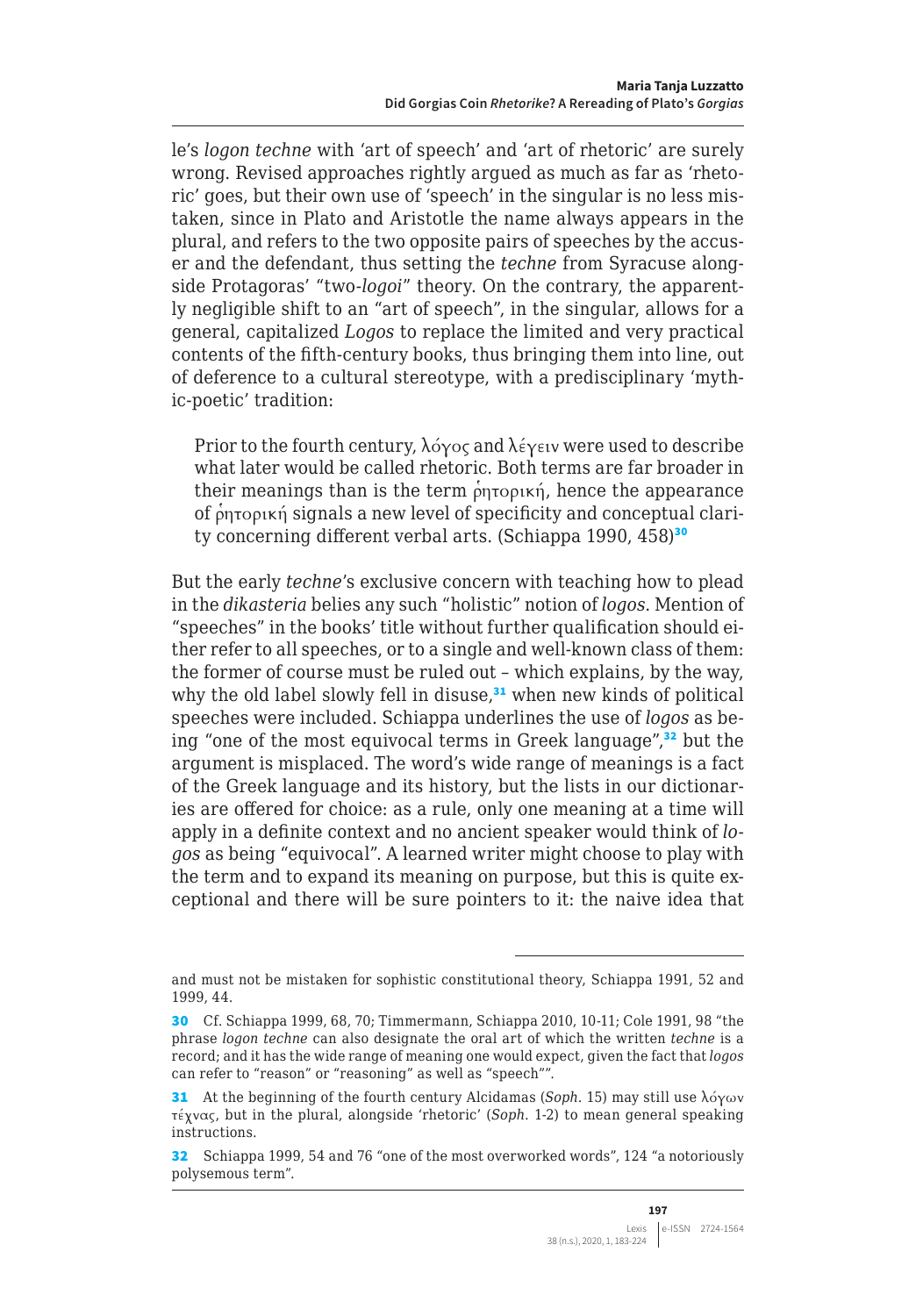le's *logon techne* with 'art of speech' and 'art of rhetoric' are surely wrong. Revised approaches rightly argued as much as far as 'rhetoric' goes, but their own use of 'speech' in the singular is no less mistaken, since in Plato and Aristotle the name always appears in the plural, and refers to the two opposite pairs of speeches by the accuser and the defendant, thus setting the *techne* from Syracuse alongside Protagoras' "two-*logoi*" theory. On the contrary, the apparently negligible shift to an "art of speech", in the singular, allows for a general, capitalized *Logos* to replace the limited and very practical contents of the fifth-century books, thus bringing them into line, out of deference to a cultural stereotype, with a predisciplinary 'mythic-poetic' tradition:

> Prior to the fourth century, λόγος and λέγειν were used to describe what later would be called rhetoric. Both terms are far broader in their meanings than is the term ῥητορική, hence the appearance of ῥητορική signals a new level of specificity and conceptual clarity concerning different verbal arts. (Schiappa 1990, 458)[30]

But the early *techne*'s exclusive concern with teaching how to plead in the *dikasteria* belies any such "holistic" notion of *logos*. Mention of "speeches" in the books' title without further qualification should either refer to all speeches, or to a single and well-known class of them: the former of course must be ruled out – which explains, by the way, why the old label slowly fell in disuse,[31] when new kinds of political speeches were included. Schiappa underlines the use of *logos* as being "one of the most equivocal terms in Greek language",[32] but the argument is misplaced. The word's wide range of meanings is a fact of the Greek language and its history, but the lists in our dictionaries are offered for choice: as a rule, only one meaning at a time will apply in a definite context and no ancient speaker would think of *logos* as being "equivocal". A learned writer might choose to play with the term and to expand its meaning on purpose, but this is quite exceptional and there will be sure pointers to it: the naive idea that

---

and must not be mistaken for sophistic constitutional theory, Schiappa 1991, 52 and 1999, 44.

30 Cf. Schiappa 1999, 68, 70; Timmermann, Schiappa 2010, 10-11; Cole 1991, 98 "the phrase *logon techne* can also designate the oral art of which the written *techne* is a record; and it has the wide range of meaning one would expect, given the fact that *logos* can refer to "reason" or "reasoning" as well as "speech"".

31 At the beginning of the fourth century Alcidamas (*Soph.* 15) may still use λόγων τέχνας, but in the plural, alongside 'rhetoric' (*Soph.* 1-2) to mean general speaking instructions.

32 Schiappa 1999, 54 and 76 "one of the most overworked words", 124 "a notoriously polysemous term".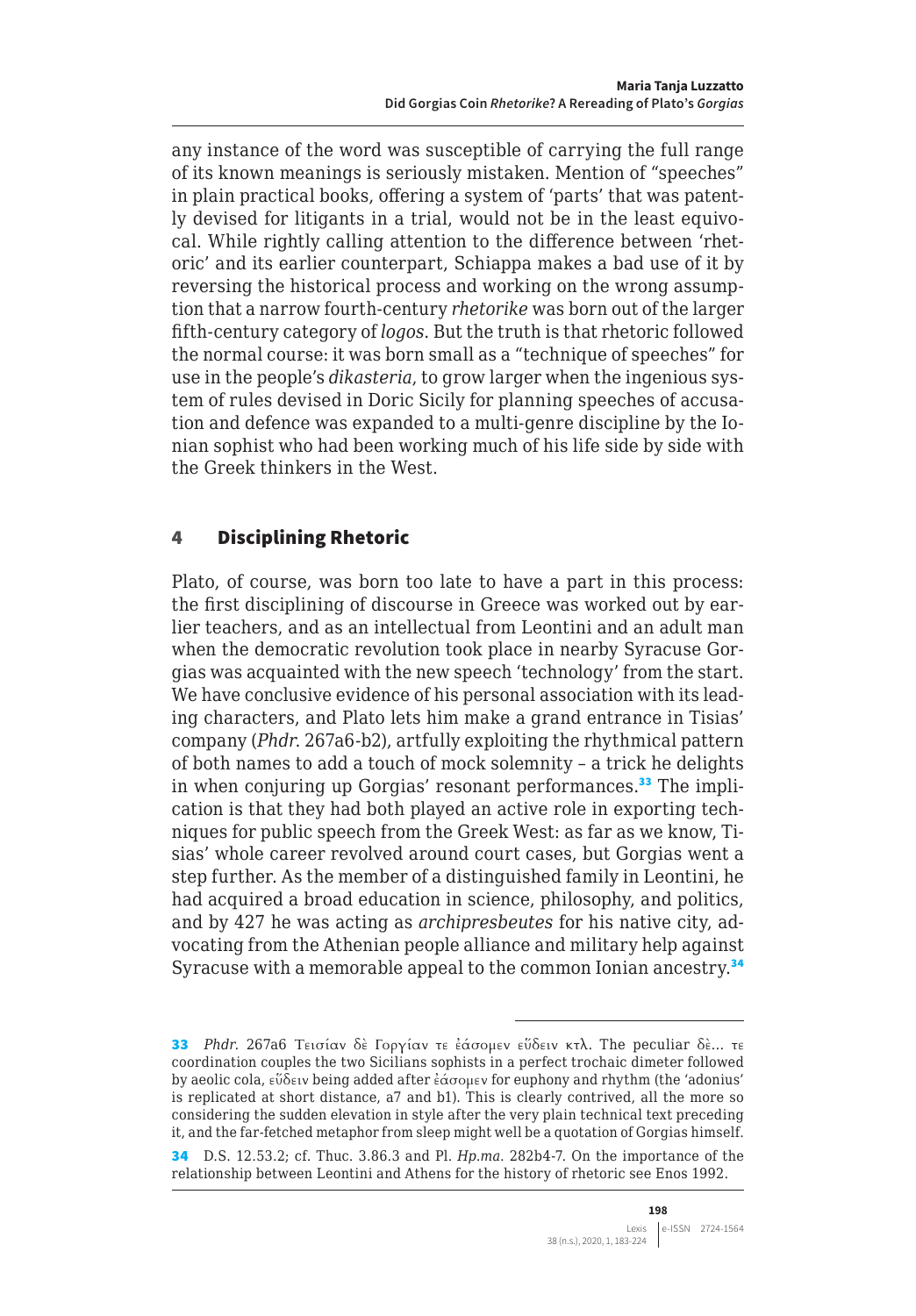any instance of the word was susceptible of carrying the full range of its known meanings is seriously mistaken. Mention of "speeches" in plain practical books, offering a system of 'parts' that was patently devised for litigants in a trial, would not be in the least equivocal. While rightly calling attention to the difference between 'rhetoric' and its earlier counterpart, Schiappa makes a bad use of it by reversing the historical process and working on the wrong assumption that a narrow fourth-century *rhetorike* was born out of the larger fifth-century category of *logos*. But the truth is that rhetoric followed the normal course: it was born small as a "technique of speeches" for use in the people's *dikasteria*, to grow larger when the ingenious system of rules devised in Doric Sicily for planning speeches of accusation and defence was expanded to a multi-genre discipline by the Ionian sophist who had been working much of his life side by side with the Greek thinkers in the West.

## 4 Disciplining Rhetoric

Plato, of course, was born too late to have a part in this process: the first disciplining of discourse in Greece was worked out by earlier teachers, and as an intellectual from Leontini and an adult man when the democratic revolution took place in nearby Syracuse Gorgias was acquainted with the new speech 'technology' from the start. We have conclusive evidence of his personal association with its leading characters, and Plato lets him make a grand entrance in Tisias' company (*Phdr.* 267a6-b2), artfully exploiting the rhythmical pattern of both names to add a touch of mock solemnity – a trick he delights in when conjuring up Gorgias' resonant performances.[33] The implication is that they had both played an active role in exporting techniques for public speech from the Greek West: as far as we know, Tisias' whole career revolved around court cases, but Gorgias went a step further. As the member of a distinguished family in Leontini, he had acquired a broad education in science, philosophy, and politics, and by 427 he was acting as *archipresbeutes* for his native city, advocating from the Athenian people alliance and military help against Syracuse with a memorable appeal to the common Ionian ancestry.[34]

---

[33] *Phdr.* 267a6 Τεισίαν δὲ Γοργίαν τε ἐάσομεν εὕδειν κτλ. The peculiar δὲ... τε coordination couples the two Sicilians sophists in a perfect trochaic dimeter followed by aeolic cola, εὕδειν being added after ἐάσομεν for euphony and rhythm (the 'adonius' is replicated at short distance, a7 and b1). This is clearly contrived, all the more so considering the sudden elevation in style after the very plain technical text preceding it, and the far-fetched metaphor from sleep might well be a quotation of Gorgias himself.

[34] D.S. 12.53.2; cf. Thuc. 3.86.3 and Pl. *Hp.ma.* 282b4-7. On the importance of the relationship between Leontini and Athens for the history of rhetoric see Enos 1992.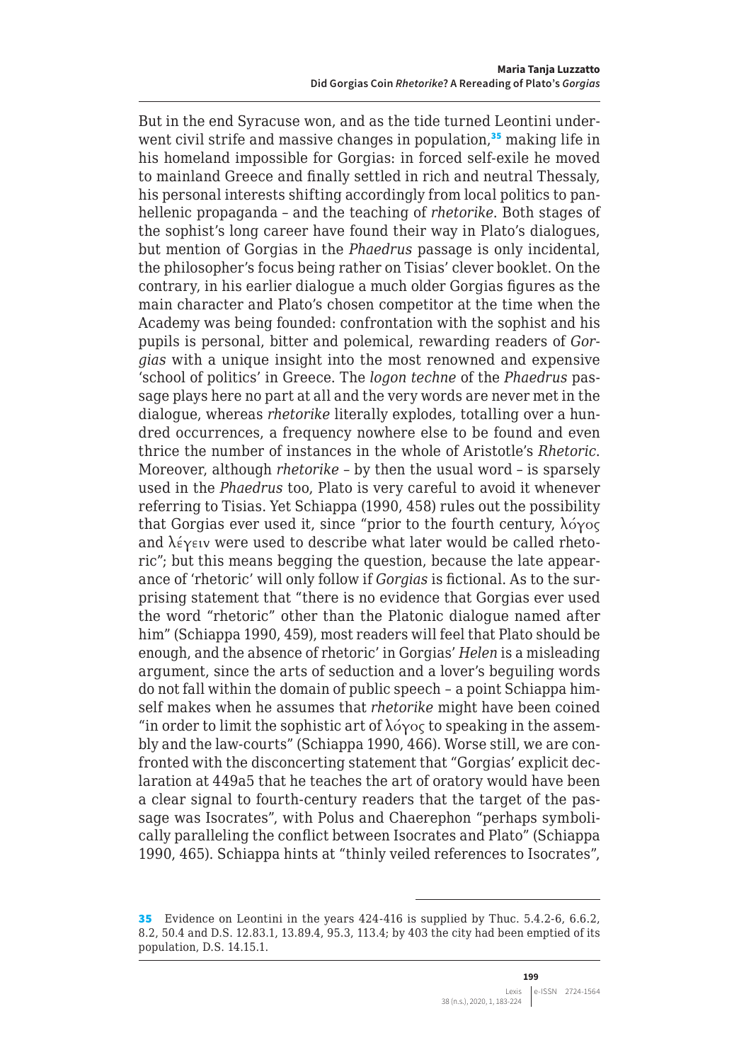But in the end Syracuse won, and as the tide turned Leontini underwent civil strife and massive changes in population,[35] making life in his homeland impossible for Gorgias: in forced self-exile he moved to mainland Greece and finally settled in rich and neutral Thessaly, his personal interests shifting accordingly from local politics to panhellenic propaganda – and the teaching of *rhetorike*. Both stages of the sophist's long career have found their way in Plato's dialogues, but mention of Gorgias in the *Phaedrus* passage is only incidental, the philosopher's focus being rather on Tisias' clever booklet. On the contrary, in his earlier dialogue a much older Gorgias figures as the main character and Plato's chosen competitor at the time when the Academy was being founded: confrontation with the sophist and his pupils is personal, bitter and polemical, rewarding readers of *Gorgias* with a unique insight into the most renowned and expensive 'school of politics' in Greece. The *logon techne* of the *Phaedrus* passage plays here no part at all and the very words are never met in the dialogue, whereas *rhetorike* literally explodes, totalling over a hundred occurrences, a frequency nowhere else to be found and even thrice the number of instances in the whole of Aristotle's *Rhetoric*. Moreover, although *rhetorike* – by then the usual word – is sparsely used in the *Phaedrus* too, Plato is very careful to avoid it whenever referring to Tisias. Yet Schiappa (1990, 458) rules out the possibility that Gorgias ever used it, since "prior to the fourth century, λόγος and λέγειν were used to describe what later would be called rhetoric"; but this means begging the question, because the late appearance of 'rhetoric' will only follow if *Gorgias* is fictional. As to the surprising statement that "there is no evidence that Gorgias ever used the word "rhetoric" other than the Platonic dialogue named after him" (Schiappa 1990, 459), most readers will feel that Plato should be enough, and the absence of rhetoric' in Gorgias' *Helen* is a misleading argument, since the arts of seduction and a lover's beguiling words do not fall within the domain of public speech – a point Schiappa himself makes when he assumes that *rhetorike* might have been coined "in order to limit the sophistic art of λόγος to speaking in the assembly and the law-courts" (Schiappa 1990, 466). Worse still, we are confronted with the disconcerting statement that "Gorgias' explicit declaration at 449a5 that he teaches the art of oratory would have been a clear signal to fourth-century readers that the target of the passage was Isocrates", with Polus and Chaerephon "perhaps symbolically paralleling the conflict between Isocrates and Plato" (Schiappa 1990, 465). Schiappa hints at "thinly veiled references to Isocrates",

[35] Evidence on Leontini in the years 424-416 is supplied by Thuc. 5.4.2-6, 6.6.2, 8.2, 50.4 and D.S. 12.83.1, 13.89.4, 95.3, 113.4; by 403 the city had been emptied of its population, D.S. 14.15.1.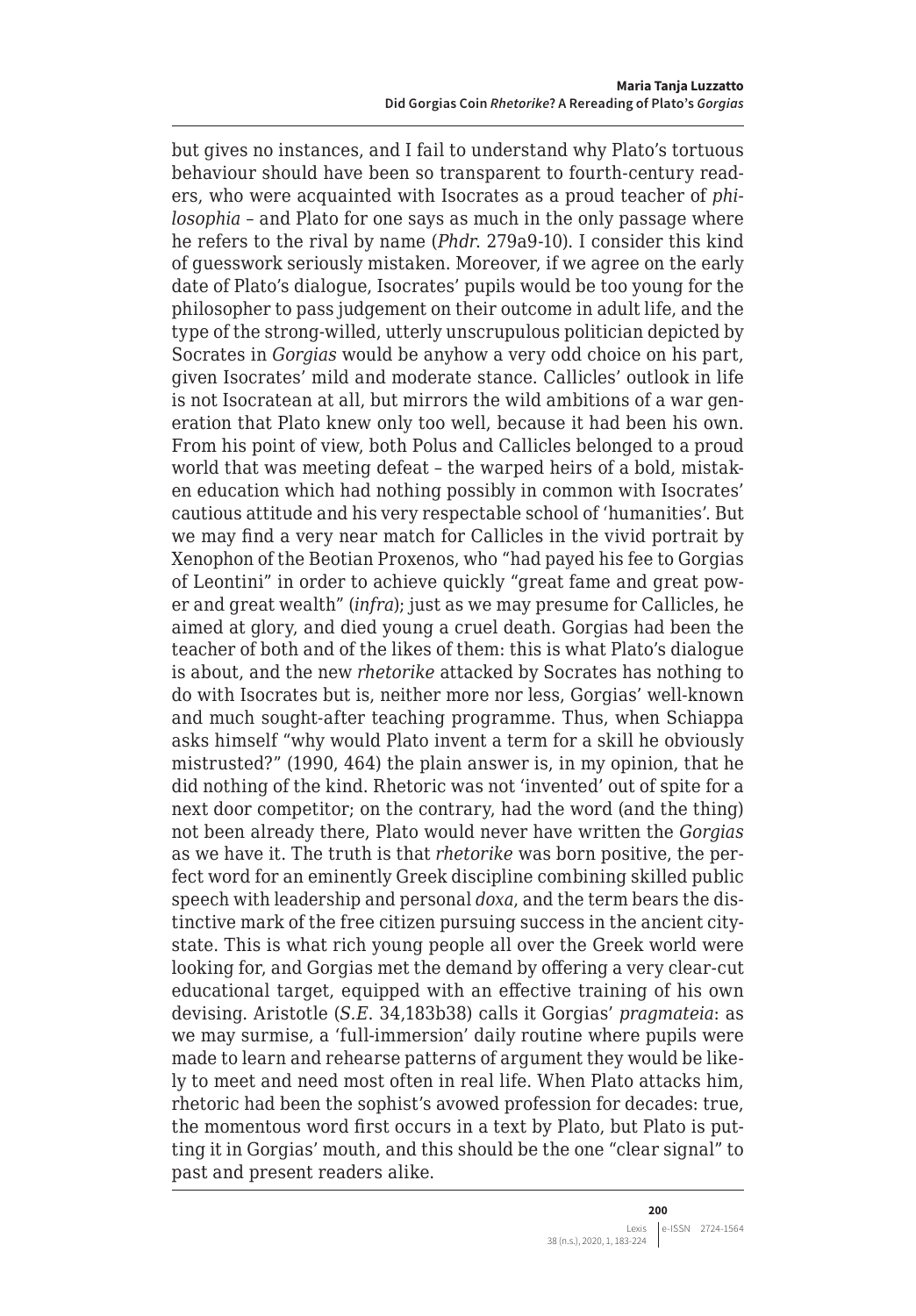but gives no instances, and I fail to understand why Plato's tortuous behaviour should have been so transparent to fourth-century readers, who were acquainted with Isocrates as a proud teacher of *philosophia* – and Plato for one says as much in the only passage where he refers to the rival by name (*Phdr.* 279a9-10). I consider this kind of guesswork seriously mistaken. Moreover, if we agree on the early date of Plato's dialogue, Isocrates' pupils would be too young for the philosopher to pass judgement on their outcome in adult life, and the type of the strong-willed, utterly unscrupulous politician depicted by Socrates in *Gorgias* would be anyhow a very odd choice on his part, given Isocrates' mild and moderate stance. Callicles' outlook in life is not Isocratean at all, but mirrors the wild ambitions of a war generation that Plato knew only too well, because it had been his own. From his point of view, both Polus and Callicles belonged to a proud world that was meeting defeat – the warped heirs of a bold, mistaken education which had nothing possibly in common with Isocrates' cautious attitude and his very respectable school of 'humanities'. But we may find a very near match for Callicles in the vivid portrait by Xenophon of the Beotian Proxenos, who "had payed his fee to Gorgias of Leontini" in order to achieve quickly "great fame and great power and great wealth" (*infra*); just as we may presume for Callicles, he aimed at glory, and died young a cruel death. Gorgias had been the teacher of both and of the likes of them: this is what Plato's dialogue is about, and the new *rhetorike* attacked by Socrates has nothing to do with Isocrates but is, neither more nor less, Gorgias' well-known and much sought-after teaching programme. Thus, when Schiappa asks himself "why would Plato invent a term for a skill he obviously mistrusted?" (1990, 464) the plain answer is, in my opinion, that he did nothing of the kind. Rhetoric was not 'invented' out of spite for a next door competitor; on the contrary, had the word (and the thing) not been already there, Plato would never have written the *Gorgias* as we have it. The truth is that *rhetorike* was born positive, the perfect word for an eminently Greek discipline combining skilled public speech with leadership and personal *doxa*, and the term bears the distinctive mark of the free citizen pursuing success in the ancient city-state. This is what rich young people all over the Greek world were looking for, and Gorgias met the demand by offering a very clear-cut educational target, equipped with an effective training of his own devising. Aristotle (*S.E.* 34,183b38) calls it Gorgias' *pragmateia*: as we may surmise, a 'full-immersion' daily routine where pupils were made to learn and rehearse patterns of argument they would be likely to meet and need most often in real life. When Plato attacks him, rhetoric had been the sophist's avowed profession for decades: true, the momentous word first occurs in a text by Plato, but Plato is putting it in Gorgias' mouth, and this should be the one "clear signal" to past and present readers alike.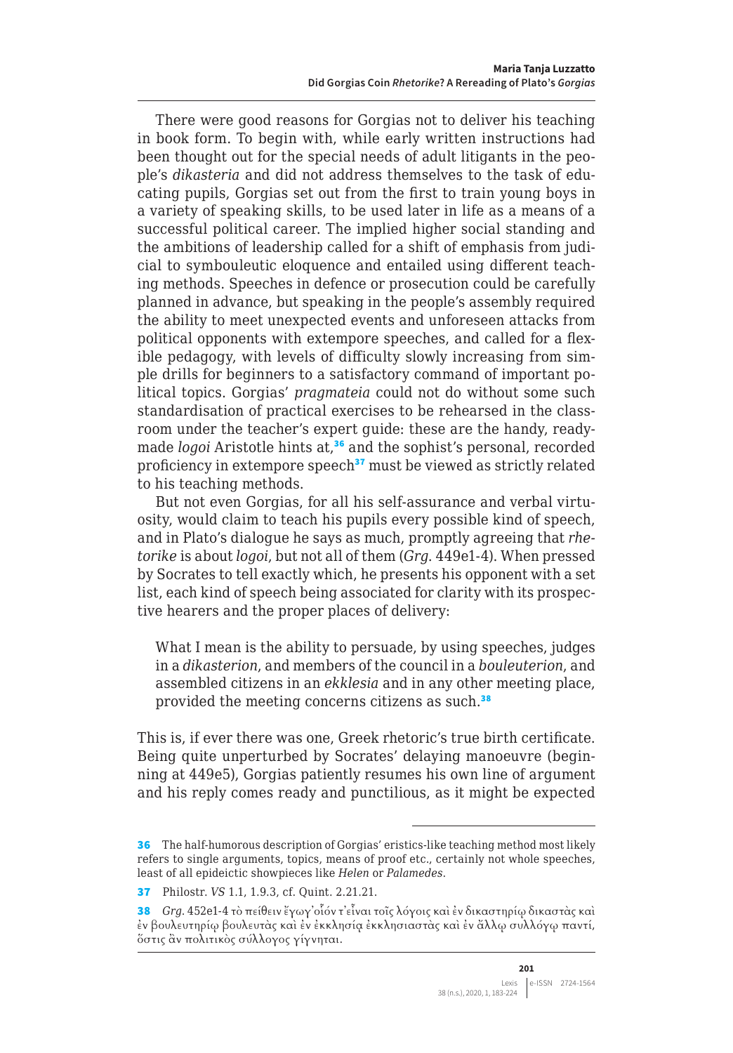There were good reasons for Gorgias not to deliver his teaching in book form. To begin with, while early written instructions had been thought out for the special needs of adult litigants in the people's *dikasteria* and did not address themselves to the task of educating pupils, Gorgias set out from the first to train young boys in a variety of speaking skills, to be used later in life as a means of a successful political career. The implied higher social standing and the ambitions of leadership called for a shift of emphasis from judicial to symbouleutic eloquence and entailed using different teaching methods. Speeches in defence or prosecution could be carefully planned in advance, but speaking in the people's assembly required the ability to meet unexpected events and unforeseen attacks from political opponents with extempore speeches, and called for a flexible pedagogy, with levels of difficulty slowly increasing from simple drills for beginners to a satisfactory command of important political topics. Gorgias' *pragmateia* could not do without some such standardisation of practical exercises to be rehearsed in the classroom under the teacher's expert guide: these are the handy, ready-made *logoi* Aristotle hints at,[36] and the sophist's personal, recorded proficiency in extempore speech[37] must be viewed as strictly related to his teaching methods.

But not even Gorgias, for all his self-assurance and verbal virtuosity, would claim to teach his pupils every possible kind of speech, and in Plato's dialogue he says as much, promptly agreeing that *rhetorike* is about *logoi*, but not all of them (*Grg.* 449e1-4). When pressed by Socrates to tell exactly which, he presents his opponent with a set list, each kind of speech being associated for clarity with its prospective hearers and the proper places of delivery:

> What I mean is the ability to persuade, by using speeches, judges in a *dikasterion*, and members of the council in a *bouleuterion*, and assembled citizens in an *ekklesia* and in any other meeting place, provided the meeting concerns citizens as such.[38]

This is, if ever there was one, Greek rhetoric's true birth certificate. Being quite unperturbed by Socrates' delaying manoeuvre (beginning at 449e5), Gorgias patiently resumes his own line of argument and his reply comes ready and punctilious, as it might be expected

---

36 The half-humorous description of Gorgias' eristics-like teaching method most likely refers to single arguments, topics, means of proof etc., certainly not whole speeches, least of all epideictic showpieces like *Helen* or *Palamedes*.

37 Philostr. *VS* 1.1, 1.9.3, cf. Quint. 2.21.21.

38 *Grg.* 452e1-4 τὸ πείθειν ἔγωγ᾽οἷόν τ᾽εἶναι τοῖς λόγοις καὶ ἐν δικαστηρίῳ δικαστὰς καὶ ἐν βουλευτηρίῳ βουλευτὰς καὶ ἐν ἐκκλησίᾳ ἐκκλησιαστὰς καὶ ἐν ἄλλῳ συλλόγῳ παντί, ὅστις ἂν πολιτικὸς σύλλογος γίγνηται.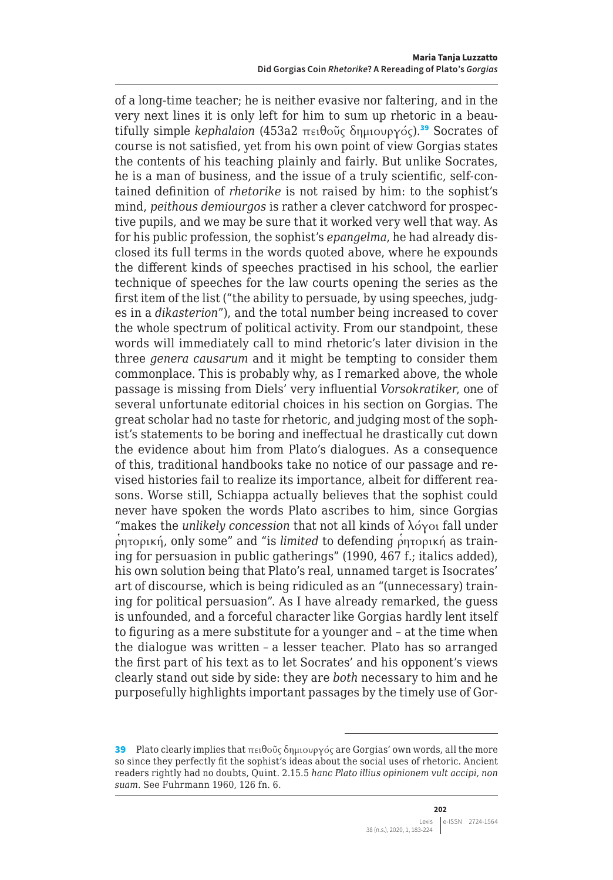of a long-time teacher; he is neither evasive nor faltering, and in the very next lines it is only left for him to sum up rhetoric in a beautifully simple *kephalaion* (453a2 πειθοῦς δημιουργός).[39] Socrates of course is not satisfied, yet from his own point of view Gorgias states the contents of his teaching plainly and fairly. But unlike Socrates, he is a man of business, and the issue of a truly scientific, self-contained definition of *rhetorike* is not raised by him: to the sophist's mind, *peithous demiourgos* is rather a clever catchword for prospective pupils, and we may be sure that it worked very well that way. As for his public profession, the sophist's *epangelma*, he had already disclosed its full terms in the words quoted above, where he expounds the different kinds of speeches practised in his school, the earlier technique of speeches for the law courts opening the series as the first item of the list ("the ability to persuade, by using speeches, judges in a *dikasterion*"), and the total number being increased to cover the whole spectrum of political activity. From our standpoint, these words will immediately call to mind rhetoric's later division in the three *genera causarum* and it might be tempting to consider them commonplace. This is probably why, as I remarked above, the whole passage is missing from Diels' very influential *Vorsokratiker*, one of several unfortunate editorial choices in his section on Gorgias. The great scholar had no taste for rhetoric, and judging most of the sophist's statements to be boring and ineffectual he drastically cut down the evidence about him from Plato's dialogues. As a consequence of this, traditional handbooks take no notice of our passage and revised histories fail to realize its importance, albeit for different reasons. Worse still, Schiappa actually believes that the sophist could never have spoken the words Plato ascribes to him, since Gorgias "makes the *unlikely concession* that not all kinds of λόγοι fall under ῥητορική, only some" and "is *limited* to defending ῥητορική as training for persuasion in public gatherings" (1990, 467 f.; italics added), his own solution being that Plato's real, unnamed target is Isocrates' art of discourse, which is being ridiculed as an "(unnecessary) training for political persuasion". As I have already remarked, the guess is unfounded, and a forceful character like Gorgias hardly lent itself to figuring as a mere substitute for a younger and – at the time when the dialogue was written – a lesser teacher. Plato has so arranged the first part of his text as to let Socrates' and his opponent's views clearly stand out side by side: they are *both* necessary to him and he purposefully highlights important passages by the timely use of Gor-

---

39 Plato clearly implies that πειθοῦς δημιουργός are Gorgias' own words, all the more so since they perfectly fit the sophist's ideas about the social uses of rhetoric. Ancient readers rightly had no doubts, Quint. 2.15.5 *hanc Plato illius opinionem vult accipi, non suam.* See Fuhrmann 1960, 126 fn. 6.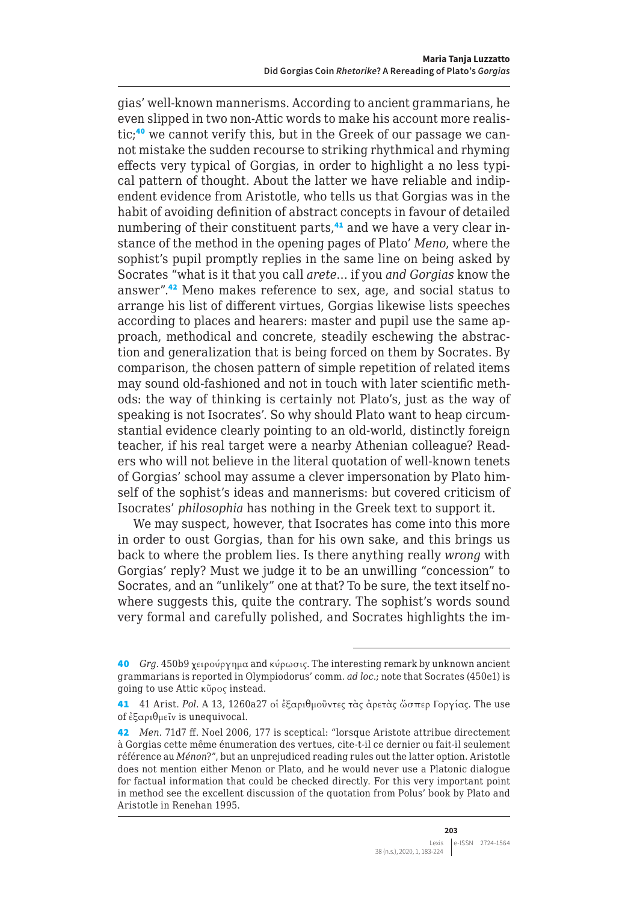gias' well-known mannerisms. According to ancient grammarians, he even slipped in two non-Attic words to make his account more realistic;[40] we cannot verify this, but in the Greek of our passage we cannot mistake the sudden recourse to striking rhythmical and rhyming effects very typical of Gorgias, in order to highlight a no less typical pattern of thought. About the latter we have reliable and indipendent evidence from Aristotle, who tells us that Gorgias was in the habit of avoiding definition of abstract concepts in favour of detailed numbering of their constituent parts,[41] and we have a very clear instance of the method in the opening pages of Plato' *Meno*, where the sophist's pupil promptly replies in the same line on being asked by Socrates "what is it that you call *arete*… if you *and Gorgias* know the answer".[42] Meno makes reference to sex, age, and social status to arrange his list of different virtues, Gorgias likewise lists speeches according to places and hearers: master and pupil use the same approach, methodical and concrete, steadily eschewing the abstraction and generalization that is being forced on them by Socrates. By comparison, the chosen pattern of simple repetition of related items may sound old-fashioned and not in touch with later scientific methods: the way of thinking is certainly not Plato's, just as the way of speaking is not Isocrates'. So why should Plato want to heap circumstantial evidence clearly pointing to an old-world, distinctly foreign teacher, if his real target were a nearby Athenian colleague? Readers who will not believe in the literal quotation of well-known tenets of Gorgias' school may assume a clever impersonation by Plato himself of the sophist's ideas and mannerisms: but covered criticism of Isocrates' *philosophia* has nothing in the Greek text to support it.

We may suspect, however, that Isocrates has come into this more in order to oust Gorgias, than for his own sake, and this brings us back to where the problem lies. Is there anything really *wrong* with Gorgias' reply? Must we judge it to be an unwilling "concession" to Socrates, and an "unlikely" one at that? To be sure, the text itself nowhere suggests this, quite the contrary. The sophist's words sound very formal and carefully polished, and Socrates highlights the im-

---

40 *Grg*. 450b9 χειρούργημα and κύρωσις. The interesting remark by unknown ancient grammarians is reported in Olympiodorus' comm. *ad loc*.; note that Socrates (450e1) is going to use Attic κῦρος instead.

41 41 Arist. *Pol*. A 13, 1260a27 οἱ ἐξαριθμοῦντες τὰς ἀρετὰς ὥσπερ Γοργίας. The use of ἐξαριθμεῖν is unequivocal.

42 *Men*. 71d7 ff. Noel 2006, 177 is sceptical: "lorsque Aristote attribue directement à Gorgias cette même énumeration des vertues, cite-t-il ce dernier ou fait-il seulement référence au *Ménon*?", but an unprejudiced reading rules out the latter option. Aristotle does not mention either Menon or Plato, and he would never use a Platonic dialogue for factual information that could be checked directly. For this very important point in method see the excellent discussion of the quotation from Polus' book by Plato and Aristotle in Renehan 1995.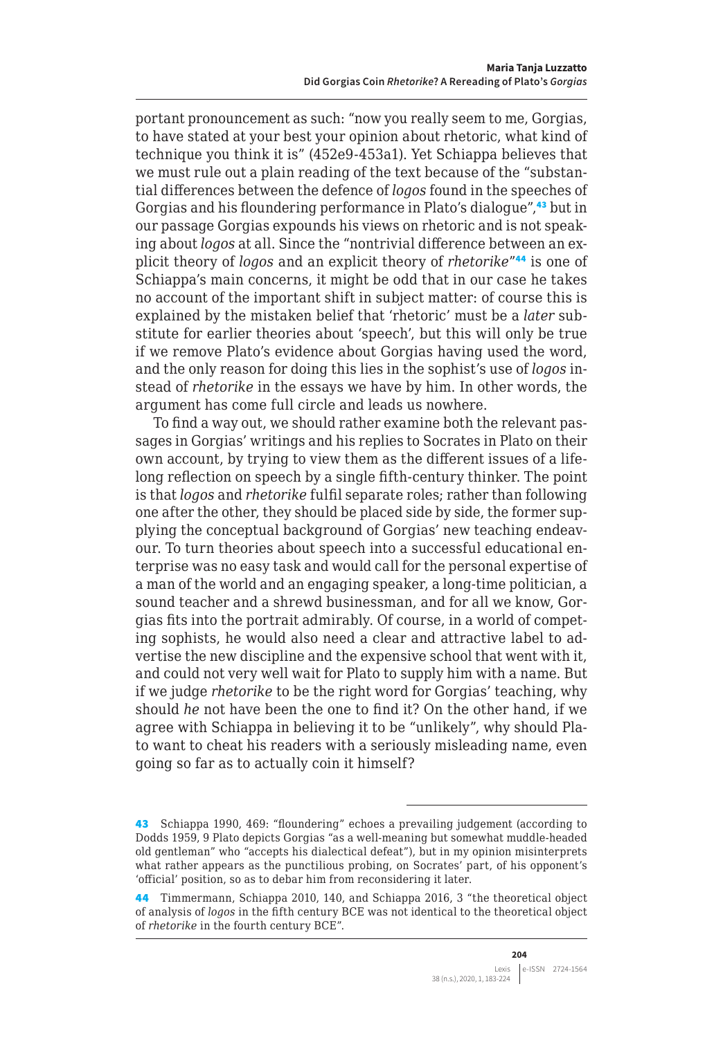portant pronouncement as such: “now you really seem to me, Gorgias, to have stated at your best your opinion about rhetoric, what kind of technique you think it is” (452e9-453a1). Yet Schiappa believes that we must rule out a plain reading of the text because of the “substantial differences between the defence of *logos* found in the speeches of Gorgias and his floundering performance in Plato’s dialogue”,[43] but in our passage Gorgias expounds his views on rhetoric and is not speaking about *logos* at all. Since the “nontrivial difference between an explicit theory of *logos* and an explicit theory of *rhetorike*”[44] is one of Schiappa’s main concerns, it might be odd that in our case he takes no account of the important shift in subject matter: of course this is explained by the mistaken belief that ‘rhetoric’ must be a *later* substitute for earlier theories about ‘speech’, but this will only be true if we remove Plato’s evidence about Gorgias having used the word, and the only reason for doing this lies in the sophist’s use of *logos* instead of *rhetorike* in the essays we have by him. In other words, the argument has come full circle and leads us nowhere.

To find a way out, we should rather examine both the relevant passages in Gorgias’ writings and his replies to Socrates in Plato on their own account, by trying to view them as the different issues of a lifelong reflection on speech by a single fifth-century thinker. The point is that *logos* and *rhetorike* fulfil separate roles; rather than following one after the other, they should be placed side by side, the former supplying the conceptual background of Gorgias’ new teaching endeavour. To turn theories about speech into a successful educational enterprise was no easy task and would call for the personal expertise of a man of the world and an engaging speaker, a long-time politician, a sound teacher and a shrewd businessman, and for all we know, Gorgias fits into the portrait admirably. Of course, in a world of competing sophists, he would also need a clear and attractive label to advertise the new discipline and the expensive school that went with it, and could not very well wait for Plato to supply him with a name. But if we judge *rhetorike* to be the right word for Gorgias’ teaching, why should *he* not have been the one to find it? On the other hand, if we agree with Schiappa in believing it to be “unlikely”, why should Plato want to cheat his readers with a seriously misleading name, even going so far as to actually coin it himself?

---

43 Schiappa 1990, 469: “floundering” echoes a prevailing judgement (according to Dodds 1959, 9 Plato depicts Gorgias “as a well-meaning but somewhat muddle-headed old gentleman” who “accepts his dialectical defeat”), but in my opinion misinterprets what rather appears as the punctilious probing, on Socrates’ part, of his opponent’s ‘official’ position, so as to debar him from reconsidering it later.

44 Timmermann, Schiappa 2010, 140, and Schiappa 2016, 3 “the theoretical object of analysis of *logos* in the fifth century BCE was not identical to the theoretical object of *rhetorike* in the fourth century BCE”.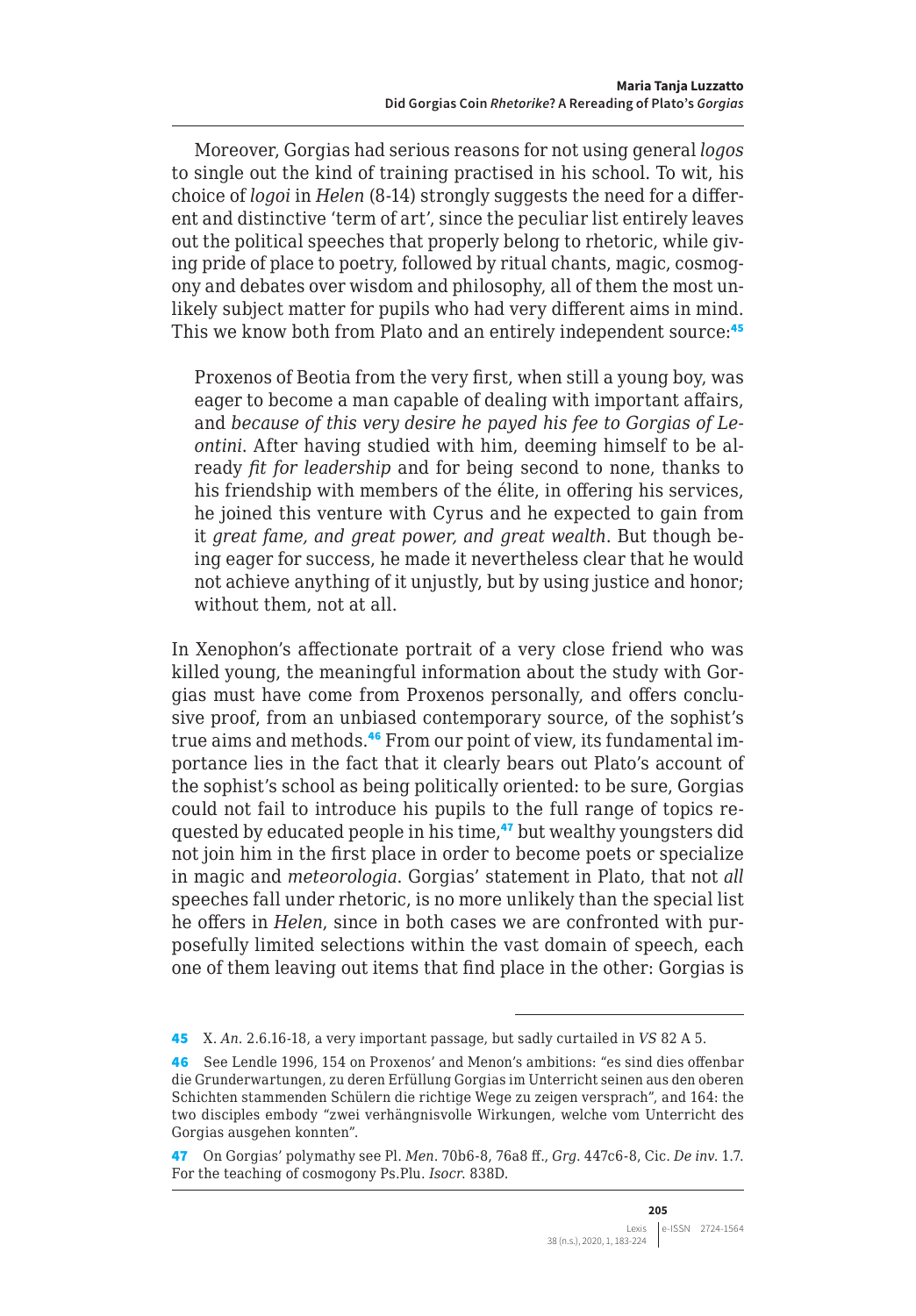Moreover, Gorgias had serious reasons for not using general *logos* to single out the kind of training practised in his school. To wit, his choice of *logoi* in *Helen* (8-14) strongly suggests the need for a different and distinctive 'term of art', since the peculiar list entirely leaves out the political speeches that properly belong to rhetoric, while giving pride of place to poetry, followed by ritual chants, magic, cosmogony and debates over wisdom and philosophy, all of them the most unlikely subject matter for pupils who had very different aims in mind. This we know both from Plato and an entirely independent source:[45]

> Proxenos of Beotia from the very first, when still a young boy, was eager to become a man capable of dealing with important affairs, and *because of this very desire he payed his fee to Gorgias of Leontini*. After having studied with him, deeming himself to be already *fit for leadership* and for being second to none, thanks to his friendship with members of the élite, in offering his services, he joined this venture with Cyrus and he expected to gain from it *great fame, and great power, and great wealth*. But though being eager for success, he made it nevertheless clear that he would not achieve anything of it unjustly, but by using justice and honor; without them, not at all.

In Xenophon's affectionate portrait of a very close friend who was killed young, the meaningful information about the study with Gorgias must have come from Proxenos personally, and offers conclusive proof, from an unbiased contemporary source, of the sophist's true aims and methods.[46] From our point of view, its fundamental importance lies in the fact that it clearly bears out Plato's account of the sophist's school as being politically oriented: to be sure, Gorgias could not fail to introduce his pupils to the full range of topics requested by educated people in his time,[47] but wealthy youngsters did not join him in the first place in order to become poets or specialize in magic and *meteorologia*. Gorgias' statement in Plato, that not *all* speeches fall under rhetoric, is no more unlikely than the special list he offers in *Helen*, since in both cases we are confronted with purposefully limited selections within the vast domain of speech, each one of them leaving out items that find place in the other: Gorgias is

---

[45] X. *An*. 2.6.16-18, a very important passage, but sadly curtailed in *VS* 82 A 5.

[46] See Lendle 1996, 154 on Proxenos' and Menon's ambitions: "es sind dies offenbar die Grunderwartungen, zu deren Erfüllung Gorgias im Unterricht seinen aus den oberen Schichten stammenden Schülern die richtige Wege zu zeigen versprach", and 164: the two disciples embody "zwei verhängnisvolle Wirkungen, welche vom Unterricht des Gorgias ausgehen konnten".

[47] On Gorgias' polymathy see Pl. *Men*. 70b6-8, 76a8 ff., *Grg*. 447c6-8, Cic. *De inv*. 1.7. For the teaching of cosmogony Ps.Plu. *Isocr*. 838D.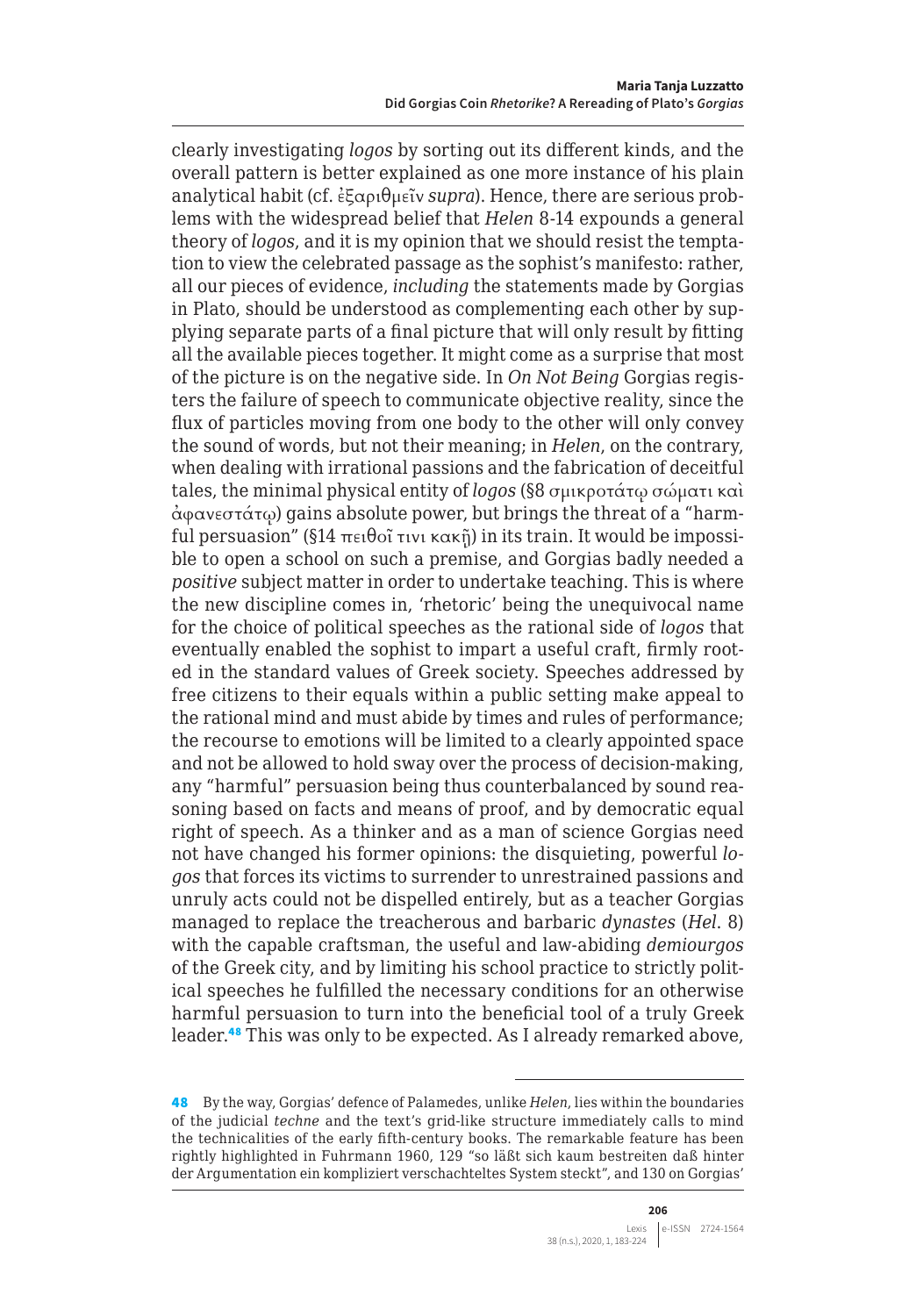clearly investigating *logos* by sorting out its different kinds, and the overall pattern is better explained as one more instance of his plain analytical habit (cf. ἐξαριθμεῖν *supra*). Hence, there are serious problems with the widespread belief that *Helen* 8-14 expounds a general theory of *logos*, and it is my opinion that we should resist the temptation to view the celebrated passage as the sophist's manifesto: rather, all our pieces of evidence, *including* the statements made by Gorgias in Plato, should be understood as complementing each other by supplying separate parts of a final picture that will only result by fitting all the available pieces together. It might come as a surprise that most of the picture is on the negative side. In *On Not Being* Gorgias registers the failure of speech to communicate objective reality, since the flux of particles moving from one body to the other will only convey the sound of words, but not their meaning; in *Helen*, on the contrary, when dealing with irrational passions and the fabrication of deceitful tales, the minimal physical entity of *logos* (§8 σμικροτάτῳ σώματι καὶ ἀφανεστάτῳ) gains absolute power, but brings the threat of a "harmful persuasion" (§14 πειθοῖ τινι κακῇ) in its train. It would be impossible to open a school on such a premise, and Gorgias badly needed a *positive* subject matter in order to undertake teaching. This is where the new discipline comes in, 'rhetoric' being the unequivocal name for the choice of political speeches as the rational side of *logos* that eventually enabled the sophist to impart a useful craft, firmly rooted in the standard values of Greek society. Speeches addressed by free citizens to their equals within a public setting make appeal to the rational mind and must abide by times and rules of performance; the recourse to emotions will be limited to a clearly appointed space and not be allowed to hold sway over the process of decision-making, any "harmful" persuasion being thus counterbalanced by sound reasoning based on facts and means of proof, and by democratic equal right of speech. As a thinker and as a man of science Gorgias need not have changed his former opinions: the disquieting, powerful *logos* that forces its victims to surrender to unrestrained passions and unruly acts could not be dispelled entirely, but as a teacher Gorgias managed to replace the treacherous and barbaric *dynastes* (*Hel.* 8) with the capable craftsman, the useful and law-abiding *demiourgos* of the Greek city, and by limiting his school practice to strictly political speeches he fulfilled the necessary conditions for an otherwise harmful persuasion to turn into the beneficial tool of a truly Greek leader.[48] This was only to be expected. As I already remarked above,

[48] By the way, Gorgias' defence of Palamedes, unlike *Helen*, lies within the boundaries of the judicial *techne* and the text's grid-like structure immediately calls to mind the technicalities of the early fifth-century books. The remarkable feature has been rightly highlighted in Fuhrmann 1960, 129 "so läßt sich kaum bestreiten daß hinter der Argumentation ein kompliziert verschachteltes System steckt", and 130 on Gorgias'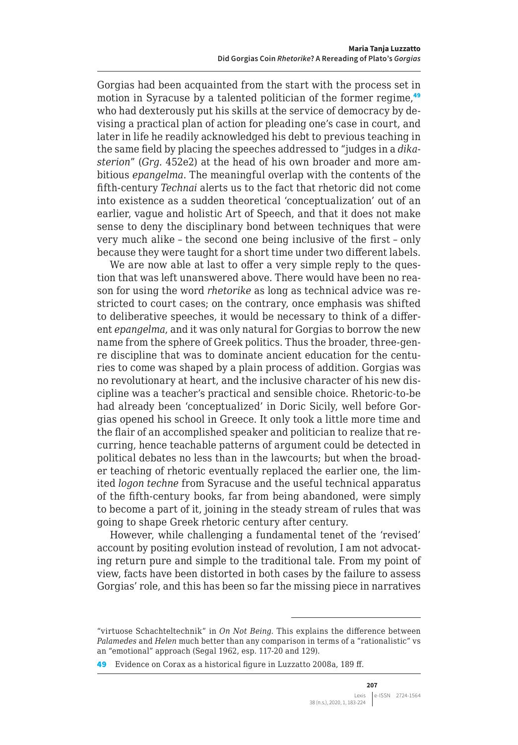Gorgias had been acquainted from the start with the process set in motion in Syracuse by a talented politician of the former regime,[49] who had dexterously put his skills at the service of democracy by devising a practical plan of action for pleading one's case in court, and later in life he readily acknowledged his debt to previous teaching in the same field by placing the speeches addressed to "judges in a *dikasterion*" (*Grg.* 452e2) at the head of his own broader and more ambitious *epangelma*. The meaningful overlap with the contents of the fifth-century *Technai* alerts us to the fact that rhetoric did not come into existence as a sudden theoretical 'conceptualization' out of an earlier, vague and holistic Art of Speech, and that it does not make sense to deny the disciplinary bond between techniques that were very much alike – the second one being inclusive of the first – only because they were taught for a short time under two different labels.

We are now able at last to offer a very simple reply to the question that was left unanswered above. There would have been no reason for using the word *rhetorike* as long as technical advice was restricted to court cases; on the contrary, once emphasis was shifted to deliberative speeches, it would be necessary to think of a different *epangelma*, and it was only natural for Gorgias to borrow the new name from the sphere of Greek politics. Thus the broader, three-genre discipline that was to dominate ancient education for the centuries to come was shaped by a plain process of addition. Gorgias was no revolutionary at heart, and the inclusive character of his new discipline was a teacher's practical and sensible choice. Rhetoric-to-be had already been 'conceptualized' in Doric Sicily, well before Gorgias opened his school in Greece. It only took a little more time and the flair of an accomplished speaker and politician to realize that recurring, hence teachable patterns of argument could be detected in political debates no less than in the lawcourts; but when the broader teaching of rhetoric eventually replaced the earlier one, the limited *logon techne* from Syracuse and the useful technical apparatus of the fifth-century books, far from being abandoned, were simply to become a part of it, joining in the steady stream of rules that was going to shape Greek rhetoric century after century.

However, while challenging a fundamental tenet of the 'revised' account by positing evolution instead of revolution, I am not advocating return pure and simple to the traditional tale. From my point of view, facts have been distorted in both cases by the failure to assess Gorgias' role, and this has been so far the missing piece in narratives

---

"virtuose Schachteltechnik" in *On Not Being*. This explains the difference between *Palamedes* and *Helen* much better than any comparison in terms of a "rationalistic" vs an "emotional" approach (Segal 1962, esp. 117-20 and 129).

49 Evidence on Corax as a historical figure in Luzzatto 2008a, 189 ff.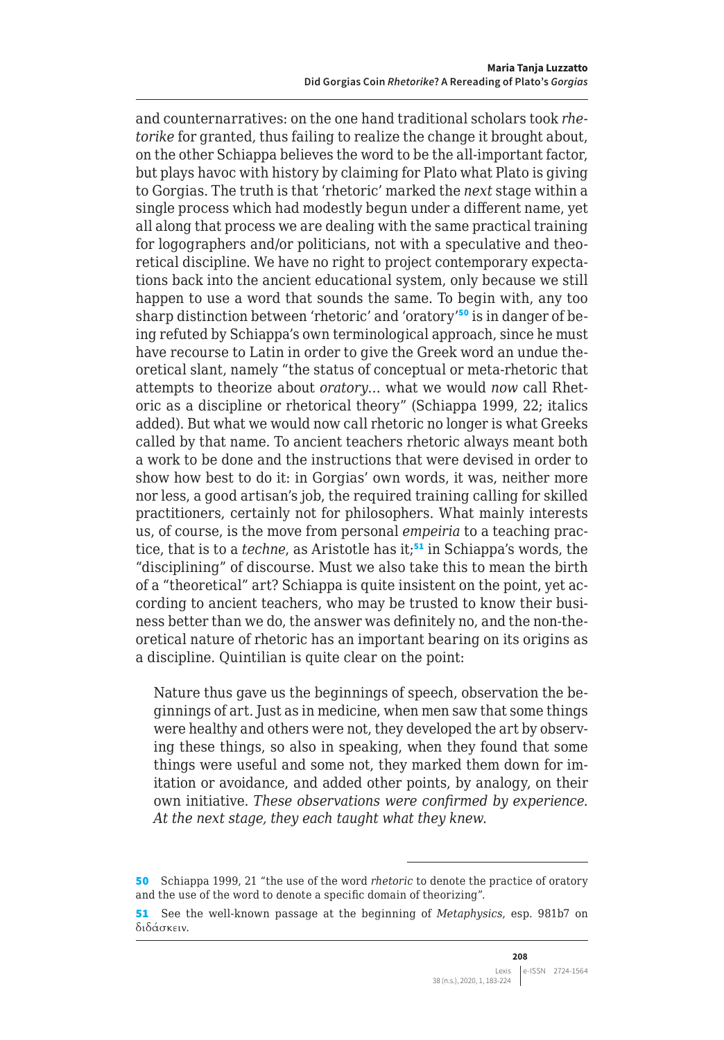and counternarratives: on the one hand traditional scholars took *rhetorike* for granted, thus failing to realize the change it brought about, on the other Schiappa believes the word to be the all-important factor, but plays havoc with history by claiming for Plato what Plato is giving to Gorgias. The truth is that 'rhetoric' marked the *next* stage within a single process which had modestly begun under a different name, yet all along that process we are dealing with the same practical training for logographers and/or politicians, not with a speculative and theoretical discipline. We have no right to project contemporary expectations back into the ancient educational system, only because we still happen to use a word that sounds the same. To begin with, any too sharp distinction between 'rhetoric' and 'oratory'[50] is in danger of being refuted by Schiappa's own terminological approach, since he must have recourse to Latin in order to give the Greek word an undue theoretical slant, namely "the status of conceptual or meta-rhetoric that attempts to theorize about *oratory*… what we would *now* call Rhetoric as a discipline or rhetorical theory" (Schiappa 1999, 22; italics added). But what we would now call rhetoric no longer is what Greeks called by that name. To ancient teachers rhetoric always meant both a work to be done and the instructions that were devised in order to show how best to do it: in Gorgias' own words, it was, neither more nor less, a good artisan's job, the required training calling for skilled practitioners, certainly not for philosophers. What mainly interests us, of course, is the move from personal *empeiria* to a teaching practice, that is to a *techne*, as Aristotle has it;[51] in Schiappa's words, the "disciplining" of discourse. Must we also take this to mean the birth of a "theoretical" art? Schiappa is quite insistent on the point, yet according to ancient teachers, who may be trusted to know their business better than we do, the answer was definitely no, and the non-theoretical nature of rhetoric has an important bearing on its origins as a discipline. Quintilian is quite clear on the point:

> Nature thus gave us the beginnings of speech, observation the beginnings of art. Just as in medicine, when men saw that some things were healthy and others were not, they developed the art by observing these things, so also in speaking, when they found that some things were useful and some not, they marked them down for imitation or avoidance, and added other points, by analogy, on their own initiative. *These observations were confirmed by experience. At the next stage, they each taught what they knew.*

---

[50] Schiappa 1999, 21 "the use of the word *rhetoric* to denote the practice of oratory and the use of the word to denote a specific domain of theorizing".

[51] See the well-known passage at the beginning of *Metaphysics*, esp. 981b7 on διδάσκειν.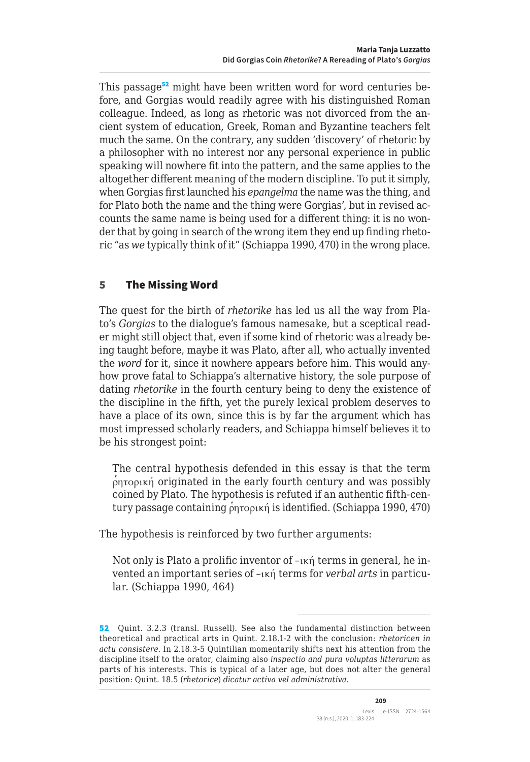This passage[52] might have been written word for word centuries before, and Gorgias would readily agree with his distinguished Roman colleague. Indeed, as long as rhetoric was not divorced from the ancient system of education, Greek, Roman and Byzantine teachers felt much the same. On the contrary, any sudden 'discovery' of rhetoric by a philosopher with no interest nor any personal experience in public speaking will nowhere fit into the pattern, and the same applies to the altogether different meaning of the modern discipline. To put it simply, when Gorgias first launched his *epangelma* the name was the thing, and for Plato both the name and the thing were Gorgias', but in revised accounts the same name is being used for a different thing: it is no wonder that by going in search of the wrong item they end up finding rhetoric "as *we* typically think of it" (Schiappa 1990, 470) in the wrong place.

## 5 The Missing Word

The quest for the birth of *rhetorike* has led us all the way from Plato's *Gorgias* to the dialogue's famous namesake, but a sceptical reader might still object that, even if some kind of rhetoric was already being taught before, maybe it was Plato, after all, who actually invented the *word* for it, since it nowhere appears before him. This would anyhow prove fatal to Schiappa's alternative history, the sole purpose of dating *rhetorike* in the fourth century being to deny the existence of the discipline in the fifth, yet the purely lexical problem deserves to have a place of its own, since this is by far the argument which has most impressed scholarly readers, and Schiappa himself believes it to be his strongest point:

> The central hypothesis defended in this essay is that the term ῥητορική originated in the early fourth century and was possibly coined by Plato. The hypothesis is refuted if an authentic fifth-century passage containing ῥητορική is identified. (Schiappa 1990, 470)

The hypothesis is reinforced by two further arguments:

> Not only is Plato a prolific inventor of –ική terms in general, he invented an important series of –ική terms for *verbal arts* in particular. (Schiappa 1990, 464)

---

[52] Quint. 3.2.3 (transl. Russell). See also the fundamental distinction between theoretical and practical arts in Quint. 2.18.1-2 with the conclusion: *rhetoricen in actu consistere*. In 2.18.3-5 Quintilian momentarily shifts next his attention from the discipline itself to the orator, claiming also *inspectio and pura voluptas litterarum* as parts of his interests. This is typical of a later age, but does not alter the general position: Quint. 18.5 (*rhetorice*) *dicatur activa vel administrativa*.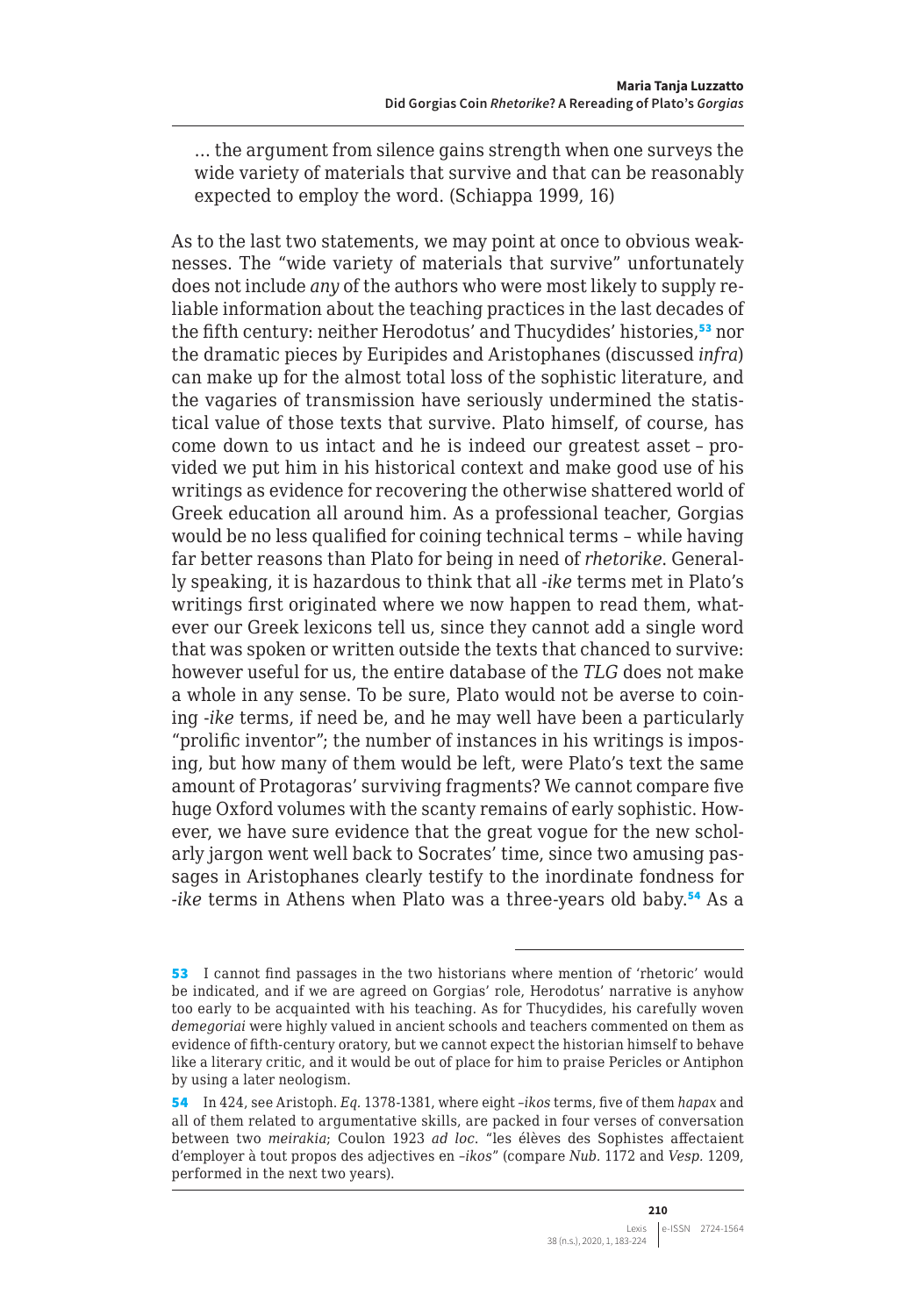… the argument from silence gains strength when one surveys the wide variety of materials that survive and that can be reasonably expected to employ the word. (Schiappa 1999, 16)

As to the last two statements, we may point at once to obvious weaknesses. The "wide variety of materials that survive" unfortunately does not include *any* of the authors who were most likely to supply reliable information about the teaching practices in the last decades of the fifth century: neither Herodotus' and Thucydides' histories,[53] nor the dramatic pieces by Euripides and Aristophanes (discussed *infra*) can make up for the almost total loss of the sophistic literature, and the vagaries of transmission have seriously undermined the statistical value of those texts that survive. Plato himself, of course, has come down to us intact and he is indeed our greatest asset – provided we put him in his historical context and make good use of his writings as evidence for recovering the otherwise shattered world of Greek education all around him. As a professional teacher, Gorgias would be no less qualified for coining technical terms – while having far better reasons than Plato for being in need of *rhetorike*. Generally speaking, it is hazardous to think that all *-ike* terms met in Plato's writings first originated where we now happen to read them, whatever our Greek lexicons tell us, since they cannot add a single word that was spoken or written outside the texts that chanced to survive: however useful for us, the entire database of the *TLG* does not make a whole in any sense. To be sure, Plato would not be averse to coining *-ike* terms, if need be, and he may well have been a particularly "prolific inventor"; the number of instances in his writings is imposing, but how many of them would be left, were Plato's text the same amount of Protagoras' surviving fragments? We cannot compare five huge Oxford volumes with the scanty remains of early sophistic. However, we have sure evidence that the great vogue for the new scholarly jargon went well back to Socrates' time, since two amusing passages in Aristophanes clearly testify to the inordinate fondness for *-ike* terms in Athens when Plato was a three-years old baby.[54] As a

---

[53] I cannot find passages in the two historians where mention of 'rhetoric' would be indicated, and if we are agreed on Gorgias' role, Herodotus' narrative is anyhow too early to be acquainted with his teaching. As for Thucydides, his carefully woven *demegoriai* were highly valued in ancient schools and teachers commented on them as evidence of fifth-century oratory, but we cannot expect the historian himself to behave like a literary critic, and it would be out of place for him to praise Pericles or Antiphon by using a later neologism.

[54] In 424, see Aristoph. *Eq.* 1378-1381, where eight *–ikos* terms, five of them *hapax* and all of them related to argumentative skills, are packed in four verses of conversation between two *meirakia*; Coulon 1923 *ad loc.* "les élèves des Sophistes affectaient d'employer à tout propos des adjectives en *–ikos*" (compare *Nub.* 1172 and *Vesp.* 1209, performed in the next two years).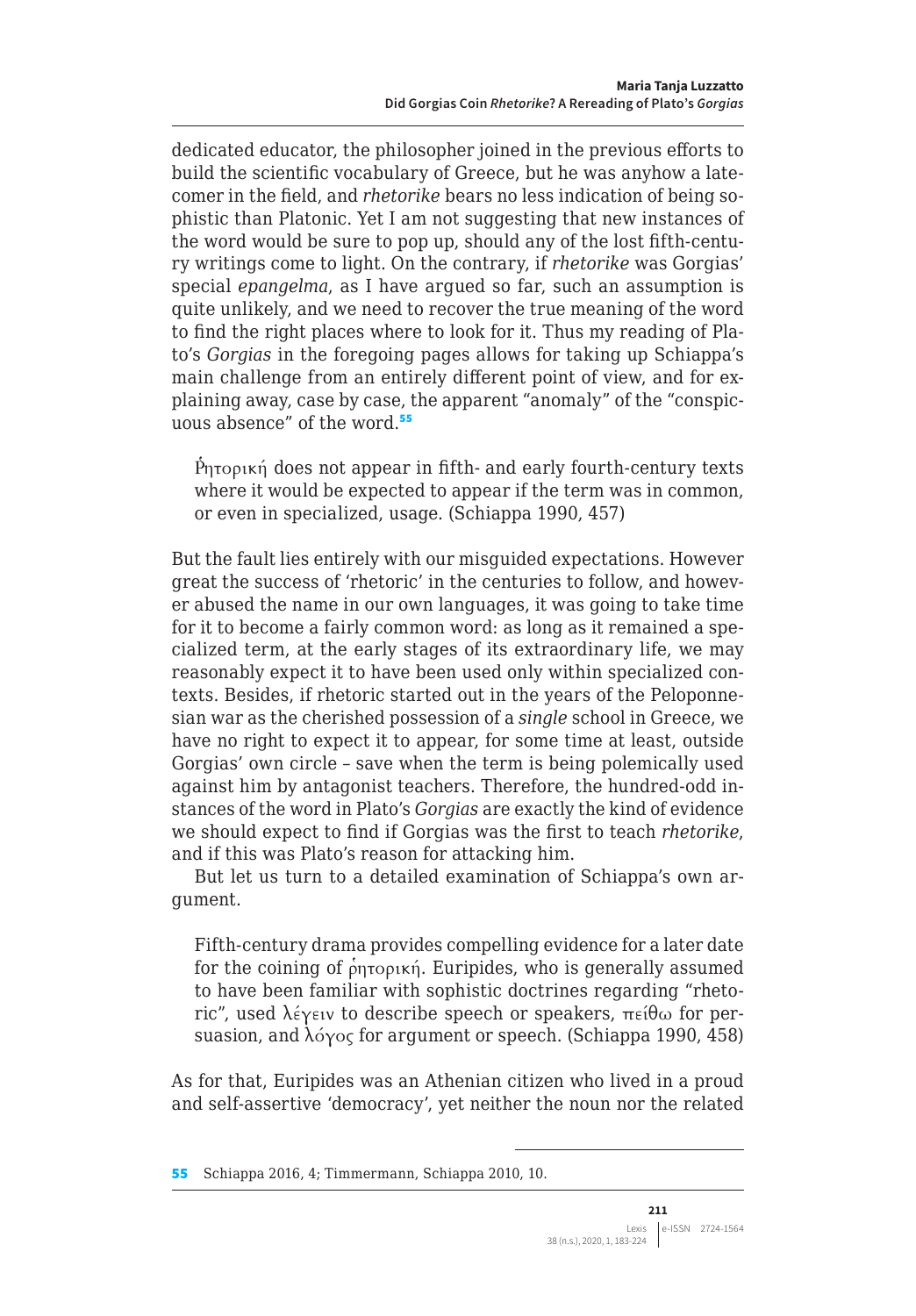dedicated educator, the philosopher joined in the previous efforts to build the scientific vocabulary of Greece, but he was anyhow a latecomer in the field, and *rhetorike* bears no less indication of being sophistic than Platonic. Yet I am not suggesting that new instances of the word would be sure to pop up, should any of the lost fifth-century writings come to light. On the contrary, if *rhetorike* was Gorgias' special *epangelma*, as I have argued so far, such an assumption is quite unlikely, and we need to recover the true meaning of the word to find the right places where to look for it. Thus my reading of Plato's *Gorgias* in the foregoing pages allows for taking up Schiappa's main challenge from an entirely different point of view, and for explaining away, case by case, the apparent "anomaly" of the "conspicuous absence" of the word.[55]

> Ῥητορική does not appear in fifth- and early fourth-century texts where it would be expected to appear if the term was in common, or even in specialized, usage. (Schiappa 1990, 457)

But the fault lies entirely with our misguided expectations. However great the success of 'rhetoric' in the centuries to follow, and however abused the name in our own languages, it was going to take time for it to become a fairly common word: as long as it remained a specialized term, at the early stages of its extraordinary life, we may reasonably expect it to have been used only within specialized contexts. Besides, if rhetoric started out in the years of the Peloponnesian war as the cherished possession of a *single* school in Greece, we have no right to expect it to appear, for some time at least, outside Gorgias' own circle – save when the term is being polemically used against him by antagonist teachers. Therefore, the hundred-odd instances of the word in Plato's *Gorgias* are exactly the kind of evidence we should expect to find if Gorgias was the first to teach *rhetorike*, and if this was Plato's reason for attacking him.

But let us turn to a detailed examination of Schiappa's own argument.

> Fifth-century drama provides compelling evidence for a later date for the coining of ῥητορική. Euripides, who is generally assumed to have been familiar with sophistic doctrines regarding "rhetoric", used λέγειν to describe speech or speakers, πείθω for persuasion, and λόγος for argument or speech. (Schiappa 1990, 458)

As for that, Euripides was an Athenian citizen who lived in a proud and self-assertive 'democracy', yet neither the noun nor the related

---

55 Schiappa 2016, 4; Timmermann, Schiappa 2010, 10.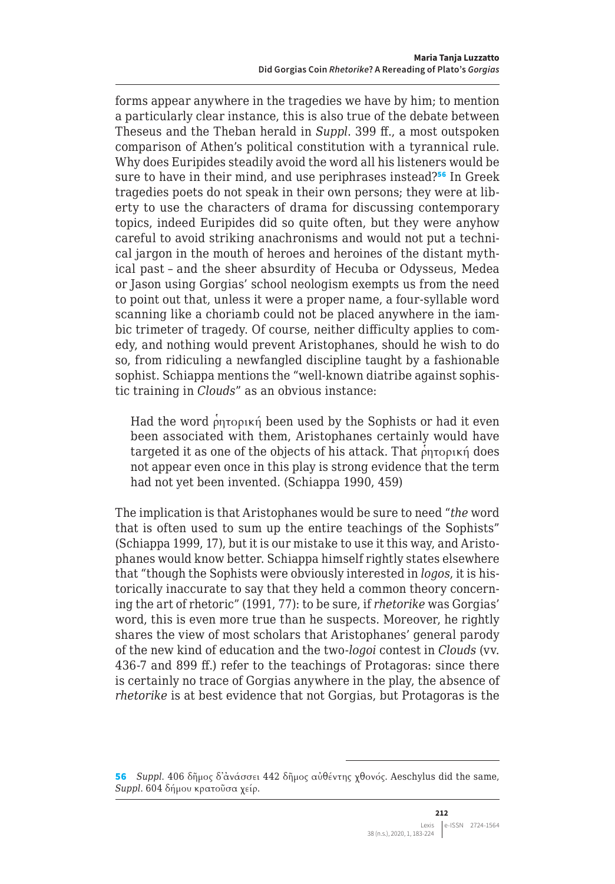forms appear anywhere in the tragedies we have by him; to mention a particularly clear instance, this is also true of the debate between Theseus and the Theban herald in *Suppl.* 399 ff., a most outspoken comparison of Athen's political constitution with a tyrannical rule. Why does Euripides steadily avoid the word all his listeners would be sure to have in their mind, and use periphrases instead?[56] In Greek tragedies poets do not speak in their own persons; they were at liberty to use the characters of drama for discussing contemporary topics, indeed Euripides did so quite often, but they were anyhow careful to avoid striking anachronisms and would not put a technical jargon in the mouth of heroes and heroines of the distant mythical past – and the sheer absurdity of Hecuba or Odysseus, Medea or Jason using Gorgias' school neologism exempts us from the need to point out that, unless it were a proper name, a four-syllable word scanning like a choriamb could not be placed anywhere in the iambic trimeter of tragedy. Of course, neither difficulty applies to comedy, and nothing would prevent Aristophanes, should he wish to do so, from ridiculing a newfangled discipline taught by a fashionable sophist. Schiappa mentions the "well-known diatribe against sophistic training in *Clouds*" as an obvious instance:

> Had the word ῥητορική been used by the Sophists or had it even been associated with them, Aristophanes certainly would have targeted it as one of the objects of his attack. That ῥητορική does not appear even once in this play is strong evidence that the term had not yet been invented. (Schiappa 1990, 459)

The implication is that Aristophanes would be sure to need "*the* word that is often used to sum up the entire teachings of the Sophists" (Schiappa 1999, 17), but it is our mistake to use it this way, and Aristophanes would know better. Schiappa himself rightly states elsewhere that "though the Sophists were obviously interested in *logos*, it is historically inaccurate to say that they held a common theory concerning the art of rhetoric" (1991, 77): to be sure, if *rhetorike* was Gorgias' word, this is even more true than he suspects. Moreover, he rightly shares the view of most scholars that Aristophanes' general parody of the new kind of education and the two-*logoi* contest in *Clouds* (vv. 436-7 and 899 ff.) refer to the teachings of Protagoras: since there is certainly no trace of Gorgias anywhere in the play, the absence of *rhetorike* is at best evidence that not Gorgias, but Protagoras is the

---

56 *Suppl.* 406 δῆμος δ᾽ἀνάσσει 442 δῆμος αὐθέντης χθονός. Aeschylus did the same, *Suppl.* 604 δήμου κρατοῦσα χείρ.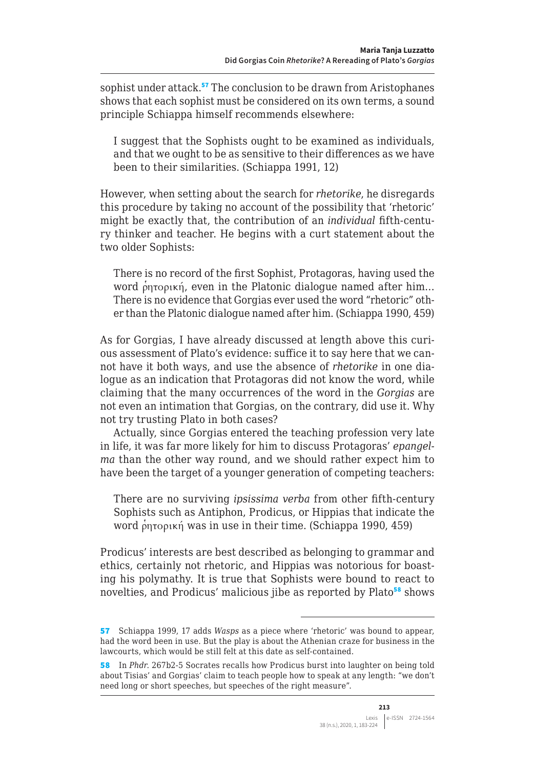sophist under attack.[57] The conclusion to be drawn from Aristophanes shows that each sophist must be considered on its own terms, a sound principle Schiappa himself recommends elsewhere:

> I suggest that the Sophists ought to be examined as individuals, and that we ought to be as sensitive to their differences as we have been to their similarities. (Schiappa 1991, 12)

However, when setting about the search for *rhetorike*, he disregards this procedure by taking no account of the possibility that 'rhetoric' might be exactly that, the contribution of an *individual* fifth-century thinker and teacher. He begins with a curt statement about the two older Sophists:

> There is no record of the first Sophist, Protagoras, having used the word ῥητορική, even in the Platonic dialogue named after him… There is no evidence that Gorgias ever used the word "rhetoric" other than the Platonic dialogue named after him. (Schiappa 1990, 459)

As for Gorgias, I have already discussed at length above this curious assessment of Plato's evidence: suffice it to say here that we cannot have it both ways, and use the absence of *rhetorike* in one dialogue as an indication that Protagoras did not know the word, while claiming that the many occurrences of the word in the *Gorgias* are not even an intimation that Gorgias, on the contrary, did use it. Why not try trusting Plato in both cases?

Actually, since Gorgias entered the teaching profession very late in life, it was far more likely for him to discuss Protagoras' *epangelma* than the other way round, and we should rather expect him to have been the target of a younger generation of competing teachers:

> There are no surviving *ipsissima verba* from other fifth-century Sophists such as Antiphon, Prodicus, or Hippias that indicate the word ῥητορική was in use in their time. (Schiappa 1990, 459)

Prodicus' interests are best described as belonging to grammar and ethics, certainly not rhetoric, and Hippias was notorious for boasting his polymathy. It is true that Sophists were bound to react to novelties, and Prodicus' malicious jibe as reported by Plato[58] shows

---

[57] Schiappa 1999, 17 adds *Wasps* as a piece where 'rhetoric' was bound to appear, had the word been in use. But the play is about the Athenian craze for business in the lawcourts, which would be still felt at this date as self-contained.

[58] In *Phdr.* 267b2-5 Socrates recalls how Prodicus burst into laughter on being told about Tisias' and Gorgias' claim to teach people how to speak at any length: "we don't need long or short speeches, but speeches of the right measure".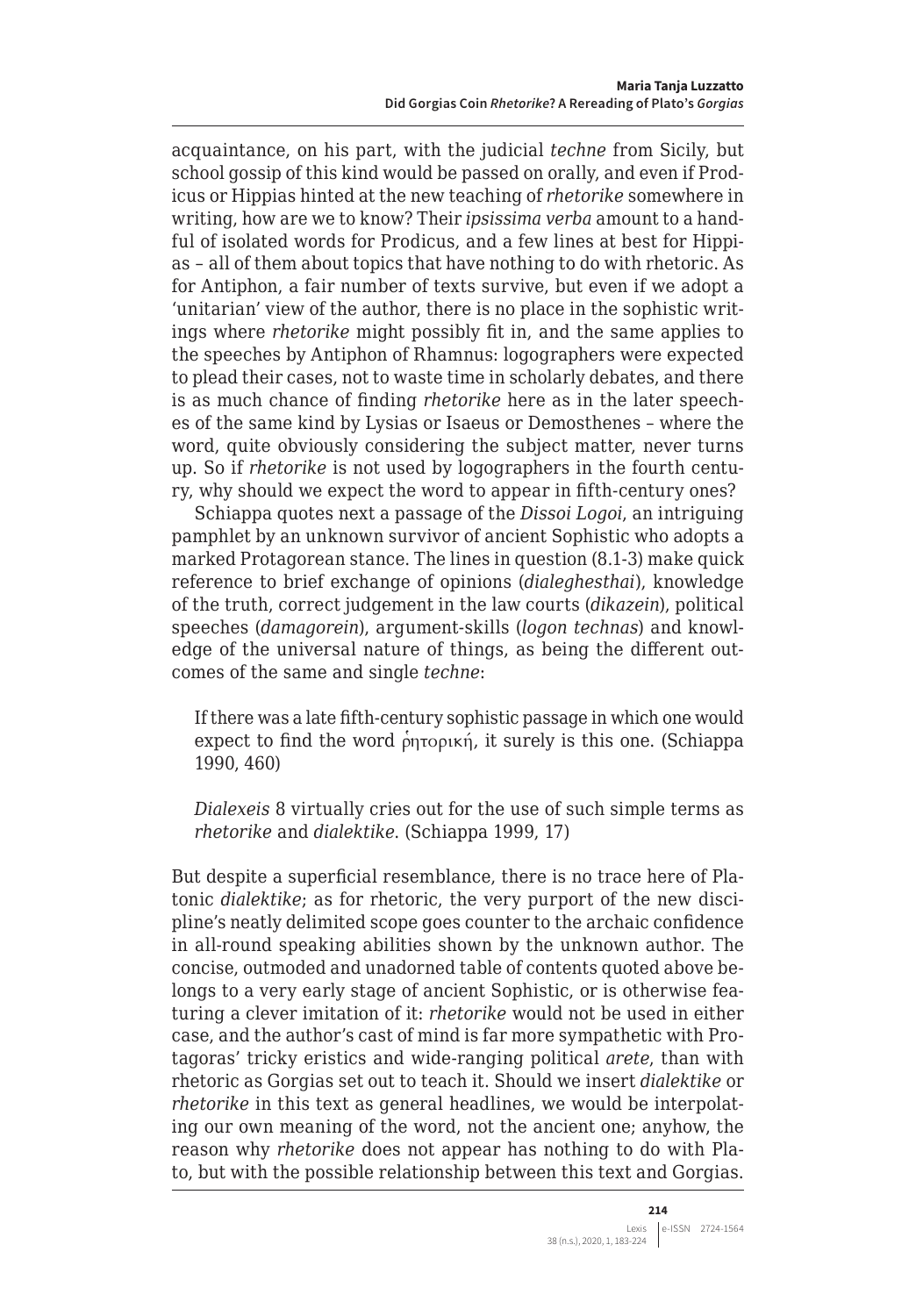acquaintance, on his part, with the judicial *techne* from Sicily, but school gossip of this kind would be passed on orally, and even if Prodicus or Hippias hinted at the new teaching of *rhetorike* somewhere in writing, how are we to know? Their *ipsissima verba* amount to a handful of isolated words for Prodicus, and a few lines at best for Hippias – all of them about topics that have nothing to do with rhetoric. As for Antiphon, a fair number of texts survive, but even if we adopt a 'unitarian' view of the author, there is no place in the sophistic writings where *rhetorike* might possibly fit in, and the same applies to the speeches by Antiphon of Rhamnus: logographers were expected to plead their cases, not to waste time in scholarly debates, and there is as much chance of finding *rhetorike* here as in the later speeches of the same kind by Lysias or Isaeus or Demosthenes – where the word, quite obviously considering the subject matter, never turns up. So if *rhetorike* is not used by logographers in the fourth century, why should we expect the word to appear in fifth-century ones?

Schiappa quotes next a passage of the *Dissoi Logoi*, an intriguing pamphlet by an unknown survivor of ancient Sophistic who adopts a marked Protagorean stance. The lines in question (8.1-3) make quick reference to brief exchange of opinions (*dialeghesthai*), knowledge of the truth, correct judgement in the law courts (*dikazein*), political speeches (*damagorein*), argument-skills (*logon technas*) and knowledge of the universal nature of things, as being the different outcomes of the same and single *techne*:

> If there was a late fifth-century sophistic passage in which one would expect to find the word ῥητορική, it surely is this one. (Schiappa 1990, 460)

> *Dialexeis* 8 virtually cries out for the use of such simple terms as *rhetorike* and *dialektike*. (Schiappa 1999, 17)

But despite a superficial resemblance, there is no trace here of Platonic *dialektike*; as for rhetoric, the very purport of the new discipline's neatly delimited scope goes counter to the archaic confidence in all-round speaking abilities shown by the unknown author. The concise, outmoded and unadorned table of contents quoted above belongs to a very early stage of ancient Sophistic, or is otherwise featuring a clever imitation of it: *rhetorike* would not be used in either case, and the author's cast of mind is far more sympathetic with Protagoras' tricky eristics and wide-ranging political *arete*, than with rhetoric as Gorgias set out to teach it. Should we insert *dialektike* or *rhetorike* in this text as general headlines, we would be interpolating our own meaning of the word, not the ancient one; anyhow, the reason why *rhetorike* does not appear has nothing to do with Plato, but with the possible relationship between this text and Gorgias.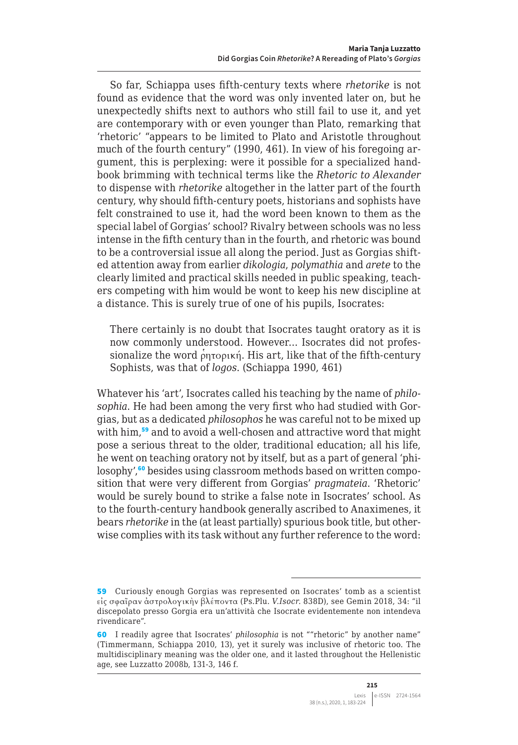So far, Schiappa uses fifth-century texts where *rhetorike* is not found as evidence that the word was only invented later on, but he unexpectedly shifts next to authors who still fail to use it, and yet are contemporary with or even younger than Plato, remarking that 'rhetoric' "appears to be limited to Plato and Aristotle throughout much of the fourth century" (1990, 461). In view of his foregoing argument, this is perplexing: were it possible for a specialized handbook brimming with technical terms like the *Rhetoric to Alexander* to dispense with *rhetorike* altogether in the latter part of the fourth century, why should fifth-century poets, historians and sophists have felt constrained to use it, had the word been known to them as the special label of Gorgias' school? Rivalry between schools was no less intense in the fifth century than in the fourth, and rhetoric was bound to be a controversial issue all along the period. Just as Gorgias shifted attention away from earlier *dikologia*, *polymathia* and *arete* to the clearly limited and practical skills needed in public speaking, teachers competing with him would be wont to keep his new discipline at a distance. This is surely true of one of his pupils, Isocrates:

> There certainly is no doubt that Isocrates taught oratory as it is now commonly understood. However… Isocrates did not professionalize the word ῥητορική. His art, like that of the fifth-century Sophists, was that of *logos*. (Schiappa 1990, 461)

Whatever his 'art', Isocrates called his teaching by the name of *philosophia*. He had been among the very first who had studied with Gorgias, but as a dedicated *philosophos* he was careful not to be mixed up with him,[59] and to avoid a well-chosen and attractive word that might pose a serious threat to the older, traditional education; all his life, he went on teaching oratory not by itself, but as a part of general 'philosophy',[60] besides using classroom methods based on written composition that were very different from Gorgias' *pragmateia*. 'Rhetoric' would be surely bound to strike a false note in Isocrates' school. As to the fourth-century handbook generally ascribed to Anaximenes, it bears *rhetorike* in the (at least partially) spurious book title, but otherwise complies with its task without any further reference to the word:

---

[59] Curiously enough Gorgias was represented on Isocrates' tomb as a scientist εἰς σφαῖραν ἀστρολογικὴν βλέποντα (Ps.Plu. *V.Isocr.* 838D), see Gemin 2018, 34: "il discepolato presso Gorgia era un'attività che Isocrate evidentemente non intendeva rivendicare".

[60] I readily agree that Isocrates' *philosophia* is not ""rhetoric" by another name" (Timmermann, Schiappa 2010, 13), yet it surely was inclusive of rhetoric too. The multidisciplinary meaning was the older one, and it lasted throughout the Hellenistic age, see Luzzatto 2008b, 131-3, 146 f.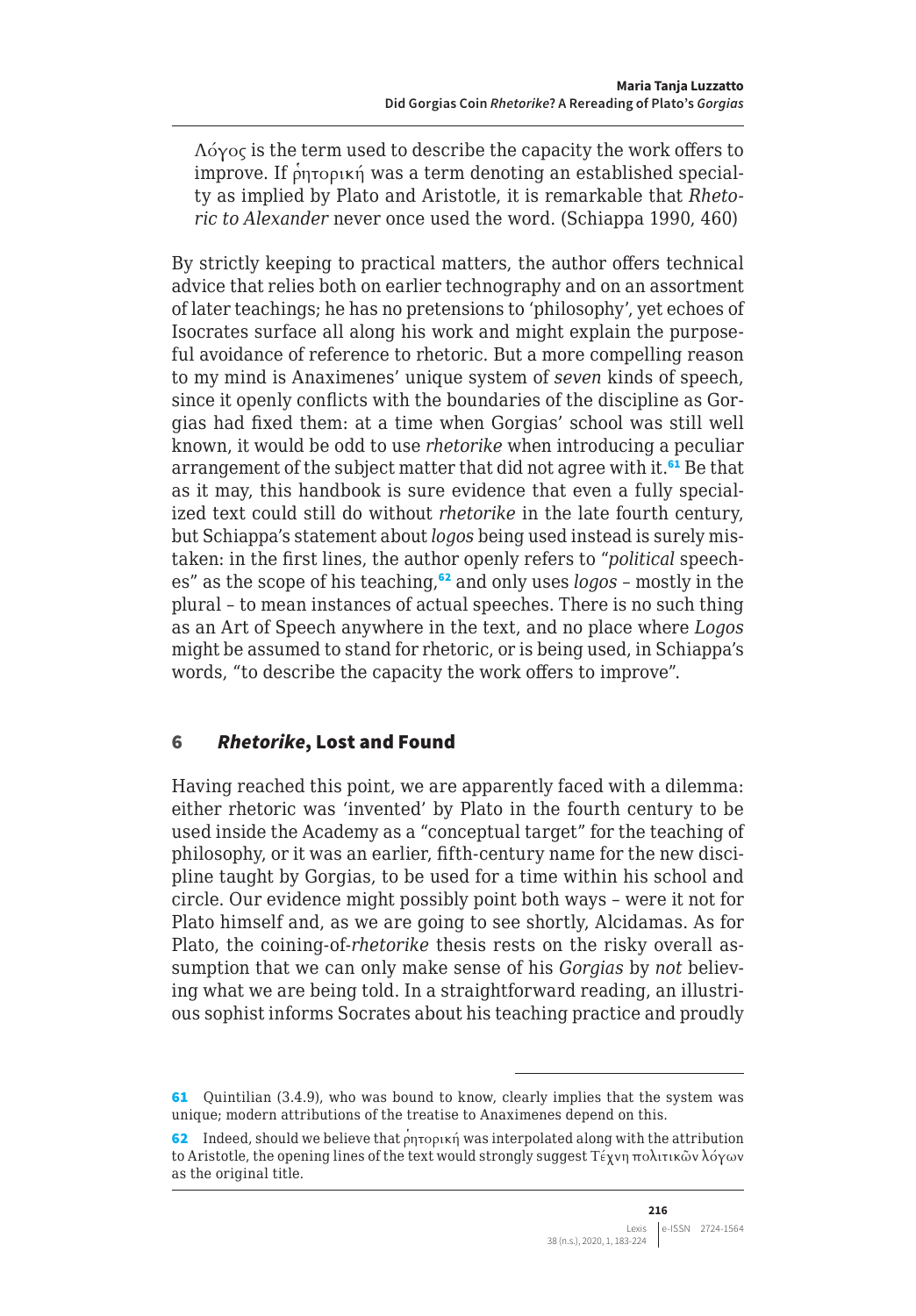> Λόγος is the term used to describe the capacity the work offers to improve. If ῥητορική was a term denoting an established specialty as implied by Plato and Aristotle, it is remarkable that *Rhetoric to Alexander* never once used the word. (Schiappa 1990, 460)

By strictly keeping to practical matters, the author offers technical advice that relies both on earlier technography and on an assortment of later teachings; he has no pretensions to 'philosophy', yet echoes of Isocrates surface all along his work and might explain the purposeful avoidance of reference to rhetoric. But a more compelling reason to my mind is Anaximenes' unique system of *seven* kinds of speech, since it openly conflicts with the boundaries of the discipline as Gorgias had fixed them: at a time when Gorgias' school was still well known, it would be odd to use *rhetorike* when introducing a peculiar arrangement of the subject matter that did not agree with it.[61] Be that as it may, this handbook is sure evidence that even a fully specialized text could still do without *rhetorike* in the late fourth century, but Schiappa's statement about *logos* being used instead is surely mistaken: in the first lines, the author openly refers to "*political* speeches" as the scope of his teaching,[62] and only uses *logos* – mostly in the plural – to mean instances of actual speeches. There is no such thing as an Art of Speech anywhere in the text, and no place where *Logos* might be assumed to stand for rhetoric, or is being used, in Schiappa's words, "to describe the capacity the work offers to improve".

## 6 *Rhetorike*, Lost and Found

Having reached this point, we are apparently faced with a dilemma: either rhetoric was 'invented' by Plato in the fourth century to be used inside the Academy as a "conceptual target" for the teaching of philosophy, or it was an earlier, fifth-century name for the new discipline taught by Gorgias, to be used for a time within his school and circle. Our evidence might possibly point both ways – were it not for Plato himself and, as we are going to see shortly, Alcidamas. As for Plato, the coining-of-*rhetorike* thesis rests on the risky overall assumption that we can only make sense of his *Gorgias* by *not* believing what we are being told. In a straightforward reading, an illustrious sophist informs Socrates about his teaching practice and proudly

---

61 Quintilian (3.4.9), who was bound to know, clearly implies that the system was unique; modern attributions of the treatise to Anaximenes depend on this.

62 Indeed, should we believe that ῥητορική was interpolated along with the attribution to Aristotle, the opening lines of the text would strongly suggest Τέχνη πολιτικῶν λόγων as the original title.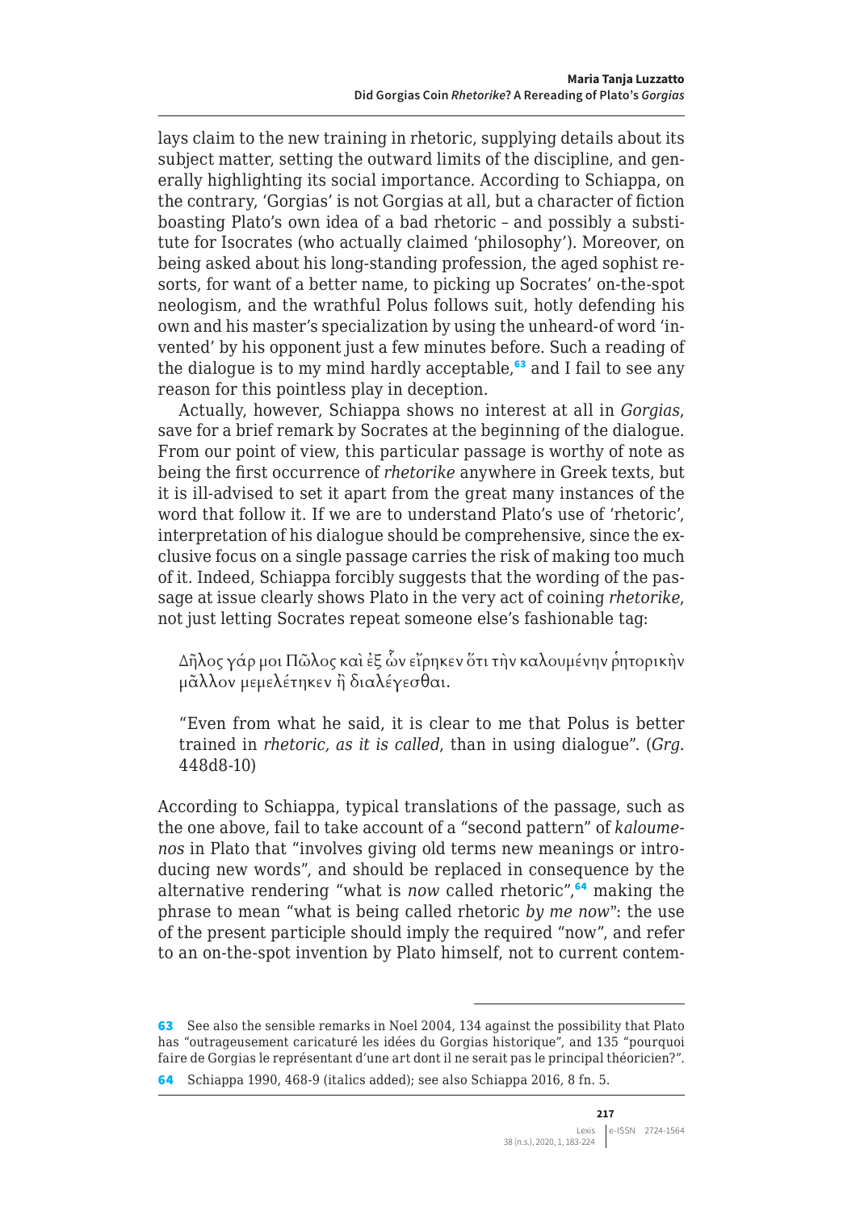lays claim to the new training in rhetoric, supplying details about its subject matter, setting the outward limits of the discipline, and generally highlighting its social importance. According to Schiappa, on the contrary, 'Gorgias' is not Gorgias at all, but a character of fiction boasting Plato's own idea of a bad rhetoric – and possibly a substitute for Isocrates (who actually claimed 'philosophy'). Moreover, on being asked about his long-standing profession, the aged sophist resorts, for want of a better name, to picking up Socrates' on-the-spot neologism, and the wrathful Polus follows suit, hotly defending his own and his master's specialization by using the unheard-of word 'invented' by his opponent just a few minutes before. Such a reading of the dialogue is to my mind hardly acceptable,[63] and I fail to see any reason for this pointless play in deception.

Actually, however, Schiappa shows no interest at all in *Gorgias*, save for a brief remark by Socrates at the beginning of the dialogue. From our point of view, this particular passage is worthy of note as being the first occurrence of *rhetorike* anywhere in Greek texts, but it is ill-advised to set it apart from the great many instances of the word that follow it. If we are to understand Plato's use of 'rhetoric', interpretation of his dialogue should be comprehensive, since the exclusive focus on a single passage carries the risk of making too much of it. Indeed, Schiappa forcibly suggests that the wording of the passage at issue clearly shows Plato in the very act of coining *rhetorike*, not just letting Socrates repeat someone else's fashionable tag:

> Δῆλος γάρ μοι Πῶλος καὶ ἐξ ὧν εἴρηκεν ὅτι τὴν καλουμένην ῥητορικὴν μᾶλλον μεμελέτηκεν ἢ διαλέγεσθαι.
>
> "Even from what he said, it is clear to me that Polus is better trained in *rhetoric, as it is called*, than in using dialogue". (*Grg*. 448d8-10)

According to Schiappa, typical translations of the passage, such as the one above, fail to take account of a "second pattern" of *kaloumenos* in Plato that "involves giving old terms new meanings or introducing new words", and should be replaced in consequence by the alternative rendering "what is *now* called rhetoric",[64] making the phrase to mean "what is being called rhetoric *by me now*": the use of the present participle should imply the required "now", and refer to an on-the-spot invention by Plato himself, not to current contem-

---

[63] See also the sensible remarks in Noel 2004, 134 against the possibility that Plato has "outrageusement caricaturé les idées du Gorgias historique", and 135 "pourquoi faire de Gorgias le représentant d'une art dont il ne serait pas le principal théoricien?".

[64] Schiappa 1990, 468-9 (italics added); see also Schiappa 2016, 8 fn. 5.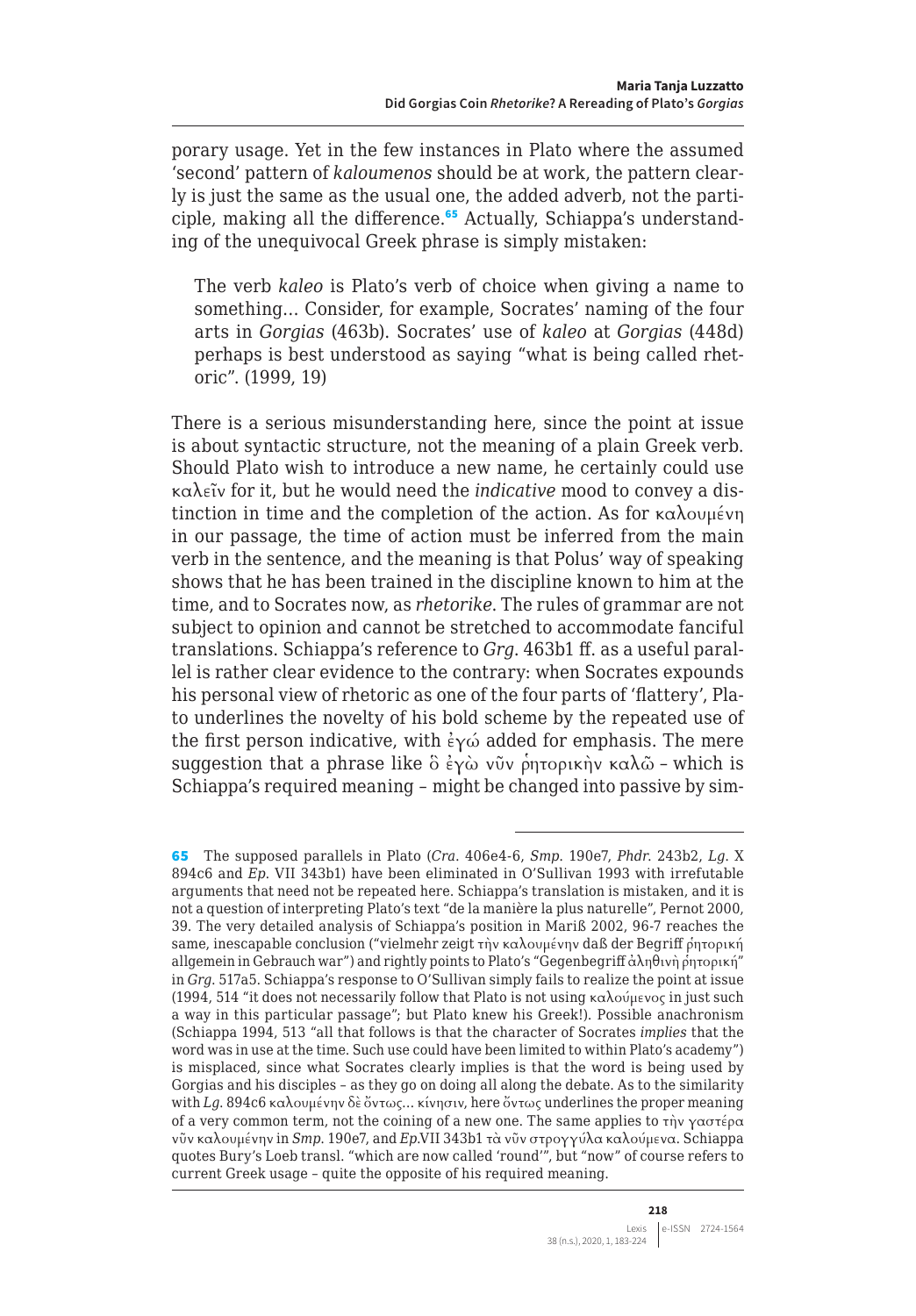porary usage. Yet in the few instances in Plato where the assumed 'second' pattern of *kaloumenos* should be at work, the pattern clearly is just the same as the usual one, the added adverb, not the participle, making all the difference.[65] Actually, Schiappa's understanding of the unequivocal Greek phrase is simply mistaken:

> The verb *kaleo* is Plato's verb of choice when giving a name to something… Consider, for example, Socrates' naming of the four arts in *Gorgias* (463b). Socrates' use of *kaleo* at *Gorgias* (448d) perhaps is best understood as saying "what is being called rhetoric". (1999, 19)

There is a serious misunderstanding here, since the point at issue is about syntactic structure, not the meaning of a plain Greek verb. Should Plato wish to introduce a new name, he certainly could use καλεῖν for it, but he would need the *indicative* mood to convey a distinction in time and the completion of the action. As for καλουμένη in our passage, the time of action must be inferred from the main verb in the sentence, and the meaning is that Polus' way of speaking shows that he has been trained in the discipline known to him at the time, and to Socrates now, as *rhetorike*. The rules of grammar are not subject to opinion and cannot be stretched to accommodate fanciful translations. Schiappa's reference to *Grg.* 463b1 ff. as a useful parallel is rather clear evidence to the contrary: when Socrates expounds his personal view of rhetoric as one of the four parts of 'flattery', Plato underlines the novelty of his bold scheme by the repeated use of the first person indicative, with ἐγώ added for emphasis. The mere suggestion that a phrase like ὃ ἐγὼ νῦν ῥητορικὴν καλῶ – which is Schiappa's required meaning – might be changed into passive by sim-

---

[65] The supposed parallels in Plato (*Cra.* 406e4-6, *Smp.* 190e7, *Phdr.* 243b2, *Lg.* X 894c6 and *Ep.* VII 343b1) have been eliminated in O'Sullivan 1993 with irrefutable arguments that need not be repeated here. Schiappa's translation is mistaken, and it is not a question of interpreting Plato's text "de la manière la plus naturelle", Pernot 2000, 39. The very detailed analysis of Schiappa's position in Mariß 2002, 96-7 reaches the same, inescapable conclusion ("vielmehr zeigt τὴν καλουμένην daß der Begriff ῥητορική allgemein in Gebrauch war") and rightly points to Plato's "Gegenbegriff ἀληθινὴ ῥητορική" in *Grg.* 517a5. Schiappa's response to O'Sullivan simply fails to realize the point at issue (1994, 514 "it does not necessarily follow that Plato is not using καλούμενος in just such a way in this particular passage"; but Plato knew his Greek!). Possible anachronism (Schiappa 1994, 513 "all that follows is that the character of Socrates *implies* that the word was in use at the time. Such use could have been limited to within Plato's academy") is misplaced, since what Socrates clearly implies is that the word is being used by Gorgias and his disciples – as they go on doing all along the debate. As to the similarity with *Lg.* 894c6 καλουμένην δὲ ὄντως… κίνησιν, here ὄντως underlines the proper meaning of a very common term, not the coining of a new one. The same applies to τὴν γαστέρα νῦν καλουμένην in *Smp.* 190e7, and *Ep.*VII 343b1 τὰ νῦν στρογγύλα καλούμενα. Schiappa quotes Bury's Loeb transl. "which are now called 'round'", but "now" of course refers to current Greek usage – quite the opposite of his required meaning.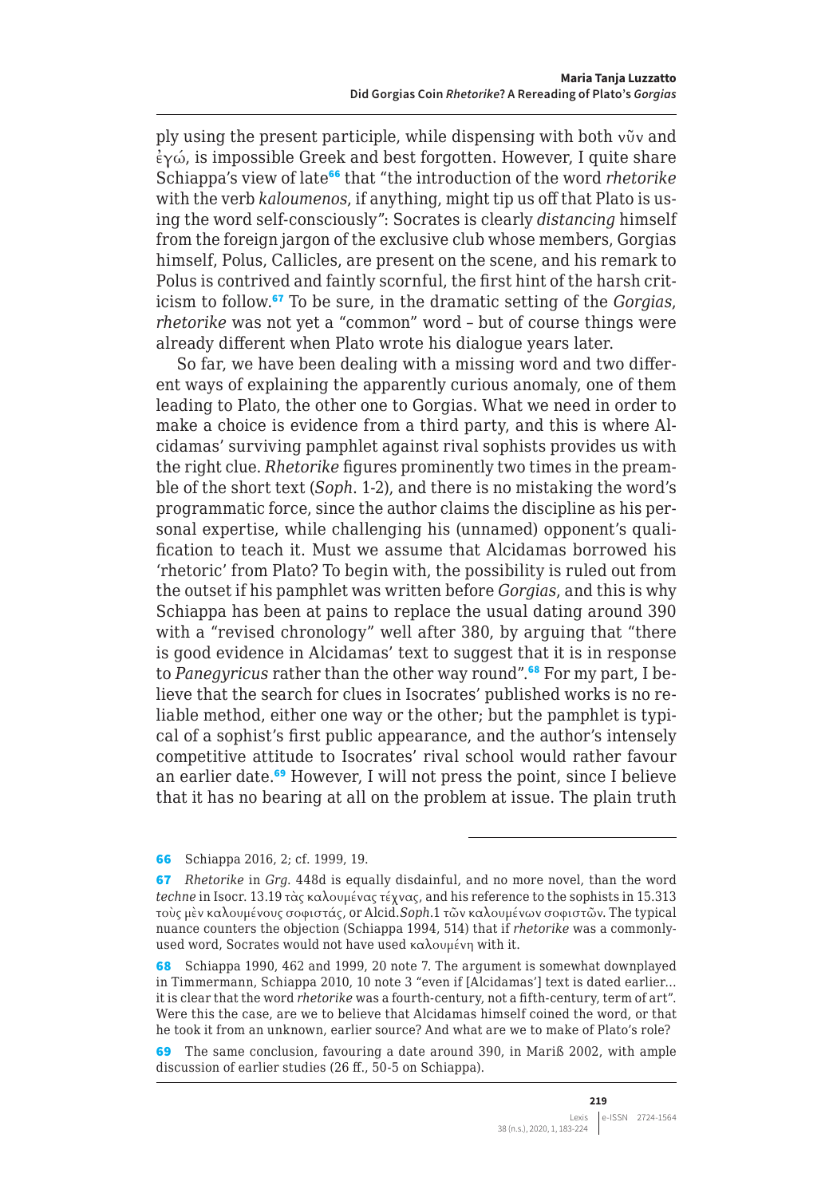ply using the present participle, while dispensing with both νῦν and ἐγώ, is impossible Greek and best forgotten. However, I quite share Schiappa's view of late[66] that "the introduction of the word *rhetorike* with the verb *kaloumenos*, if anything, might tip us off that Plato is using the word self-consciously": Socrates is clearly *distancing* himself from the foreign jargon of the exclusive club whose members, Gorgias himself, Polus, Callicles, are present on the scene, and his remark to Polus is contrived and faintly scornful, the first hint of the harsh criticism to follow.[67] To be sure, in the dramatic setting of the *Gorgias*, *rhetorike* was not yet a "common" word – but of course things were already different when Plato wrote his dialogue years later.

So far, we have been dealing with a missing word and two different ways of explaining the apparently curious anomaly, one of them leading to Plato, the other one to Gorgias. What we need in order to make a choice is evidence from a third party, and this is where Alcidamas' surviving pamphlet against rival sophists provides us with the right clue. *Rhetorike* figures prominently two times in the preamble of the short text (*Soph*. 1-2), and there is no mistaking the word's programmatic force, since the author claims the discipline as his personal expertise, while challenging his (unnamed) opponent's qualification to teach it. Must we assume that Alcidamas borrowed his 'rhetoric' from Plato? To begin with, the possibility is ruled out from the outset if his pamphlet was written before *Gorgias*, and this is why Schiappa has been at pains to replace the usual dating around 390 with a "revised chronology" well after 380, by arguing that "there is good evidence in Alcidamas' text to suggest that it is in response to *Panegyricus* rather than the other way round".[68] For my part, I believe that the search for clues in Isocrates' published works is no reliable method, either one way or the other; but the pamphlet is typical of a sophist's first public appearance, and the author's intensely competitive attitude to Isocrates' rival school would rather favour an earlier date.[69] However, I will not press the point, since I believe that it has no bearing at all on the problem at issue. The plain truth

---

66 Schiappa 2016, 2; cf. 1999, 19.

67 *Rhetorike* in *Grg*. 448d is equally disdainful, and no more novel, than the word *techne* in Isocr. 13.19 τὰς καλουμένας τέχνας, and his reference to the sophists in 15.313 τοὺς μὲν καλουμένους σοφιστάς, or Alcid.*Soph*.1 τῶν καλουμένων σοφιστῶν. The typical nuance counters the objection (Schiappa 1994, 514) that if *rhetorike* was a commonly-used word, Socrates would not have used καλουμένη with it.

68 Schiappa 1990, 462 and 1999, 20 note 7. The argument is somewhat downplayed in Timmermann, Schiappa 2010, 10 note 3 "even if [Alcidamas'] text is dated earlier… it is clear that the word *rhetorike* was a fourth-century, not a fifth-century, term of art". Were this the case, are we to believe that Alcidamas himself coined the word, or that he took it from an unknown, earlier source? And what are we to make of Plato's role?

69 The same conclusion, favouring a date around 390, in Mariß 2002, with ample discussion of earlier studies (26 ff., 50-5 on Schiappa).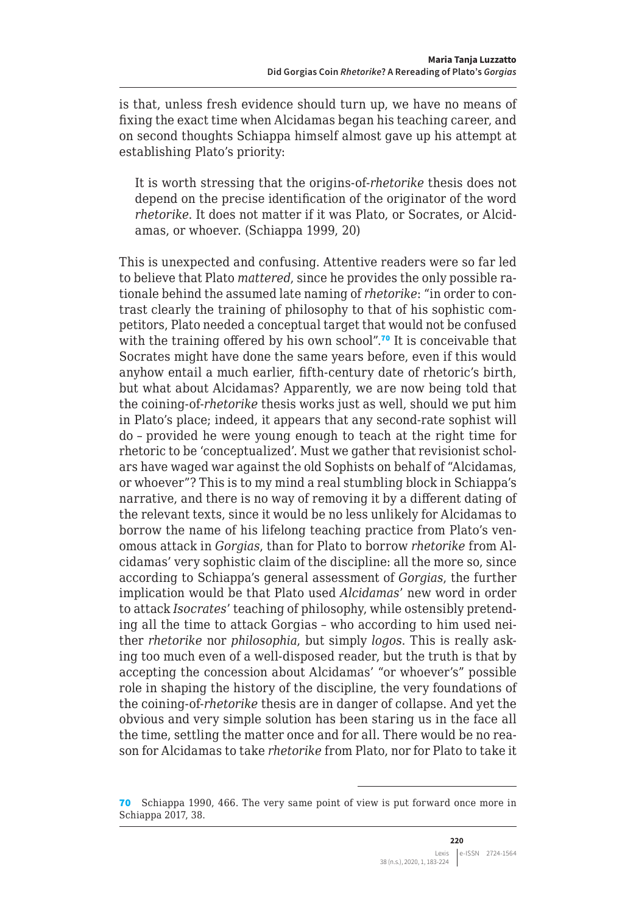is that, unless fresh evidence should turn up, we have no means of fixing the exact time when Alcidamas began his teaching career, and on second thoughts Schiappa himself almost gave up his attempt at establishing Plato's priority:

> It is worth stressing that the origins-of-*rhetorike* thesis does not depend on the precise identification of the originator of the word *rhetorike*. It does not matter if it was Plato, or Socrates, or Alcidamas, or whoever. (Schiappa 1999, 20)

This is unexpected and confusing. Attentive readers were so far led to believe that Plato *mattered*, since he provides the only possible rationale behind the assumed late naming of *rhetorike*: "in order to contrast clearly the training of philosophy to that of his sophistic competitors, Plato needed a conceptual target that would not be confused with the training offered by his own school".[70] It is conceivable that Socrates might have done the same years before, even if this would anyhow entail a much earlier, fifth-century date of rhetoric's birth, but what about Alcidamas? Apparently, we are now being told that the coining-of-*rhetorike* thesis works just as well, should we put him in Plato's place; indeed, it appears that any second-rate sophist will do – provided he were young enough to teach at the right time for rhetoric to be 'conceptualized'. Must we gather that revisionist scholars have waged war against the old Sophists on behalf of "Alcidamas, or whoever"? This is to my mind a real stumbling block in Schiappa's narrative, and there is no way of removing it by a different dating of the relevant texts, since it would be no less unlikely for Alcidamas to borrow the name of his lifelong teaching practice from Plato's venomous attack in *Gorgias*, than for Plato to borrow *rhetorike* from Alcidamas' very sophistic claim of the discipline: all the more so, since according to Schiappa's general assessment of *Gorgias*, the further implication would be that Plato used *Alcidamas'* new word in order to attack *Isocrates'* teaching of philosophy, while ostensibly pretending all the time to attack Gorgias – who according to him used neither *rhetorike* nor *philosophia*, but simply *logos*. This is really asking too much even of a well-disposed reader, but the truth is that by accepting the concession about Alcidamas' "or whoever's" possible role in shaping the history of the discipline, the very foundations of the coining-of-*rhetorike* thesis are in danger of collapse. And yet the obvious and very simple solution has been staring us in the face all the time, settling the matter once and for all. There would be no reason for Alcidamas to take *rhetorike* from Plato, nor for Plato to take it

---

[70] Schiappa 1990, 466. The very same point of view is put forward once more in Schiappa 2017, 38.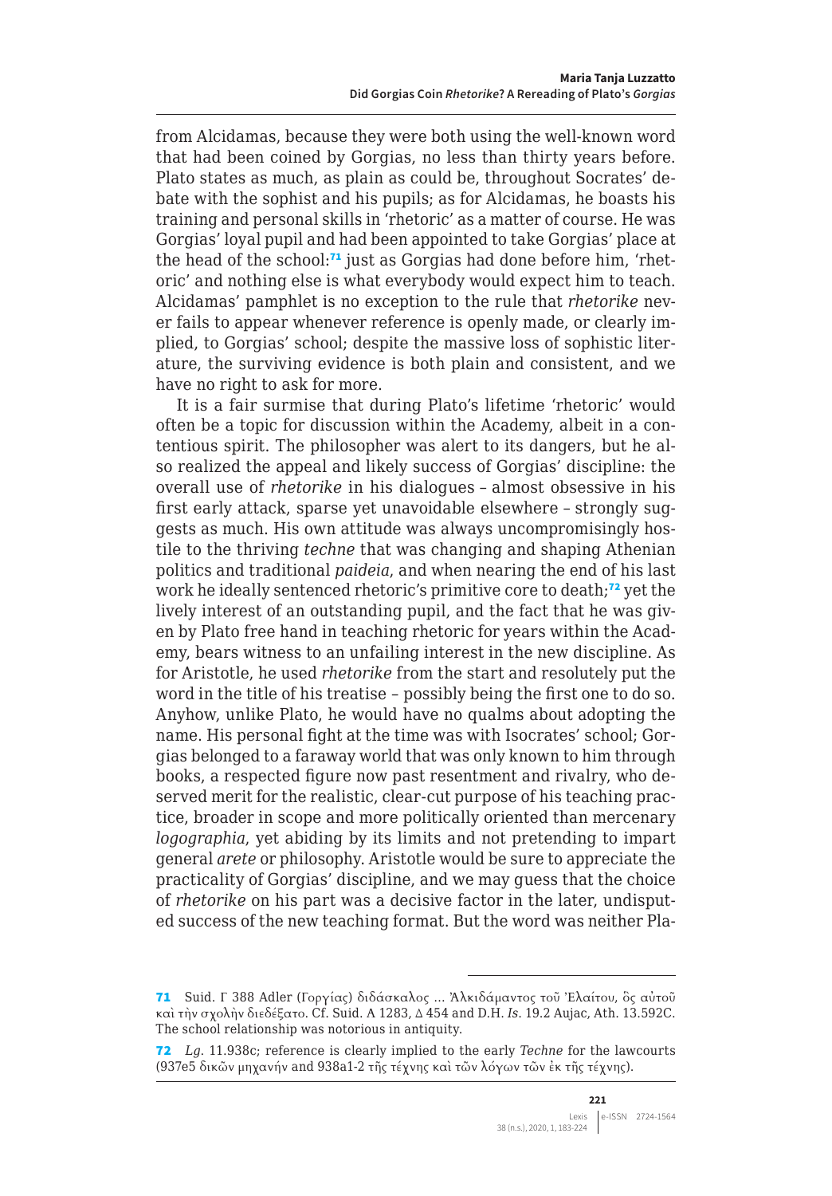from Alcidamas, because they were both using the well-known word that had been coined by Gorgias, no less than thirty years before. Plato states as much, as plain as could be, throughout Socrates' debate with the sophist and his pupils; as for Alcidamas, he boasts his training and personal skills in 'rhetoric' as a matter of course. He was Gorgias' loyal pupil and had been appointed to take Gorgias' place at the head of the school:[71] just as Gorgias had done before him, 'rhetoric' and nothing else is what everybody would expect him to teach. Alcidamas' pamphlet is no exception to the rule that *rhetorike* never fails to appear whenever reference is openly made, or clearly implied, to Gorgias' school; despite the massive loss of sophistic literature, the surviving evidence is both plain and consistent, and we have no right to ask for more.

It is a fair surmise that during Plato's lifetime 'rhetoric' would often be a topic for discussion within the Academy, albeit in a contentious spirit. The philosopher was alert to its dangers, but he also realized the appeal and likely success of Gorgias' discipline: the overall use of *rhetorike* in his dialogues – almost obsessive in his first early attack, sparse yet unavoidable elsewhere – strongly suggests as much. His own attitude was always uncompromisingly hostile to the thriving *techne* that was changing and shaping Athenian politics and traditional *paideia*, and when nearing the end of his last work he ideally sentenced rhetoric's primitive core to death;[72] yet the lively interest of an outstanding pupil, and the fact that he was given by Plato free hand in teaching rhetoric for years within the Academy, bears witness to an unfailing interest in the new discipline. As for Aristotle, he used *rhetorike* from the start and resolutely put the word in the title of his treatise – possibly being the first one to do so. Anyhow, unlike Plato, he would have no qualms about adopting the name. His personal fight at the time was with Isocrates' school; Gorgias belonged to a faraway world that was only known to him through books, a respected figure now past resentment and rivalry, who deserved merit for the realistic, clear-cut purpose of his teaching practice, broader in scope and more politically oriented than mercenary *logographia*, yet abiding by its limits and not pretending to impart general *arete* or philosophy. Aristotle would be sure to appreciate the practicality of Gorgias' discipline, and we may guess that the choice of *rhetorike* on his part was a decisive factor in the later, undisputed success of the new teaching format. But the word was neither Pla-

---

71 Suid. Γ 388 Adler (Γοργίας) διδάσκαλος … Ἀλκιδάμαντος τοῦ Ἐλαίτου, ὃς αὐτοῦ καὶ τὴν σχολὴν διεδέξατο. Cf. Suid. A 1283, Δ 454 and D.H. *Is.* 19.2 Aujac, Ath. 13.592C. The school relationship was notorious in antiquity.

72 *Lg.* 11.938c; reference is clearly implied to the early *Techne* for the lawcourts (937e5 δικῶν μηχανήν and 938a1-2 τῆς τέχνης καὶ τῶν λόγων τῶν ἐκ τῆς τέχνης).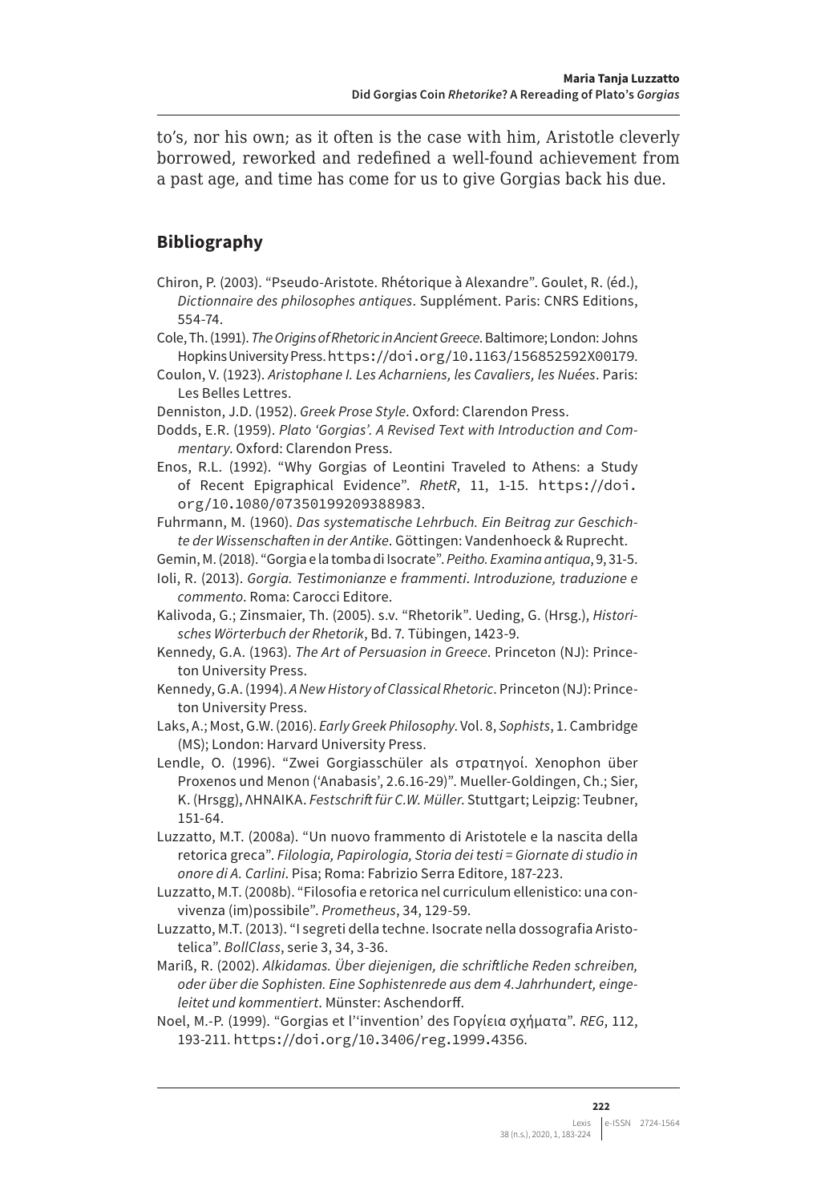to's, nor his own; as it often is the case with him, Aristotle cleverly borrowed, reworked and redefined a well-found achievement from a past age, and time has come for us to give Gorgias back his due.

## Bibliography

Chiron, P. (2003). "Pseudo-Aristote. Rhétorique à Alexandre". Goulet, R. (éd.), *Dictionnaire des philosophes antiques*. Supplément. Paris: CNRS Editions, 554-74.

Cole, Th. (1991). *The Origins of Rhetoric in Ancient Greece*. Baltimore; London: Johns Hopkins University Press. https://doi.org/10.1163/156852592X00179.

Coulon, V. (1923). *Aristophane I. Les Acharniens, les Cavaliers, les Nuées*. Paris: Les Belles Lettres.

Denniston, J.D. (1952). *Greek Prose Style*. Oxford: Clarendon Press.

Dodds, E.R. (1959). *Plato 'Gorgias'. A Revised Text with Introduction and Commentary*. Oxford: Clarendon Press.

Enos, R.L. (1992). "Why Gorgias of Leontini Traveled to Athens: a Study of Recent Epigraphical Evidence". *RhetR*, 11, 1-15. https://doi.org/10.1080/07350199209388983.

Fuhrmann, M. (1960). *Das systematische Lehrbuch. Ein Beitrag zur Geschichte der Wissenschaften in der Antike*. Göttingen: Vandenhoeck & Ruprecht.

Gemin, M. (2018). "Gorgia e la tomba di Isocrate". *Peitho. Examina antiqua*, 9, 31-5.

Ioli, R. (2013). *Gorgia. Testimonianze e frammenti. Introduzione, traduzione e commento*. Roma: Carocci Editore.

Kalivoda, G.; Zinsmaier, Th. (2005). s.v. "Rhetorik". Ueding, G. (Hrsg.), *Historisches Wörterbuch der Rhetorik*, Bd. 7. Tübingen, 1423-9.

Kennedy, G.A. (1963). *The Art of Persuasion in Greece*. Princeton (NJ): Princeton University Press.

Kennedy, G.A. (1994). *A New History of Classical Rhetoric*. Princeton (NJ): Princeton University Press.

Laks, A.; Most, G.W. (2016). *Early Greek Philosophy*. Vol. 8, *Sophists*, 1. Cambridge (MS); London: Harvard University Press.

Lendle, O. (1996). "Zwei Gorgiasschüler als στρατηγοί. Xenophon über Proxenos und Menon ('Anabasis', 2.6.16-29)". Mueller-Goldingen, Ch.; Sier, K. (Hrsgg), ΛΗΝΑΙΚΑ. *Festschrift für C.W. Müller*. Stuttgart; Leipzig: Teubner, 151-64.

Luzzatto, M.T. (2008a). "Un nuovo frammento di Aristotele e la nascita della retorica greca". *Filologia, Papirologia, Storia dei testi = Giornate di studio in onore di A. Carlini*. Pisa; Roma: Fabrizio Serra Editore, 187-223.

Luzzatto, M.T. (2008b). "Filosofia e retorica nel curriculum ellenistico: una convivenza (im)possibile". *Prometheus*, 34, 129-59.

Luzzatto, M.T. (2013). "I segreti della techne. Isocrate nella dossografia Aristotelica". *BollClass*, serie 3, 34, 3-36.

Mariß, R. (2002). *Alkidamas. Über diejenigen, die schriftliche Reden schreiben, oder über die Sophisten. Eine Sophistenrede aus dem 4. Jahrhundert, eingeleitet und kommentiert*. Münster: Aschendorff.

Noel, M.-P. (1999). "Gorgias et l''invention' des Γοργίεια σχήματα". *REG*, 112, 193-211. https://doi.org/10.3406/reg.1999.4356.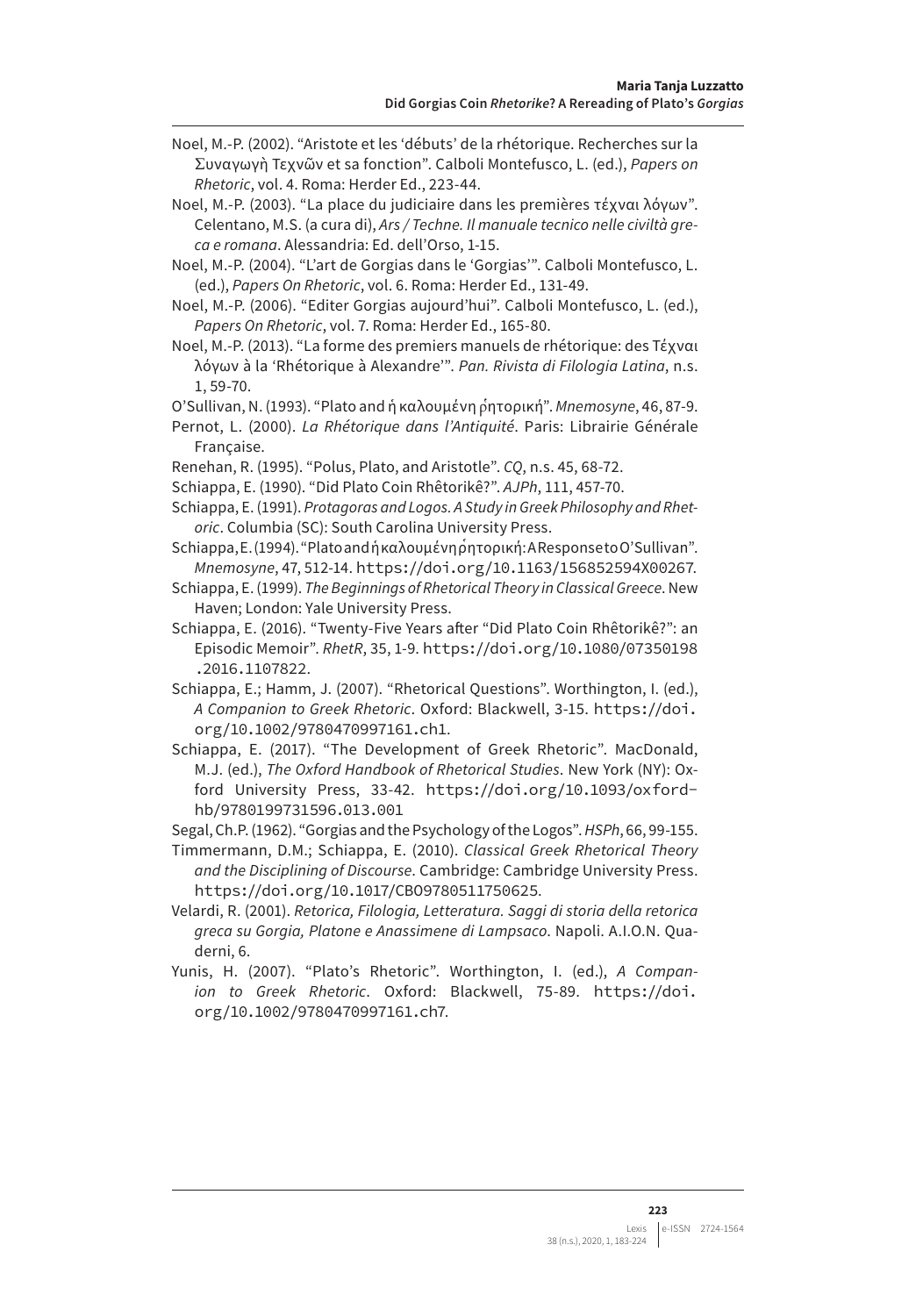Noel, M.-P. (2002). "Aristote et les 'débuts' de la rhétorique. Recherches sur la Συναγωγὴ Τεχνῶν et sa fonction". Calboli Montefusco, L. (ed.), *Papers on Rhetoric*, vol. 4. Roma: Herder Ed., 223-44.

Noel, M.-P. (2003). "La place du judiciaire dans les premières τέχναι λόγων". Celentano, M.S. (a cura di), *Ars / Techne. Il manuale tecnico nelle civiltà greca e romana*. Alessandria: Ed. dell'Orso, 1-15.

Noel, M.-P. (2004). "L'art de Gorgias dans le 'Gorgias'". Calboli Montefusco, L. (ed.), *Papers On Rhetoric*, vol. 6. Roma: Herder Ed., 131-49.

Noel, M.-P. (2006). "Editer Gorgias aujourd'hui". Calboli Montefusco, L. (ed.), *Papers On Rhetoric*, vol. 7. Roma: Herder Ed., 165-80.

Noel, M.-P. (2013). "La forme des premiers manuels de rhétorique: des Τέχναι λόγων à la 'Rhétorique à Alexandre'". *Pan. Rivista di Filologia Latina*, n.s. 1, 59-70.

O'Sullivan, N. (1993). "Plato and ἡ καλουμένη ῥητορική". *Mnemosyne*, 46, 87-9.

Pernot, L. (2000). *La Rhétorique dans l'Antiquité*. Paris: Librairie Générale Française.

Renehan, R. (1995). "Polus, Plato, and Aristotle". *CQ*, n.s. 45, 68-72.

Schiappa, E. (1990). "Did Plato Coin Rhêtorikê?". *AJPh*, 111, 457-70.

Schiappa, E. (1991). *Protagoras and Logos. A Study in Greek Philosophy and Rhetoric*. Columbia (SC): South Carolina University Press.

Schiappa, E. (1994). "Plato and ἡ καλουμένη ῥητορική: A Response to O'Sullivan". *Mnemosyne*, 47, 512-14. https://doi.org/10.1163/156852594X00267.

Schiappa, E. (1999). *The Beginnings of Rhetorical Theory in Classical Greece*. New Haven; London: Yale University Press.

Schiappa, E. (2016). "Twenty-Five Years after "Did Plato Coin Rhêtorikê?": an Episodic Memoir". *RhetR*, 35, 1-9. https://doi.org/10.1080/07350198.2016.1107822.

Schiappa, E.; Hamm, J. (2007). "Rhetorical Questions". Worthington, I. (ed.), *A Companion to Greek Rhetoric*. Oxford: Blackwell, 3-15. https://doi.org/10.1002/9780470997161.ch1.

Schiappa, E. (2017). "The Development of Greek Rhetoric". MacDonald, M.J. (ed.), *The Oxford Handbook of Rhetorical Studies*. New York (NY): Oxford University Press, 33-42. https://doi.org/10.1093/oxfordhb/9780199731596.013.001

Segal, Ch.P. (1962). "Gorgias and the Psychology of the Logos". *HSPh*, 66, 99-155.

Timmermann, D.M.; Schiappa, E. (2010). *Classical Greek Rhetorical Theory and the Disciplining of Discourse*. Cambridge: Cambridge University Press. https://doi.org/10.1017/CBO9780511750625.

Velardi, R. (2001). *Retorica, Filologia, Letteratura. Saggi di storia della retorica greca su Gorgia, Platone e Anassimene di Lampsaco*. Napoli. A.I.O.N. Quaderni, 6.

Yunis, H. (2007). "Plato's Rhetoric". Worthington, I. (ed.), *A Companion to Greek Rhetoric*. Oxford: Blackwell, 75-89. https://doi.org/10.1002/9780470997161.ch7.